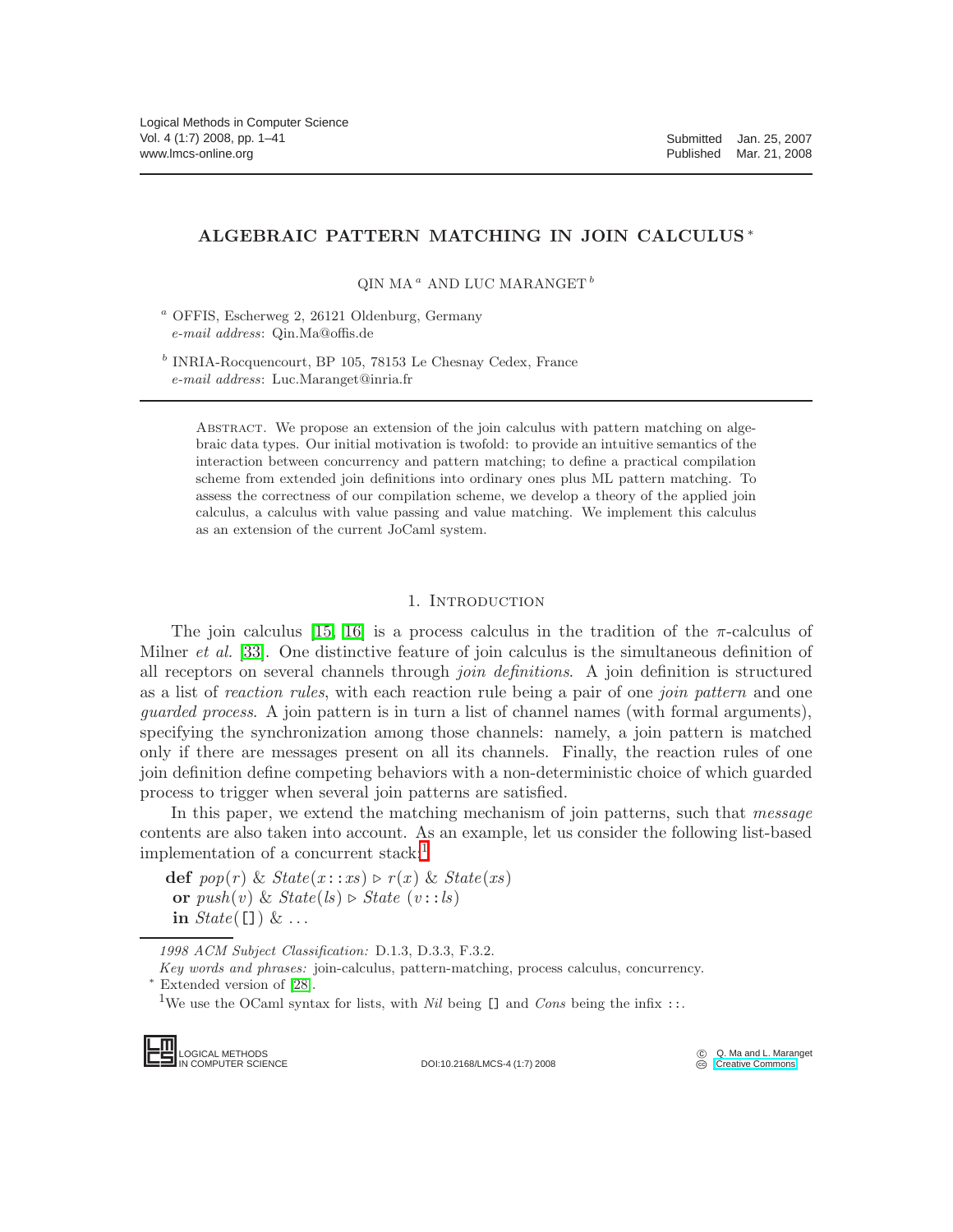# ALGEBRAIC PATTERN MATCHING IN JOIN CALCULUS *

QIN MA [a] AND LUC MARANGET [b]

[a] OFFIS, Escherweg 2, 26121 Oldenburg, Germany
*e-mail address*: Qin.Ma@offis.de

[b] INRIA-Rocquencourt, BP 105, 78153 Le Chesnay Cedex, France
*e-mail address*: Luc.Maranget@inria.fr

Abstract. We propose an extension of the join calculus with pattern matching on algebraic data types. Our initial motivation is twofold: to provide an intuitive semantics of the interaction between concurrency and pattern matching; to define a practical compilation scheme from extended join definitions into ordinary ones plus ML pattern matching. To assess the correctness of our compilation scheme, we develop a theory of the applied join calculus, a calculus with value passing and value matching. We implement this calculus as an extension of the current JoCaml system.

## 1. Introduction

The join calculus [15, 16] is a process calculus in the tradition of the $\pi$-calculus of Milner *et al.* [33]. One distinctive feature of join calculus is the simultaneous definition of all receptors on several channels through *join definitions*. A join definition is structured as a list of *reaction rules*, with each reaction rule being a pair of one *join pattern* and one *guarded process*. A join pattern is in turn a list of channel names (with formal arguments), specifying the synchronization among those channels: namely, a join pattern is matched only if there are messages present on all its channels. Finally, the reaction rules of one join definition define competing behaviors with a non-deterministic choice of which guarded process to trigger when several join patterns are satisfied.

In this paper, we extend the matching mechanism of join patterns, such that *message* contents are also taken into account. As an example, let us consider the following list-based implementation of a concurrent stack:[1]

$$
\begin{array}{l}
\textbf{def}\ \ pop(r)\ \&\ State(x::xs) \triangleright r(x)\ \&\ State(xs)\\
\ \textbf{or}\ \ push(v)\ \&\ State(ls) \triangleright State\ (v::ls)\\
\ \textbf{in}\ \ State(\texttt{[]})\ \&\ \ldots
\end{array}
$$

*1998 ACM Subject Classification:* D.1.3, D.3.3, F.3.2.

*Key words and phrases:* join-calculus, pattern-matching, process calculus, concurrency.

\* Extended version of [28].

[1] We use the OCaml syntax for lists, with *Nil* being [] and *Cons* being the infix ::.

DOI:10.2168/LMCS-4 (1:7) 2008

© Q. Ma and L. Maranget, Creative Commons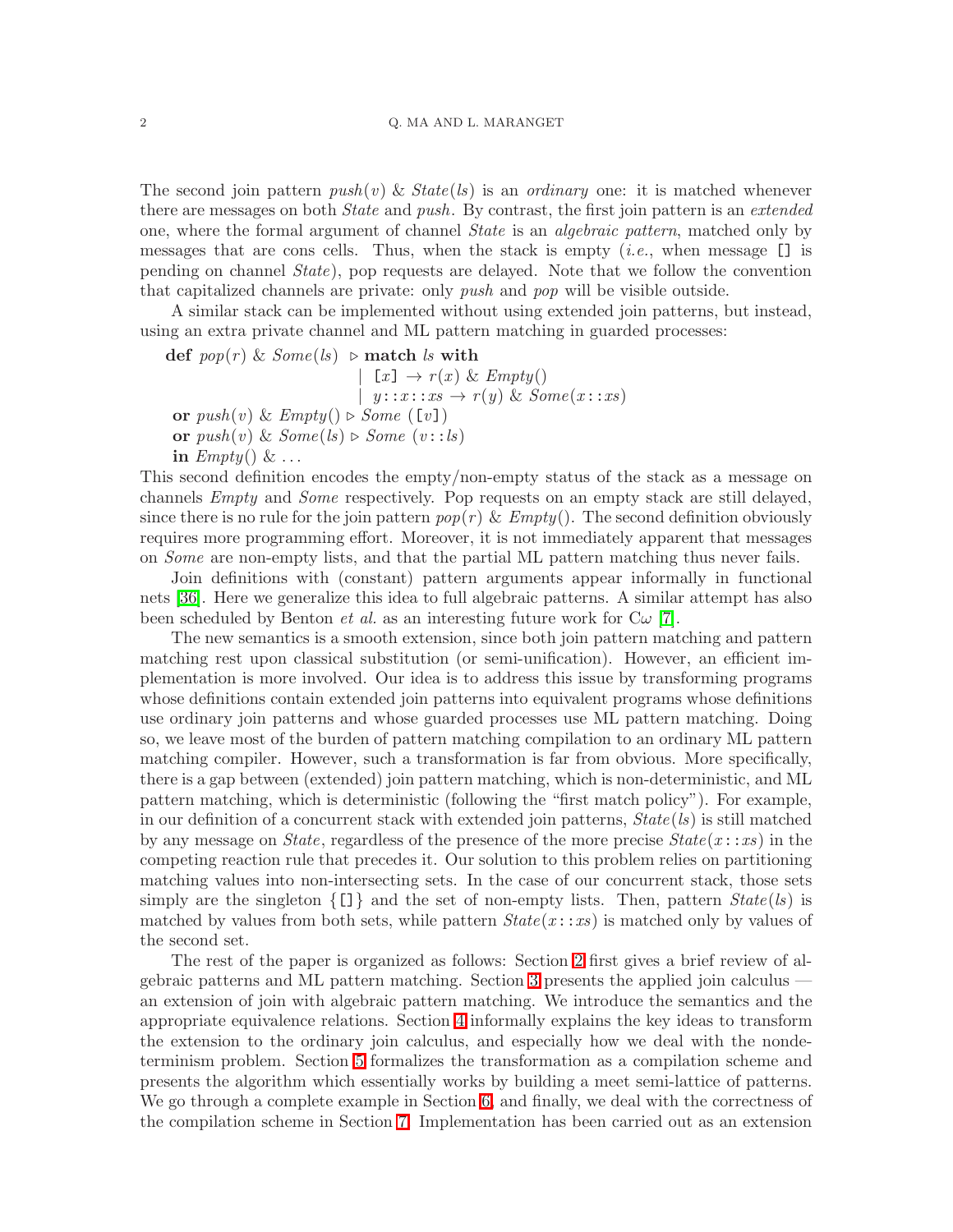The second join pattern $push(v)$ & $State(ls)$ is an *ordinary* one: it is matched whenever there are messages on both *State* and *push*. By contrast, the first join pattern is an *extended* one, where the formal argument of channel *State* is an *algebraic pattern*, matched only by messages that are cons cells. Thus, when the stack is empty (*i.e.*, when message `[]` is pending on channel *State*), pop requests are delayed. Note that we follow the convention that capitalized channels are private: only *push* and *pop* will be visible outside.

A similar stack can be implemented without using extended join patterns, but instead, using an extra private channel and ML pattern matching in guarded processes:

$$
\begin{array}{l}
\textbf{def } pop(r) \ \& \ Some(ls) \ \triangleright \textbf{match } ls \textbf{ with} \\
\qquad\qquad\qquad\qquad\qquad\quad | \ \texttt{[}x\texttt{]} \rightarrow r(x) \ \& \ Empty() \\
\qquad\qquad\qquad\qquad\qquad\quad | \ y::x::xs \rightarrow r(y) \ \& \ Some(x::xs) \\
\quad \textbf{or } push(v) \ \& \ Empty() \triangleright Some\ (\texttt{[}v\texttt{]}) \\
\quad \textbf{or } push(v) \ \& \ Some(ls) \triangleright Some\ (v::ls) \\
\quad \textbf{in } Empty() \ \& \ \ldots
\end{array}
$$

This second definition encodes the empty/non-empty status of the stack as a message on channels *Empty* and *Some* respectively. Pop requests on an empty stack are still delayed, since there is no rule for the join pattern $pop(r)$ & $Empty()$. The second definition obviously requires more programming effort. Moreover, it is not immediately apparent that messages on *Some* are non-empty lists, and that the partial ML pattern matching thus never fails.

Join definitions with (constant) pattern arguments appear informally in functional nets [36]. Here we generalize this idea to full algebraic patterns. A similar attempt has also been scheduled by Benton *et al.* as an interesting future work for C$\omega$ [7].

The new semantics is a smooth extension, since both join pattern matching and pattern matching rest upon classical substitution (or semi-unification). However, an efficient implementation is more involved. Our idea is to address this issue by transforming programs whose definitions contain extended join patterns into equivalent programs whose definitions use ordinary join patterns and whose guarded processes use ML pattern matching. Doing so, we leave most of the burden of pattern matching compilation to an ordinary ML pattern matching compiler. However, such a transformation is far from obvious. More specifically, there is a gap between (extended) join pattern matching, which is non-deterministic, and ML pattern matching, which is deterministic (following the "first match policy"). For example, in our definition of a concurrent stack with extended join patterns, $State(ls)$ is still matched by any message on *State*, regardless of the presence of the more precise $State(x::xs)$ in the competing reaction rule that precedes it. Our solution to this problem relies on partitioning matching values into non-intersecting sets. In the case of our concurrent stack, those sets simply are the singleton $\{\texttt{[]}\}$ and the set of non-empty lists. Then, pattern $State(ls)$ is matched by values from both sets, while pattern $State(x::xs)$ is matched only by values of the second set.

The rest of the paper is organized as follows: Section 2 first gives a brief review of algebraic patterns and ML pattern matching. Section 3 presents the applied join calculus — an extension of join with algebraic pattern matching. We introduce the semantics and the appropriate equivalence relations. Section 4 informally explains the key ideas to transform the extension to the ordinary join calculus, and especially how we deal with the nondeterminism problem. Section 5 formalizes the transformation as a compilation scheme and presents the algorithm which essentially works by building a meet semi-lattice of patterns. We go through a complete example in Section 6, and finally, we deal with the correctness of the compilation scheme in Section 7. Implementation has been carried out as an extension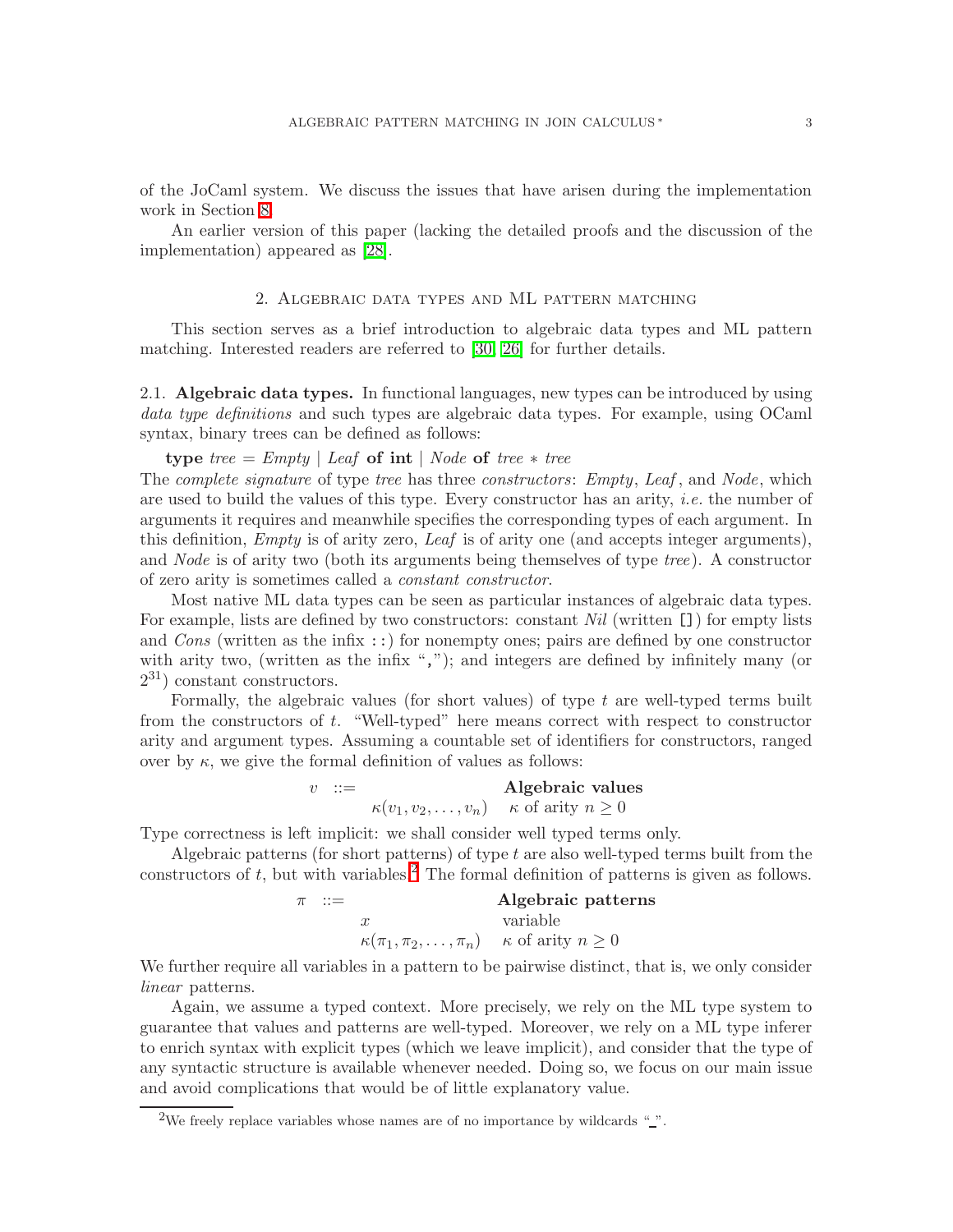of the JoCaml system. We discuss the issues that have arisen during the implementation work in Section 8.

An earlier version of this paper (lacking the detailed proofs and the discussion of the implementation) appeared as [28].

## 2. Algebraic data types and ML pattern matching

This section serves as a brief introduction to algebraic data types and ML pattern matching. Interested readers are referred to [30, 26] for further details.

### 2.1. Algebraic data types.

In functional languages, new types can be introduced by using *data type definitions* and such types are algebraic data types. For example, using OCaml syntax, binary trees can be defined as follows:

**type** *tree* = *Empty* | *Leaf* **of int** | *Node* **of** *tree* ∗ *tree*

The *complete signature* of type *tree* has three *constructors*: *Empty*, *Leaf*, and *Node*, which are used to build the values of this type. Every constructor has an arity, *i.e.* the number of arguments it requires and meanwhile specifies the corresponding types of each argument. In this definition, *Empty* is of arity zero, *Leaf* is of arity one (and accepts integer arguments), and *Node* is of arity two (both its arguments being themselves of type *tree*). A constructor of zero arity is sometimes called a *constant constructor*.

Most native ML data types can be seen as particular instances of algebraic data types. For example, lists are defined by two constructors: constant *Nil* (written `[]`) for empty lists and *Cons* (written as the infix `::`) for nonempty ones; pairs are defined by one constructor with arity two, (written as the infix "`,`"); and integers are defined by infinitely many (or $2^{31}$) constant constructors.

Formally, the algebraic values (for short values) of type $t$ are well-typed terms built from the constructors of $t$. "Well-typed" here means correct with respect to constructor arity and argument types. Assuming a countable set of identifiers for constructors, ranged over by $\kappa$, we give the formal definition of values as follows:

$$
\begin{array}{rlll}
v & ::= & & \textbf{Algebraic values} \\
& & \kappa(v_1, v_2, \ldots, v_n) & \kappa \text{ of arity } n \geq 0
\end{array}
$$

Type correctness is left implicit: we shall consider well typed terms only.

Algebraic patterns (for short patterns) of type $t$ are also well-typed terms built from the constructors of $t$, but with variables.[2] The formal definition of patterns is given as follows.

$$
\begin{array}{rlll}
\pi & ::= & & \textbf{Algebraic patterns} \\
& & x & \text{variable} \\
& & \kappa(\pi_1, \pi_2, \ldots, \pi_n) & \kappa \text{ of arity } n \geq 0
\end{array}
$$

We further require all variables in a pattern to be pairwise distinct, that is, we only consider *linear* patterns.

Again, we assume a typed context. More precisely, we rely on the ML type system to guarantee that values and patterns are well-typed. Moreover, we rely on a ML type inferer to enrich syntax with explicit types (which we leave implicit), and consider that the type of any syntactic structure is available whenever needed. Doing so, we focus on our main issue and avoid complications that would be of little explanatory value.

---

[2] We freely replace variables whose names are of no importance by wildcards "_".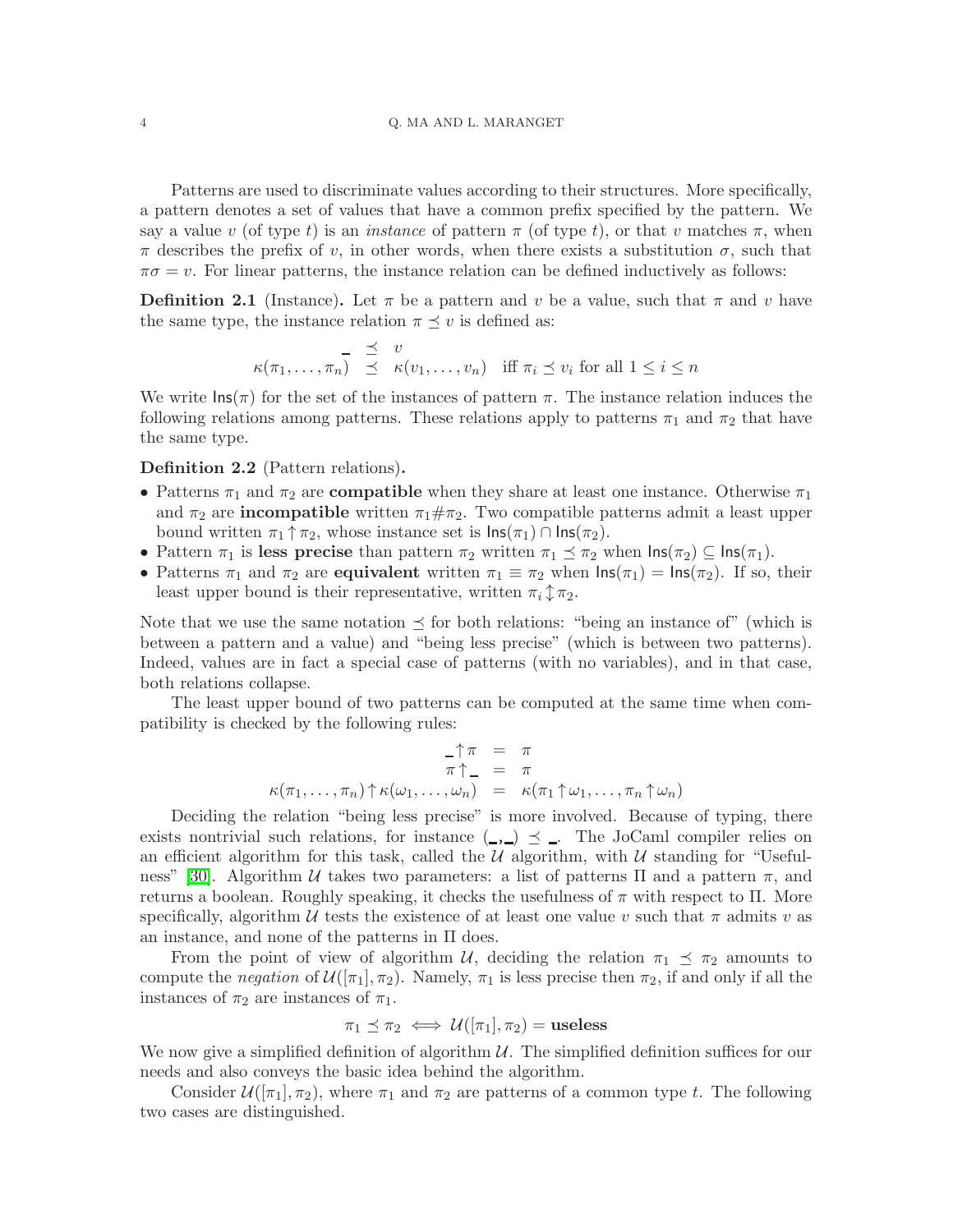Patterns are used to discriminate values according to their structures. More specifically, a pattern denotes a set of values that have a common prefix specified by the pattern. We say a value $v$ (of type $t$) is an *instance* of pattern $\pi$ (of type $t$), or that $v$ matches $\pi$, when $\pi$ describes the prefix of $v$, in other words, when there exists a substitution $\sigma$, such that $\pi\sigma = v$. For linear patterns, the instance relation can be defined inductively as follows:

**Definition 2.1** (Instance)**.** Let $\pi$ be a pattern and $v$ be a value, such that $\pi$ and $v$ have the same type, the instance relation $\pi \preceq v$ is defined as:

$$
\begin{array}{rcl}
\_ & \preceq & v \\
\kappa(\pi_1, \ldots, \pi_n) & \preceq & \kappa(v_1, \ldots, v_n) \quad \text{iff } \pi_i \preceq v_i \text{ for all } 1 \leq i \leq n
\end{array}
$$

We write $\mathsf{Ins}(\pi)$ for the set of the instances of pattern $\pi$. The instance relation induces the following relations among patterns. These relations apply to patterns $\pi_1$ and $\pi_2$ that have the same type.

**Definition 2.2** (Pattern relations)**.**

- Patterns $\pi_1$ and $\pi_2$ are **compatible** when they share at least one instance. Otherwise $\pi_1$ and $\pi_2$ are **incompatible** written $\pi_1 \# \pi_2$. Two compatible patterns admit a least upper bound written $\pi_1 \uparrow \pi_2$, whose instance set is $\mathsf{Ins}(\pi_1) \cap \mathsf{Ins}(\pi_2)$.
- Pattern $\pi_1$ is **less precise** than pattern $\pi_2$ written $\pi_1 \preceq \pi_2$ when $\mathsf{Ins}(\pi_2) \subseteq \mathsf{Ins}(\pi_1)$.
- Patterns $\pi_1$ and $\pi_2$ are **equivalent** written $\pi_1 \equiv \pi_2$ when $\mathsf{Ins}(\pi_1) = \mathsf{Ins}(\pi_2)$. If so, their least upper bound is their representative, written $\pi_i \updownarrow \pi_2$.

Note that we use the same notation $\preceq$ for both relations: "being an instance of" (which is between a pattern and a value) and "being less precise" (which is between two patterns). Indeed, values are in fact a special case of patterns (with no variables), and in that case, both relations collapse.

The least upper bound of two patterns can be computed at the same time when compatibility is checked by the following rules:

$$
\begin{array}{rcl}
\_ \uparrow \pi & = & \pi \\
\pi \uparrow \_ & = & \pi \\
\kappa(\pi_1, \ldots, \pi_n) \uparrow \kappa(\omega_1, \ldots, \omega_n) & = & \kappa(\pi_1 \uparrow \omega_1, \ldots, \pi_n \uparrow \omega_n)
\end{array}
$$

Deciding the relation "being less precise" is more involved. Because of typing, there exists nontrivial such relations, for instance $(\_,\_) \preceq \_$. The JoCaml compiler relies on an efficient algorithm for this task, called the $\mathcal{U}$ algorithm, with $\mathcal{U}$ standing for "Usefulness" [30]. Algorithm $\mathcal{U}$ takes two parameters: a list of patterns $\Pi$ and a pattern $\pi$, and returns a boolean. Roughly speaking, it checks the usefulness of $\pi$ with respect to $\Pi$. More specifically, algorithm $\mathcal{U}$ tests the existence of at least one value $v$ such that $\pi$ admits $v$ as an instance, and none of the patterns in $\Pi$ does.

From the point of view of algorithm $\mathcal{U}$, deciding the relation $\pi_1 \preceq \pi_2$ amounts to compute the *negation* of $\mathcal{U}([\pi_1], \pi_2)$. Namely, $\pi_1$ is less precise then $\pi_2$, if and only if all the instances of $\pi_2$ are instances of $\pi_1$.

$$
\pi_1 \preceq \pi_2 \iff \mathcal{U}([\pi_1], \pi_2) = \textbf{useless}
$$

We now give a simplified definition of algorithm $\mathcal{U}$. The simplified definition suffices for our needs and also conveys the basic idea behind the algorithm.

Consider $\mathcal{U}([\pi_1], \pi_2)$, where $\pi_1$ and $\pi_2$ are patterns of a common type $t$. The following two cases are distinguished.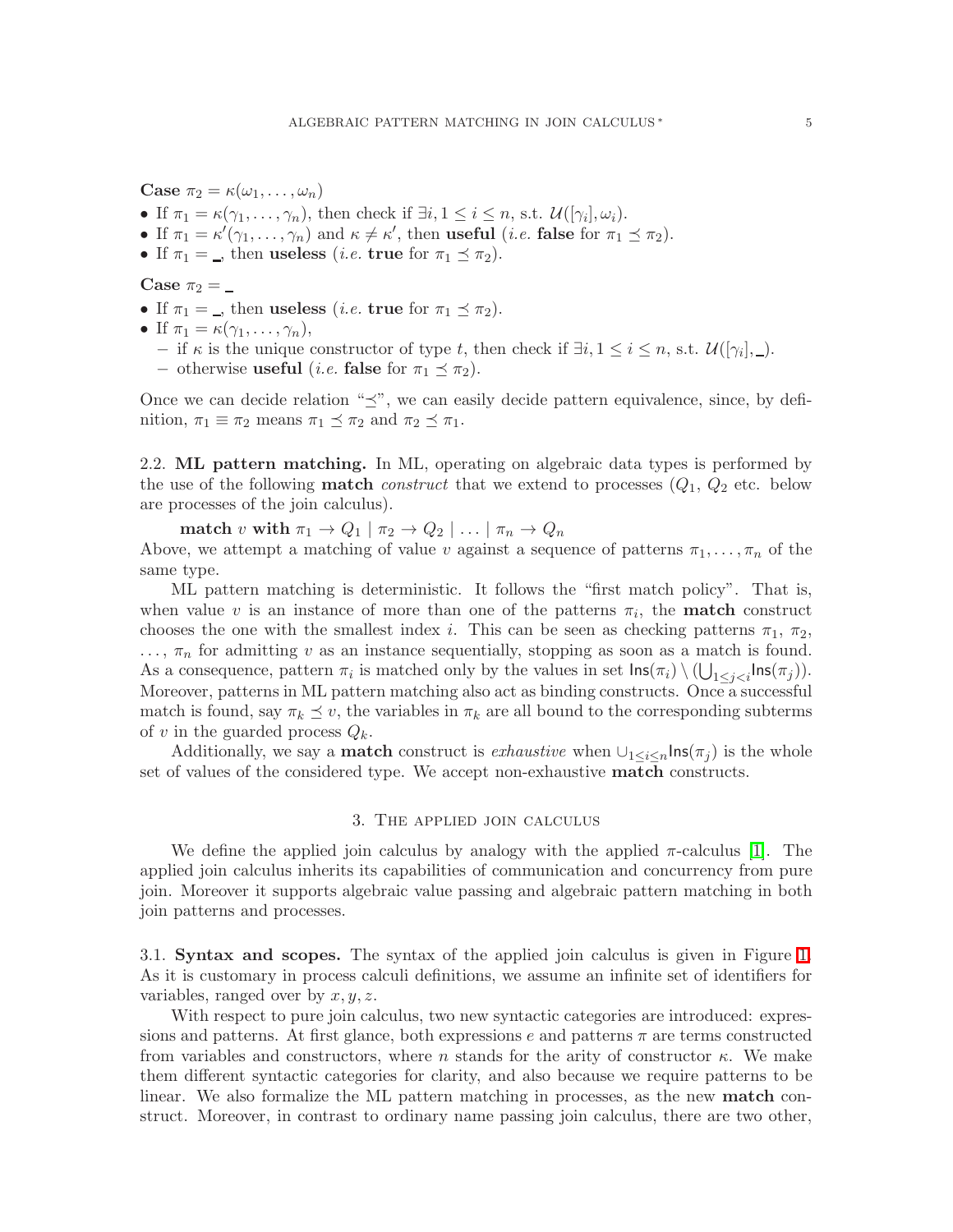**Case** $\pi_2 = \kappa(\omega_1, \ldots, \omega_n)$

- If $\pi_1 = \kappa(\gamma_1, \ldots, \gamma_n)$, then check if $\exists i, 1 \leq i \leq n$, s.t. $\mathcal{U}([\gamma_i], \omega_i)$.
- If $\pi_1 = \kappa'(\gamma_1, \ldots, \gamma_n)$ and $\kappa \neq \kappa'$, then **useful** (*i.e.* **false** for $\pi_1 \preceq \pi_2$).
- If $\pi_1 = \_$, then **useless** (*i.e.* **true** for $\pi_1 \preceq \pi_2$).

**Case** $\pi_2 = \_$

- If $\pi_1 = \_$, then **useless** (*i.e.* **true** for $\pi_1 \preceq \pi_2$).
- If $\pi_1 = \kappa(\gamma_1, \ldots, \gamma_n)$,
  - if $\kappa$ is the unique constructor of type $t$, then check if $\exists i, 1 \leq i \leq n$, s.t. $\mathcal{U}([\gamma_i], \_)$.
  - otherwise **useful** (*i.e.* **false** for $\pi_1 \preceq \pi_2$).

Once we can decide relation "$\preceq$", we can easily decide pattern equivalence, since, by definition, $\pi_1 \equiv \pi_2$ means $\pi_1 \preceq \pi_2$ and $\pi_2 \preceq \pi_1$.

2.2. **ML pattern matching.** In ML, operating on algebraic data types is performed by the use of the following **match** *construct* that we extend to processes ($Q_1$, $Q_2$ etc. below are processes of the join calculus).

$$\textbf{match } v \textbf{ with } \pi_1 \to Q_1 \mid \pi_2 \to Q_2 \mid \ldots \mid \pi_n \to Q_n$$

Above, we attempt a matching of value $v$ against a sequence of patterns $\pi_1, \ldots, \pi_n$ of the same type.

ML pattern matching is deterministic. It follows the "first match policy". That is, when value $v$ is an instance of more than one of the patterns $\pi_i$, the **match** construct chooses the one with the smallest index $i$. This can be seen as checking patterns $\pi_1$, $\pi_2$, $\ldots$, $\pi_n$ for admitting $v$ as an instance sequentially, stopping as soon as a match is found. As a consequence, pattern $\pi_i$ is matched only by the values in set $\mathsf{Ins}(\pi_i) \setminus (\bigcup_{1 \leq j < i} \mathsf{Ins}(\pi_j))$. Moreover, patterns in ML pattern matching also act as binding constructs. Once a successful match is found, say $\pi_k \preceq v$, the variables in $\pi_k$ are all bound to the corresponding subterms of $v$ in the guarded process $Q_k$.

Additionally, we say a **match** construct is *exhaustive* when $\cup_{1 \leq i \leq n} \mathsf{Ins}(\pi_j)$ is the whole set of values of the considered type. We accept non-exhaustive **match** constructs.

## 3. The applied join calculus

We define the applied join calculus by analogy with the applied $\pi$-calculus [1]. The applied join calculus inherits its capabilities of communication and concurrency from pure join. Moreover it supports algebraic value passing and algebraic pattern matching in both join patterns and processes.

3.1. **Syntax and scopes.** The syntax of the applied join calculus is given in Figure 1. As it is customary in process calculi definitions, we assume an infinite set of identifiers for variables, ranged over by $x, y, z$.

With respect to pure join calculus, two new syntactic categories are introduced: expressions and patterns. At first glance, both expressions $e$ and patterns $\pi$ are terms constructed from variables and constructors, where $n$ stands for the arity of constructor $\kappa$. We make them different syntactic categories for clarity, and also because we require patterns to be linear. We also formalize the ML pattern matching in processes, as the new **match** construct. Moreover, in contrast to ordinary name passing join calculus, there are two other,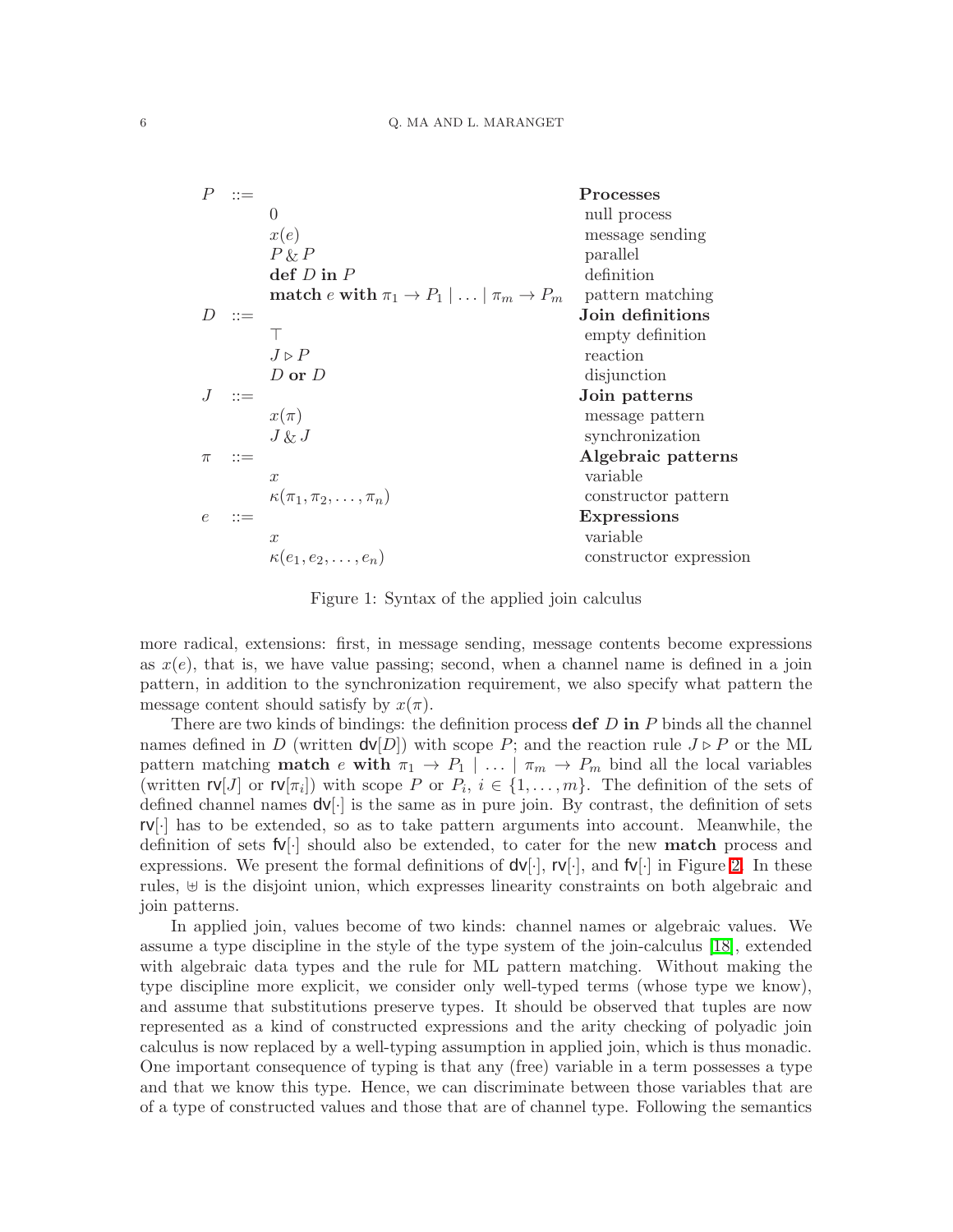$$
\begin{array}{llll}
P & ::= & & \textbf{Processes} \\
 & & 0 & \text{null process} \\
 & & x(e) & \text{message sending} \\
 & & P \,\&\, P & \text{parallel} \\
 & & \textbf{def } D \textbf{ in } P & \text{definition} \\
 & & \textbf{match } e \textbf{ with } \pi_1 \to P_1 \mid \ldots \mid \pi_m \to P_m & \text{pattern matching} \\
D & ::= & & \textbf{Join definitions} \\
 & & \top & \text{empty definition} \\
 & & J \triangleright P & \text{reaction} \\
 & & D \textbf{ or } D & \text{disjunction} \\
J & ::= & & \textbf{Join patterns} \\
 & & x(\pi) & \text{message pattern} \\
 & & J \,\&\, J & \text{synchronization} \\
\pi & ::= & & \textbf{Algebraic patterns} \\
 & & x & \text{variable} \\
 & & \kappa(\pi_1, \pi_2, \ldots, \pi_n) & \text{constructor pattern} \\
e & ::= & & \textbf{Expressions} \\
 & & x & \text{variable} \\
 & & \kappa(e_1, e_2, \ldots, e_n) & \text{constructor expression}
\end{array}
$$

Figure 1: Syntax of the applied join calculus

more radical, extensions: first, in message sending, message contents become expressions as $x(e)$, that is, we have value passing; second, when a channel name is defined in a join pattern, in addition to the synchronization requirement, we also specify what pattern the message content should satisfy by $x(\pi)$.

There are two kinds of bindings: the definition process **def** $D$ **in** $P$ binds all the channel names defined in $D$ (written $\mathsf{dv}[D]$) with scope $P$; and the reaction rule $J \triangleright P$ or the ML pattern matching **match** $e$ **with** $\pi_1 \to P_1 \mid \ldots \mid \pi_m \to P_m$ bind all the local variables (written $\mathsf{rv}[J]$ or $\mathsf{rv}[\pi_i]$) with scope $P$ or $P_i$, $i \in \{1, \ldots, m\}$. The definition of the sets of defined channel names $\mathsf{dv}[\cdot]$ is the same as in pure join. By contrast, the definition of sets $\mathsf{rv}[\cdot]$ has to be extended, so as to take pattern arguments into account. Meanwhile, the definition of sets $\mathsf{fv}[\cdot]$ should also be extended, to cater for the new **match** process and expressions. We present the formal definitions of $\mathsf{dv}[\cdot]$, $\mathsf{rv}[\cdot]$, and $\mathsf{fv}[\cdot]$ in Figure 2. In these rules, $\uplus$ is the disjoint union, which expresses linearity constraints on both algebraic and join patterns.

In applied join, values become of two kinds: channel names or algebraic values. We assume a type discipline in the style of the type system of the join-calculus [18], extended with algebraic data types and the rule for ML pattern matching. Without making the type discipline more explicit, we consider only well-typed terms (whose type we know), and assume that substitutions preserve types. It should be observed that tuples are now represented as a kind of constructed expressions and the arity checking of polyadic join calculus is now replaced by a well-typing assumption in applied join, which is thus monadic. One important consequence of typing is that any (free) variable in a term possesses a type and that we know this type. Hence, we can discriminate between those variables that are of a type of constructed values and those that are of channel type. Following the semantics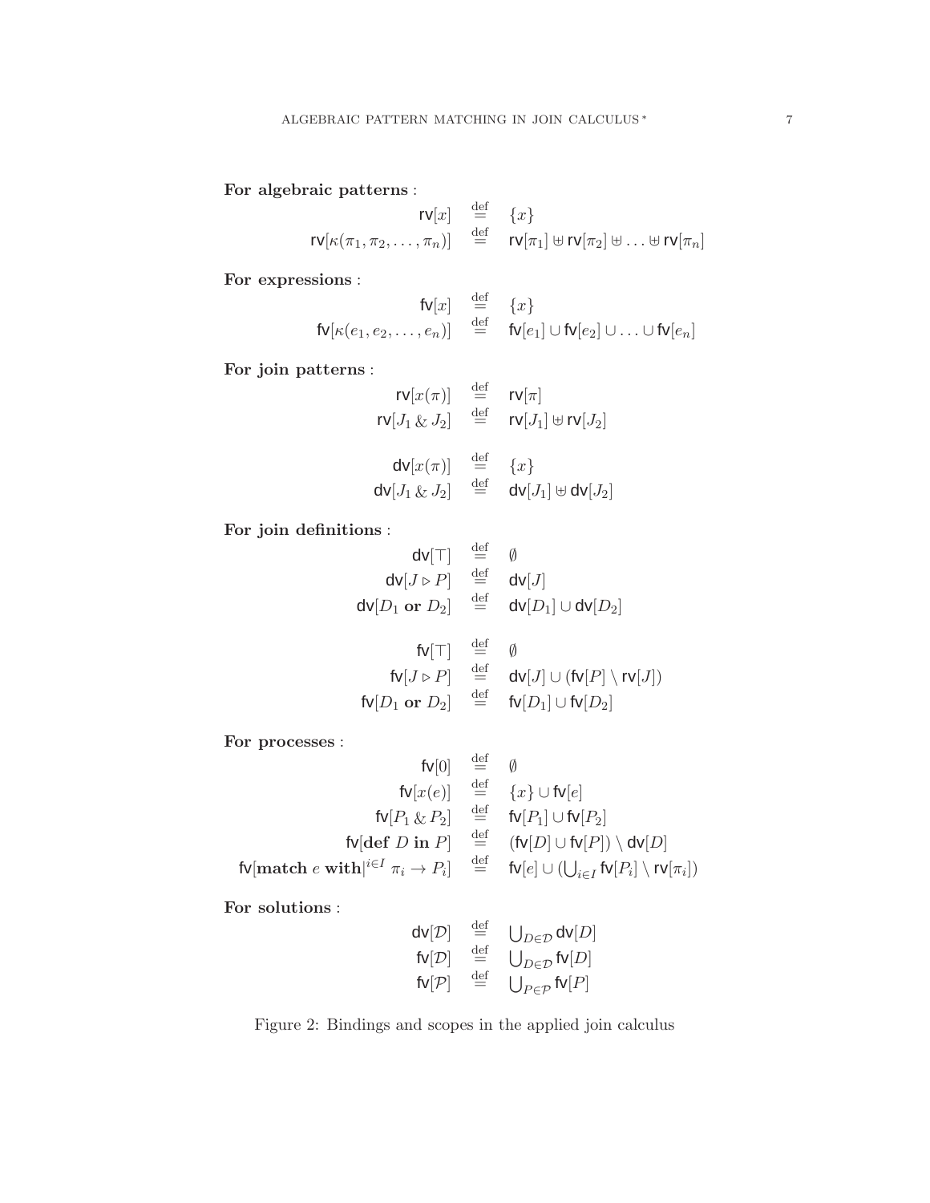**For algebraic patterns** :

$$
\begin{aligned}
\mathsf{rv}[x] &\stackrel{\text{def}}{=} \{x\} \\
\mathsf{rv}[\kappa(\pi_1, \pi_2, \ldots, \pi_n)] &\stackrel{\text{def}}{=} \mathsf{rv}[\pi_1] \uplus \mathsf{rv}[\pi_2] \uplus \ldots \uplus \mathsf{rv}[\pi_n]
\end{aligned}
$$

**For expressions** :

$$
\begin{aligned}
\mathsf{fv}[x] &\stackrel{\text{def}}{=} \{x\} \\
\mathsf{fv}[\kappa(e_1, e_2, \ldots, e_n)] &\stackrel{\text{def}}{=} \mathsf{fv}[e_1] \cup \mathsf{fv}[e_2] \cup \ldots \cup \mathsf{fv}[e_n]
\end{aligned}
$$

**For join patterns** :

$$
\begin{aligned}
\mathsf{rv}[x(\pi)] &\stackrel{\text{def}}{=} \mathsf{rv}[\pi] \\
\mathsf{rv}[J_1 \mathbin{\&} J_2] &\stackrel{\text{def}}{=} \mathsf{rv}[J_1] \uplus \mathsf{rv}[J_2] \\
\\
\mathsf{dv}[x(\pi)] &\stackrel{\text{def}}{=} \{x\} \\
\mathsf{dv}[J_1 \mathbin{\&} J_2] &\stackrel{\text{def}}{=} \mathsf{dv}[J_1] \uplus \mathsf{dv}[J_2]
\end{aligned}
$$

**For join definitions** :

$$
\begin{aligned}
\mathsf{dv}[\top] &\stackrel{\text{def}}{=} \emptyset \\
\mathsf{dv}[J \triangleright P] &\stackrel{\text{def}}{=} \mathsf{dv}[J] \\
\mathsf{dv}[D_1 \ \mathbf{or} \ D_2] &\stackrel{\text{def}}{=} \mathsf{dv}[D_1] \cup \mathsf{dv}[D_2] \\
\\
\mathsf{fv}[\top] &\stackrel{\text{def}}{=} \emptyset \\
\mathsf{fv}[J \triangleright P] &\stackrel{\text{def}}{=} \mathsf{dv}[J] \cup (\mathsf{fv}[P] \setminus \mathsf{rv}[J]) \\
\mathsf{fv}[D_1 \ \mathbf{or} \ D_2] &\stackrel{\text{def}}{=} \mathsf{fv}[D_1] \cup \mathsf{fv}[D_2]
\end{aligned}
$$

**For processes** :

$$
\begin{aligned}
\mathsf{fv}[0] &\stackrel{\text{def}}{=} \emptyset \\
\mathsf{fv}[x(e)] &\stackrel{\text{def}}{=} \{x\} \cup \mathsf{fv}[e] \\
\mathsf{fv}[P_1 \mathbin{\&} P_2] &\stackrel{\text{def}}{=} \mathsf{fv}[P_1] \cup \mathsf{fv}[P_2] \\
\mathsf{fv}[\mathbf{def} \ D \ \mathbf{in} \ P] &\stackrel{\text{def}}{=} (\mathsf{fv}[D] \cup \mathsf{fv}[P]) \setminus \mathsf{dv}[D] \\
\mathsf{fv}[\mathbf{match} \ e \ \mathbf{with}|^{i \in I} \ \pi_i \rightarrow P_i] &\stackrel{\text{def}}{=} \mathsf{fv}[e] \cup (\textstyle\bigcup_{i \in I} \mathsf{fv}[P_i] \setminus \mathsf{rv}[\pi_i])
\end{aligned}
$$

**For solutions** :

$$
\begin{aligned}
\mathsf{dv}[\mathcal{D}] &\stackrel{\text{def}}{=} \textstyle\bigcup_{D \in \mathcal{D}} \mathsf{dv}[D] \\
\mathsf{fv}[\mathcal{D}] &\stackrel{\text{def}}{=} \textstyle\bigcup_{D \in \mathcal{D}} \mathsf{fv}[D] \\
\mathsf{fv}[\mathcal{P}] &\stackrel{\text{def}}{=} \textstyle\bigcup_{P \in \mathcal{P}} \mathsf{fv}[P]
\end{aligned}
$$

Figure 2: Bindings and scopes in the applied join calculus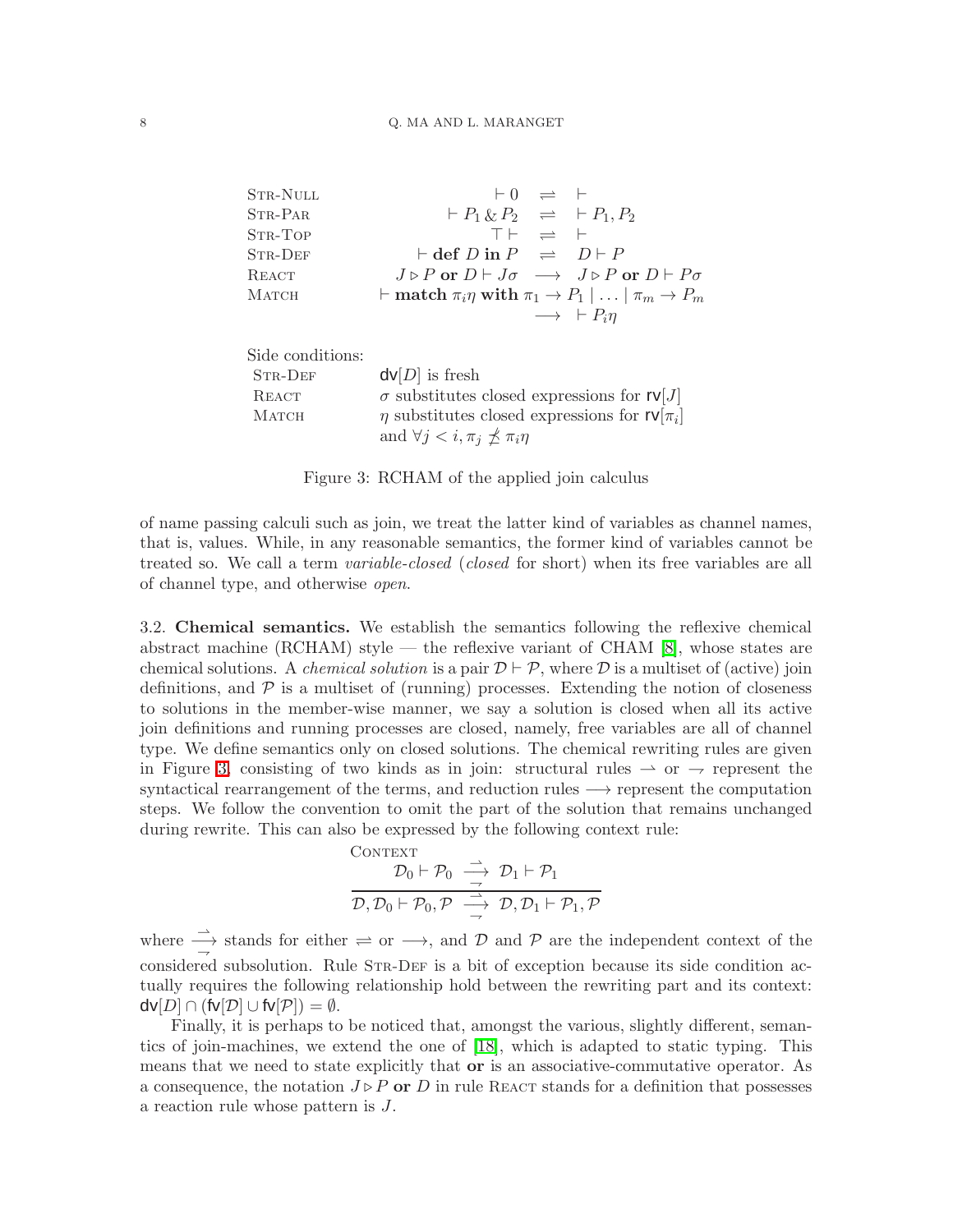| | |
|---|---|
| Str-Null | $\vdash 0 \ \rightleftharpoons\ \vdash$ |
| Str-Par | $\vdash P_1 \,\&\, P_2 \ \rightleftharpoons\ \vdash P_1, P_2$ |
| Str-Top | $\top \vdash \ \rightleftharpoons\ \vdash$ |
| Str-Def | $\vdash \textbf{def}\ D\ \textbf{in}\ P \ \rightleftharpoons\ D \vdash P$ |
| React | $J \triangleright P\ \textbf{or}\ D \vdash J\sigma \ \longrightarrow\ J \triangleright P\ \textbf{or}\ D \vdash P\sigma$ |
| Match | $\vdash \textbf{match}\ \pi_i\eta\ \textbf{with}\ \pi_1 \to P_1 \mid \ldots \mid \pi_m \to P_m \ \longrightarrow\ \vdash P_i\eta$ |

Side conditions:

| | |
|---|---|
| Str-Def | $\mathsf{dv}[D]$ is fresh |
| React | $\sigma$ substitutes closed expressions for $\mathsf{rv}[J]$ |
| Match | $\eta$ substitutes closed expressions for $\mathsf{rv}[\pi_i]$ and $\forall j < i, \pi_j \not\preceq \pi_i\eta$ |

Figure 3: RCHAM of the applied join calculus

of name passing calculi such as join, we treat the latter kind of variables as channel names, that is, values. While, in any reasonable semantics, the former kind of variables cannot be treated so. We call a term *variable-closed* (*closed* for short) when its free variables are all of channel type, and otherwise *open*.

3.2. **Chemical semantics.** We establish the semantics following the reflexive chemical abstract machine (RCHAM) style — the reflexive variant of CHAM [8], whose states are chemical solutions. A *chemical solution* is a pair $\mathcal{D} \vdash \mathcal{P}$, where $\mathcal{D}$ is a multiset of (active) join definitions, and $\mathcal{P}$ is a multiset of (running) processes. Extending the notion of closeness to solutions in the member-wise manner, we say a solution is closed when all its active join definitions and running processes are closed, namely, free variables are all of channel type. We define semantics only on closed solutions. The chemical rewriting rules are given in Figure 3, consisting of two kinds as in join: structural rules $\rightharpoonup$ or $\rightharpoondown$ represent the syntactical rearrangement of the terms, and reduction rules $\longrightarrow$ represent the computation steps. We follow the convention to omit the part of the solution that remains unchanged during rewrite. This can also be expressed by the following context rule:

$$\textsc{Context}\quad \frac{\mathcal{D}_0 \vdash \mathcal{P}_0 \ \overset{\rightharpoonup}{\underset{\rightharpoondown}{\longrightarrow}}\ \mathcal{D}_1 \vdash \mathcal{P}_1}{\mathcal{D}, \mathcal{D}_0 \vdash \mathcal{P}_0, \mathcal{P} \ \overset{\rightharpoonup}{\underset{\rightharpoondown}{\longrightarrow}}\ \mathcal{D}, \mathcal{D}_1 \vdash \mathcal{P}_1, \mathcal{P}}$$

where $\overset{\rightharpoonup}{\underset{\rightharpoondown}{\longrightarrow}}$ stands for either $\rightleftharpoons$ or $\longrightarrow$, and $\mathcal{D}$ and $\mathcal{P}$ are the independent context of the considered subsolution. Rule Str-Def is a bit of exception because its side condition actually requires the following relationship hold between the rewriting part and its context: $\mathsf{dv}[D] \cap (\mathsf{fv}[\mathcal{D}] \cup \mathsf{fv}[\mathcal{P}]) = \emptyset$.

Finally, it is perhaps to be noticed that, amongst the various, slightly different, semantics of join-machines, we extend the one of [18], which is adapted to static typing. This means that we need to state explicitly that **or** is an associative-commutative operator. As a consequence, the notation $J \triangleright P$ **or** $D$ in rule React stands for a definition that possesses a reaction rule whose pattern is $J$.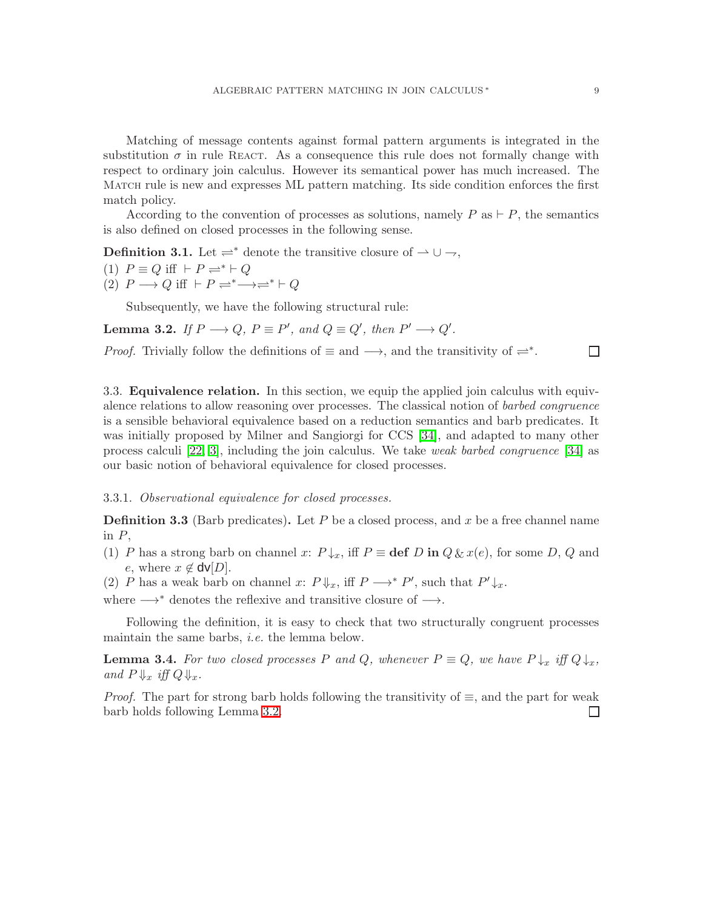Matching of message contents against formal pattern arguments is integrated in the substitution $\sigma$ in rule React. As a consequence this rule does not formally change with respect to ordinary join calculus. However its semantical power has much increased. The Match rule is new and expresses ML pattern matching. Its side condition enforces the first match policy.

According to the convention of processes as solutions, namely $P$ as $\vdash P$, the semantics is also defined on closed processes in the following sense.

**Definition 3.1.** Let $\rightleftharpoons^*$ denote the transitive closure of $\rightharpoonup \cup \rightharpoondown$,

(1) $P \equiv Q$ iff $\vdash P \rightleftharpoons^* \vdash Q$
(2) $P \longrightarrow Q$ iff $\vdash P \rightleftharpoons^* \longrightarrow \rightleftharpoons^* \vdash Q$

Subsequently, we have the following structural rule:

**Lemma 3.2.** *If $P \longrightarrow Q$, $P \equiv P'$, and $Q \equiv Q'$, then $P' \longrightarrow Q'$.*

*Proof.* Trivially follow the definitions of $\equiv$ and $\longrightarrow$, and the transitivity of $\rightleftharpoons^*$. □

3.3. **Equivalence relation.** In this section, we equip the applied join calculus with equivalence relations to allow reasoning over processes. The classical notion of *barbed congruence* is a sensible behavioral equivalence based on a reduction semantics and barb predicates. It was initially proposed by Milner and Sangiorgi for CCS [34], and adapted to many other process calculi [22, 3], including the join calculus. We take *weak barbed congruence* [34] as our basic notion of behavioral equivalence for closed processes.

3.3.1. *Observational equivalence for closed processes.*

**Definition 3.3** (Barb predicates)**.** Let $P$ be a closed process, and $x$ be a free channel name in $P$,

(1) $P$ has a strong barb on channel $x$: $P\downarrow_x$, iff $P \equiv \textbf{def } D \textbf{ in } Q \,\&\, x(e)$, for some $D$, $Q$ and $e$, where $x \notin \mathsf{dv}[D]$.
(2) $P$ has a weak barb on channel $x$: $P\Downarrow_x$, iff $P \longrightarrow^* P'$, such that $P'\downarrow_x$.

where $\longrightarrow^*$ denotes the reflexive and transitive closure of $\longrightarrow$.

Following the definition, it is easy to check that two structurally congruent processes maintain the same barbs, *i.e.* the lemma below.

**Lemma 3.4.** *For two closed processes $P$ and $Q$, whenever $P \equiv Q$, we have $P\downarrow_x$ iff $Q\downarrow_x$, and $P\Downarrow_x$ iff $Q\Downarrow_x$.*

*Proof.* The part for strong barb holds following the transitivity of $\equiv$, and the part for weak barb holds following Lemma 3.2. □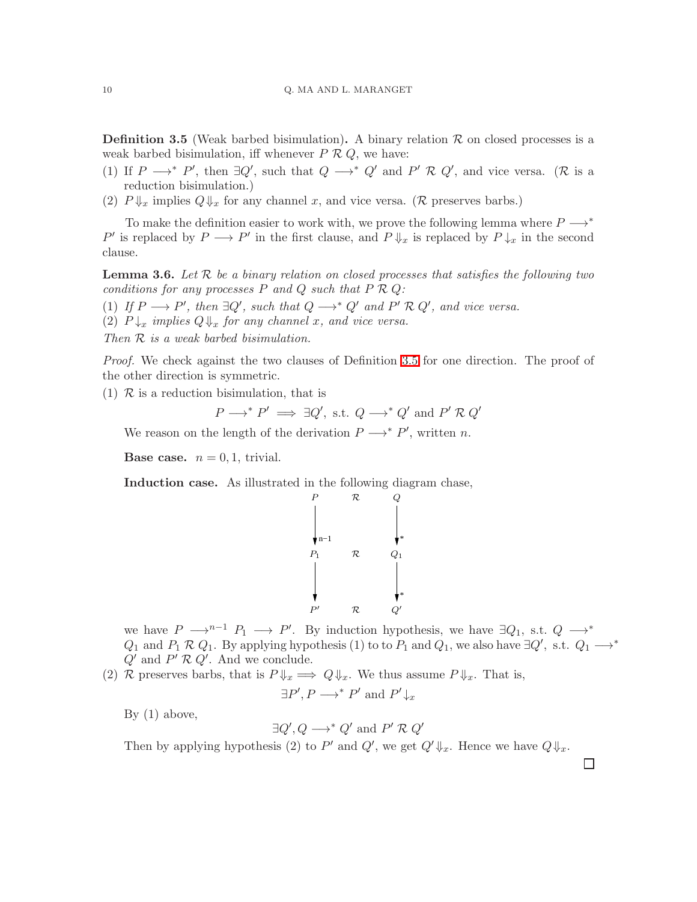**Definition 3.5** (Weak barbed bisimulation)**.** A binary relation $\mathcal{R}$ on closed processes is a weak barbed bisimulation, iff whenever $P \mathrel{\mathcal{R}} Q$, we have:

(1) If $P \longrightarrow^* P'$, then $\exists Q'$, such that $Q \longrightarrow^* Q'$ and $P' \mathrel{\mathcal{R}} Q'$, and vice versa. ($\mathcal{R}$ is a reduction bisimulation.)

(2) $P \Downarrow_x$ implies $Q \Downarrow_x$ for any channel $x$, and vice versa. ($\mathcal{R}$ preserves barbs.)

To make the definition easier to work with, we prove the following lemma where $P \longrightarrow^* P'$ is replaced by $P \longrightarrow P'$ in the first clause, and $P \Downarrow_x$ is replaced by $P \downarrow_x$ in the second clause.

**Lemma 3.6.** *Let $\mathcal{R}$ be a binary relation on closed processes that satisfies the following two conditions for any processes $P$ and $Q$ such that $P \mathrel{\mathcal{R}} Q$:*

*(1) If $P \longrightarrow P'$, then $\exists Q'$, such that $Q \longrightarrow^* Q'$ and $P' \mathrel{\mathcal{R}} Q'$, and vice versa.*

*(2) $P \downarrow_x$ implies $Q \Downarrow_x$ for any channel $x$, and vice versa.*

*Then $\mathcal{R}$ is a weak barbed bisimulation.*

*Proof.* We check against the two clauses of Definition 3.5 for one direction. The proof of the other direction is symmetric.

(1) $\mathcal{R}$ is a reduction bisimulation, that is

$$P \longrightarrow^* P' \implies \exists Q', \text{ s.t. } Q \longrightarrow^* Q' \text{ and } P' \mathrel{\mathcal{R}} Q'$$

We reason on the length of the derivation $P \longrightarrow^* P'$, written $n$.

**Base case.** $n = 0, 1$, trivial.

**Induction case.** As illustrated in the following diagram chase,

$$\begin{array}{ccc} P & \mathcal{R} & Q \\ \downarrow^{n-1} & & \downarrow^{*} \\ P_1 & \mathcal{R} & Q_1 \\ \downarrow & & \downarrow^{*} \\ P' & \mathcal{R} & Q' \end{array}$$

we have $P \longrightarrow^{n-1} P_1 \longrightarrow P'$. By induction hypothesis, we have $\exists Q_1$, s.t. $Q \longrightarrow^* Q_1$ and $P_1 \mathrel{\mathcal{R}} Q_1$. By applying hypothesis (1) to to $P_1$ and $Q_1$, we also have $\exists Q'$, s.t. $Q_1 \longrightarrow^* Q'$ and $P' \mathrel{\mathcal{R}} Q'$. And we conclude.

(2) $\mathcal{R}$ preserves barbs, that is $P \Downarrow_x \implies Q \Downarrow_x$. We thus assume $P \Downarrow_x$. That is,

$$\exists P', P \longrightarrow^* P' \text{ and } P' \downarrow_x$$

By (1) above,

$$\exists Q', Q \longrightarrow^* Q' \text{ and } P' \mathrel{\mathcal{R}} Q'$$

Then by applying hypothesis (2) to $P'$ and $Q'$, we get $Q' \Downarrow_x$. Hence we have $Q \Downarrow_x$.

□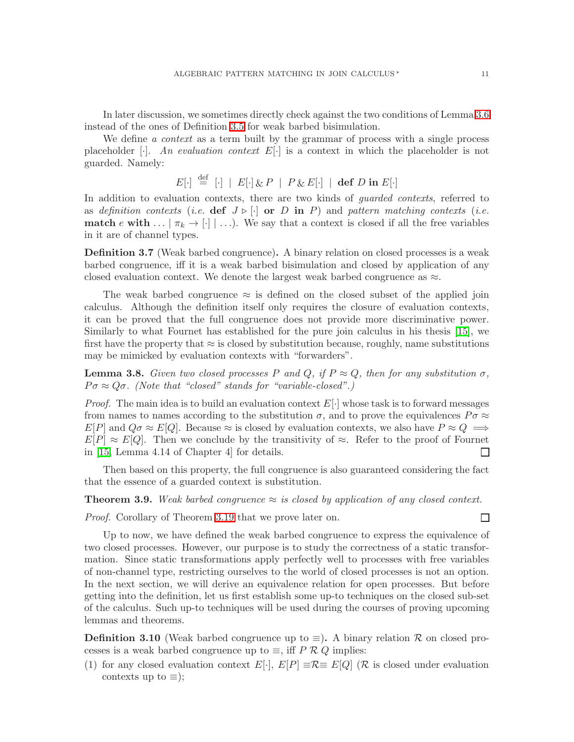In later discussion, we sometimes directly check against the two conditions of Lemma 3.6 instead of the ones of Definition 3.5 for weak barbed bisimulation.

We define *a context* as a term built by the grammar of process with a single process placeholder $[\cdot]$. *An evaluation context* $E[\cdot]$ is a context in which the placeholder is not guarded. Namely:

$$E[\cdot] \stackrel{\text{def}}{=} [\cdot] \;\mid\; E[\cdot] \,\&\, P \;\mid\; P \,\&\, E[\cdot] \;\mid\; \textbf{def } D \textbf{ in } E[\cdot]$$

In addition to evaluation contexts, there are two kinds of *guarded contexts*, referred to as *definition contexts* (*i.e.* **def** $J \triangleright [\cdot]$ **or** $D$ **in** $P$) and *pattern matching contexts* (*i.e.* **match** $e$ **with** $\ldots \mid \pi_k \to [\cdot] \mid \ldots$). We say that a context is closed if all the free variables in it are of channel types.

**Definition 3.7** (Weak barbed congruence)**.** A binary relation on closed processes is a weak barbed congruence, iff it is a weak barbed bisimulation and closed by application of any closed evaluation context. We denote the largest weak barbed congruence as $\approx$.

The weak barbed congruence $\approx$ is defined on the closed subset of the applied join calculus. Although the definition itself only requires the closure of evaluation contexts, it can be proved that the full congruence does not provide more discriminative power. Similarly to what Fournet has established for the pure join calculus in his thesis [15], we first have the property that $\approx$ is closed by substitution because, roughly, name substitutions may be mimicked by evaluation contexts with "forwarders".

**Lemma 3.8.** *Given two closed processes $P$ and $Q$, if $P \approx Q$, then for any substitution $\sigma$, $P\sigma \approx Q\sigma$. (Note that "closed" stands for "variable-closed".)*

*Proof.* The main idea is to build an evaluation context $E[\cdot]$ whose task is to forward messages from names to names according to the substitution $\sigma$, and to prove the equivalences $P\sigma \approx E[P]$ and $Q\sigma \approx E[Q]$. Because $\approx$ is closed by evaluation contexts, we also have $P \approx Q \implies E[P] \approx E[Q]$. Then we conclude by the transitivity of $\approx$. Refer to the proof of Fournet in [15, Lemma 4.14 of Chapter 4] for details. □

Then based on this property, the full congruence is also guaranteed considering the fact that the essence of a guarded context is substitution.

**Theorem 3.9.** *Weak barbed congruence $\approx$ is closed by application of any closed context.*

*Proof.* Corollary of Theorem 3.19 that we prove later on. □

Up to now, we have defined the weak barbed congruence to express the equivalence of two closed processes. However, our purpose is to study the correctness of a static transformation. Since static transformations apply perfectly well to processes with free variables of non-channel type, restricting ourselves to the world of closed processes is not an option. In the next section, we will derive an equivalence relation for open processes. But before getting into the definition, let us first establish some up-to techniques on the closed sub-set of the calculus. Such up-to techniques will be used during the courses of proving upcoming lemmas and theorems.

**Definition 3.10** (Weak barbed congruence up to $\equiv$)**.** A binary relation $\mathcal{R}$ on closed processes is a weak barbed congruence up to $\equiv$, iff $P \mathrel{\mathcal{R}} Q$ implies:

(1) for any closed evaluation context $E[\cdot]$, $E[P] \equiv\mathcal{R}\equiv E[Q]$ ($\mathcal{R}$ is closed under evaluation contexts up to $\equiv$);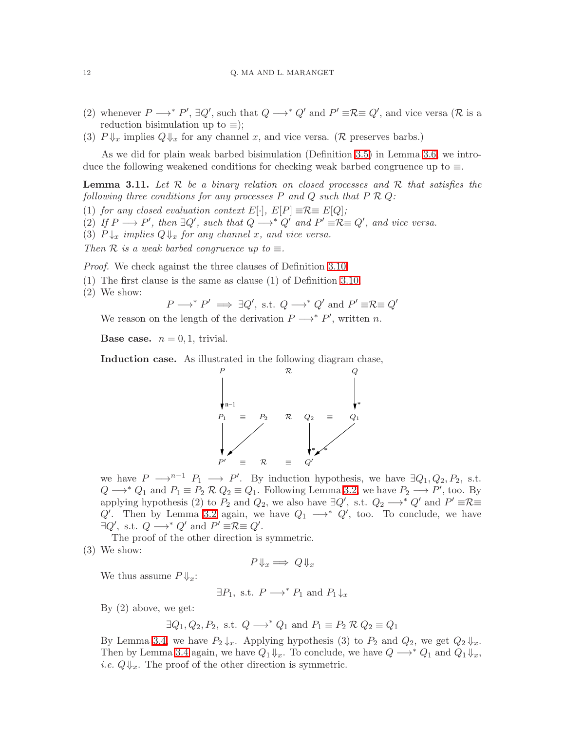(2) whenever $P \longrightarrow^* P'$, $\exists Q'$, such that $Q \longrightarrow^* Q'$ and $P' \equiv\mathcal{R}\equiv Q'$, and vice versa ($\mathcal{R}$ is a reduction bisimulation up to $\equiv$);
(3) $P\Downarrow_x$ implies $Q\Downarrow_x$ for any channel $x$, and vice versa. ($\mathcal{R}$ preserves barbs.)

As we did for plain weak barbed bisimulation (Definition 3.5) in Lemma 3.6, we introduce the following weakened conditions for checking weak barbed congruence up to $\equiv$.

**Lemma 3.11.** *Let $\mathcal{R}$ be a binary relation on closed processes and $\mathcal{R}$ that satisfies the following three conditions for any processes $P$ and $Q$ such that $P\;\mathcal{R}\;Q$:*

(1) *for any closed evaluation context $E[\cdot]$, $E[P] \equiv\mathcal{R}\equiv E[Q]$;*
(2) *If $P \longrightarrow P'$, then $\exists Q'$, such that $Q \longrightarrow^* Q'$ and $P' \equiv\mathcal{R}\equiv Q'$, and vice versa.*
(3) *$P\downarrow_x$ implies $Q\Downarrow_x$ for any channel $x$, and vice versa.*

*Then $\mathcal{R}$ is a weak barbed congruence up to $\equiv$.*

*Proof.* We check against the three clauses of Definition 3.10.

(1) The first clause is the same as clause (1) of Definition 3.10.
(2) We show:
$$P \longrightarrow^* P' \implies \exists Q',\ \text{s.t. } Q \longrightarrow^* Q' \text{ and } P' \equiv\mathcal{R}\equiv Q'$$
We reason on the length of the derivation $P \longrightarrow^* P'$, written $n$.

**Base case.** $n = 0, 1$, trivial.

**Induction case.** As illustrated in the following diagram chase,

$$\begin{array}{ccccccc}
P & & & \mathcal{R} & & & Q \\
\downarrow^{n-1} & & & & & & \downarrow^{*} \\
P_1 & \equiv & P_2 & \mathcal{R} & Q_2 & \equiv & Q_1 \\
\downarrow & \swarrow & & & \downarrow^{*} & \swarrow^{*} & \\
P' & \equiv & \mathcal{R} & \equiv & Q' & &
\end{array}$$

we have $P \longrightarrow^{n-1} P_1 \longrightarrow P'$. By induction hypothesis, we have $\exists Q_1, Q_2, P_2$, s.t. $Q \longrightarrow^* Q_1$ and $P_1 \equiv P_2\;\mathcal{R}\;Q_2 \equiv Q_1$. Following Lemma 3.2, we have $P_2 \longrightarrow P'$, too. By applying hypothesis (2) to $P_2$ and $Q_2$, we also have $\exists Q'$, s.t. $Q_2 \longrightarrow^* Q'$ and $P' \equiv\mathcal{R}\equiv Q'$. Then by Lemma 3.2 again, we have $Q_1 \longrightarrow^* Q'$, too. To conclude, we have $\exists Q'$, s.t. $Q \longrightarrow^* Q'$ and $P' \equiv\mathcal{R}\equiv Q'$.

The proof of the other direction is symmetric.

(3) We show:
$$P\Downarrow_x \implies Q\Downarrow_x$$
We thus assume $P\Downarrow_x$:
$$\exists P_1,\ \text{s.t. } P \longrightarrow^* P_1 \text{ and } P_1\downarrow_x$$
By (2) above, we get:
$$\exists Q_1, Q_2, P_2,\ \text{s.t. } Q \longrightarrow^* Q_1 \text{ and } P_1 \equiv P_2\;\mathcal{R}\;Q_2 \equiv Q_1$$
By Lemma 3.4, we have $P_2\downarrow_x$. Applying hypothesis (3) to $P_2$ and $Q_2$, we get $Q_2\Downarrow_x$. Then by Lemma 3.4 again, we have $Q_1\Downarrow_x$. To conclude, we have $Q \longrightarrow^* Q_1$ and $Q_1\Downarrow_x$, *i.e.* $Q\Downarrow_x$. The proof of the other direction is symmetric.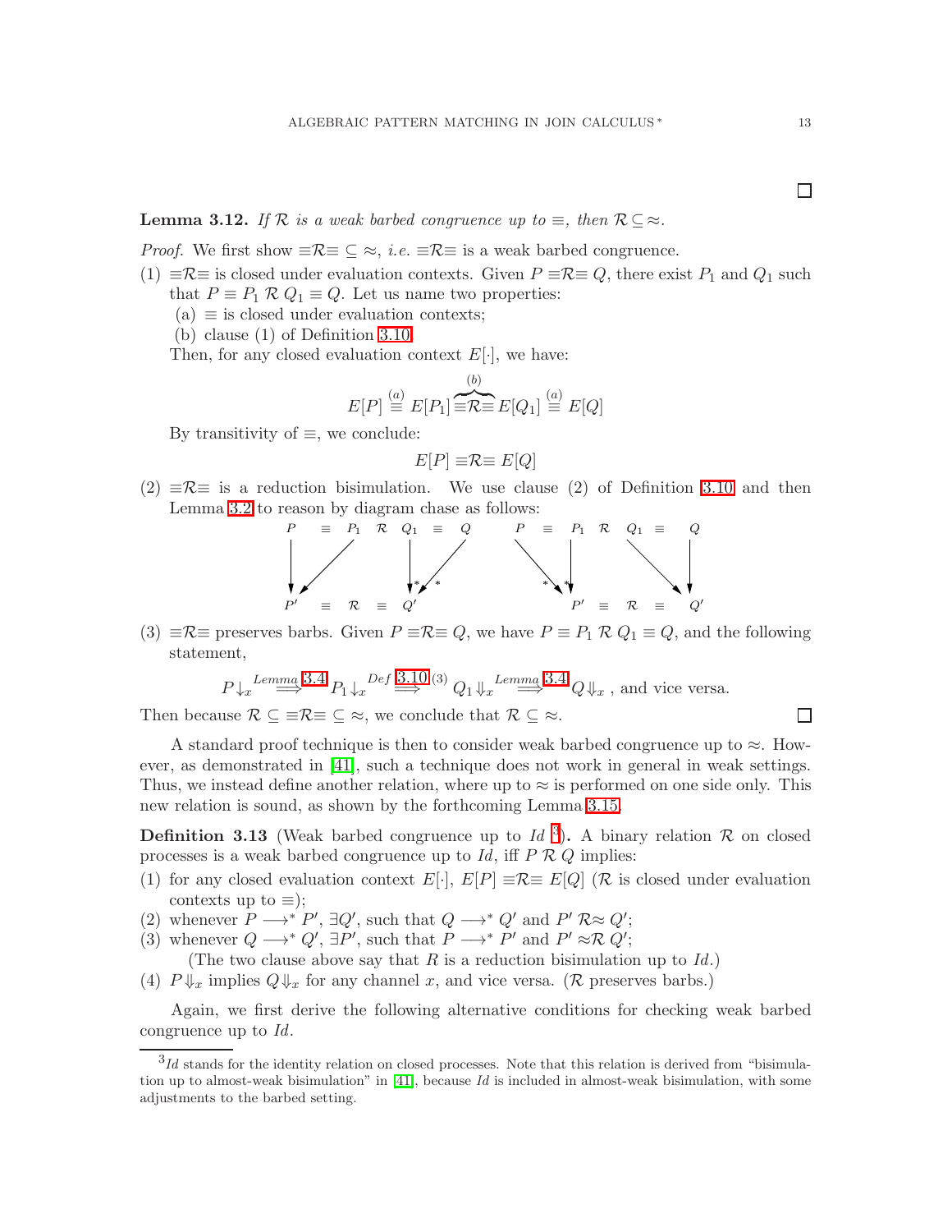□

**Lemma 3.12.** *If $\mathcal{R}$ is a weak barbed congruence up to $\equiv$, then $\mathcal{R} \subseteq \approx$.*

*Proof.* We first show $\equiv\mathcal{R}\equiv\ \subseteq\ \approx$, *i.e.* $\equiv\mathcal{R}\equiv$ is a weak barbed congruence.

(1) $\equiv\mathcal{R}\equiv$ is closed under evaluation contexts. Given $P \equiv\mathcal{R}\equiv Q$, there exist $P_1$ and $Q_1$ such that $P \equiv P_1 \mathrel{\mathcal{R}} Q_1 \equiv Q$. Let us name two properties:
  (a) $\equiv$ is closed under evaluation contexts;
  (b) clause (1) of Definition 3.10.

  Then, for any closed evaluation context $E[\cdot]$, we have:

$$E[P] \overset{(a)}{\equiv} E[P_1] \overbrace{\equiv\mathcal{R}\equiv}^{(b)} E[Q_1] \overset{(a)}{\equiv} E[Q]$$

  By transitivity of $\equiv$, we conclude:

$$E[P] \equiv\mathcal{R}\equiv E[Q]$$

(2) $\equiv\mathcal{R}\equiv$ is a reduction bisimulation. We use clause (2) of Definition 3.10 and then Lemma 3.2 to reason by diagram chase as follows:

$$\begin{array}{ccccccc} P & \equiv & P_1 & \mathcal{R} & Q_1 & \equiv & Q \\ \downarrow & \swarrow & & & \downarrow^{*} & \swarrow^{*} & \\ P' & \equiv & \mathcal{R} & \equiv & Q' & & \end{array} \qquad \begin{array}{ccccccc} P & \equiv & P_1 & \mathcal{R} & Q_1 & \equiv & Q \\ & \searrow^{*} & \downarrow^{*} & & & \searrow & \downarrow \\ & & P' & \equiv & \mathcal{R} & \equiv & Q' \end{array}$$

(3) $\equiv\mathcal{R}\equiv$ preserves barbs. Given $P \equiv\mathcal{R}\equiv Q$, we have $P \equiv P_1 \mathrel{\mathcal{R}} Q_1 \equiv Q$, and the following statement,

$$P\downarrow_x \overset{Lemma\ 3.4}{\Longrightarrow} P_1\downarrow_x \overset{Def\ 3.10(3)}{\Longrightarrow} Q_1\Downarrow_x \overset{Lemma\ 3.4}{\Longrightarrow} Q\Downarrow_x \text{ , and vice versa.}$$

Then because $\mathcal{R} \subseteq\ \equiv\mathcal{R}\equiv\ \subseteq\ \approx$, we conclude that $\mathcal{R} \subseteq \approx$. □

A standard proof technique is then to consider weak barbed congruence up to $\approx$. However, as demonstrated in [41], such a technique does not work in general in weak settings. Thus, we instead define another relation, where up to $\approx$ is performed on one side only. This new relation is sound, as shown by the forthcoming Lemma 3.15.

**Definition 3.13** (Weak barbed congruence up to *Id* [3])**.** A binary relation $\mathcal{R}$ on closed processes is a weak barbed congruence up to *Id*, iff $P \mathrel{\mathcal{R}} Q$ implies:

(1) for any closed evaluation context $E[\cdot]$, $E[P] \equiv\mathcal{R}\equiv E[Q]$ ($\mathcal{R}$ is closed under evaluation contexts up to $\equiv$);
(2) whenever $P \longrightarrow^{*} P'$, $\exists Q'$, such that $Q \longrightarrow^{*} Q'$ and $P' \mathrel{\mathcal{R}}\approx Q'$;
(3) whenever $Q \longrightarrow^{*} Q'$, $\exists P'$, such that $P \longrightarrow^{*} P'$ and $P' \approx\mathcal{R}\ Q'$;
  (The two clause above say that $R$ is a reduction bisimulation up to *Id*.)
(4) $P\Downarrow_x$ implies $Q\Downarrow_x$ for any channel $x$, and vice versa. ($\mathcal{R}$ preserves barbs.)

Again, we first derive the following alternative conditions for checking weak barbed congruence up to *Id*.

[3] *Id* stands for the identity relation on closed processes. Note that this relation is derived from "bisimulation up to almost-weak bisimulation" in [41], because *Id* is included in almost-weak bisimulation, with some adjustments to the barbed setting.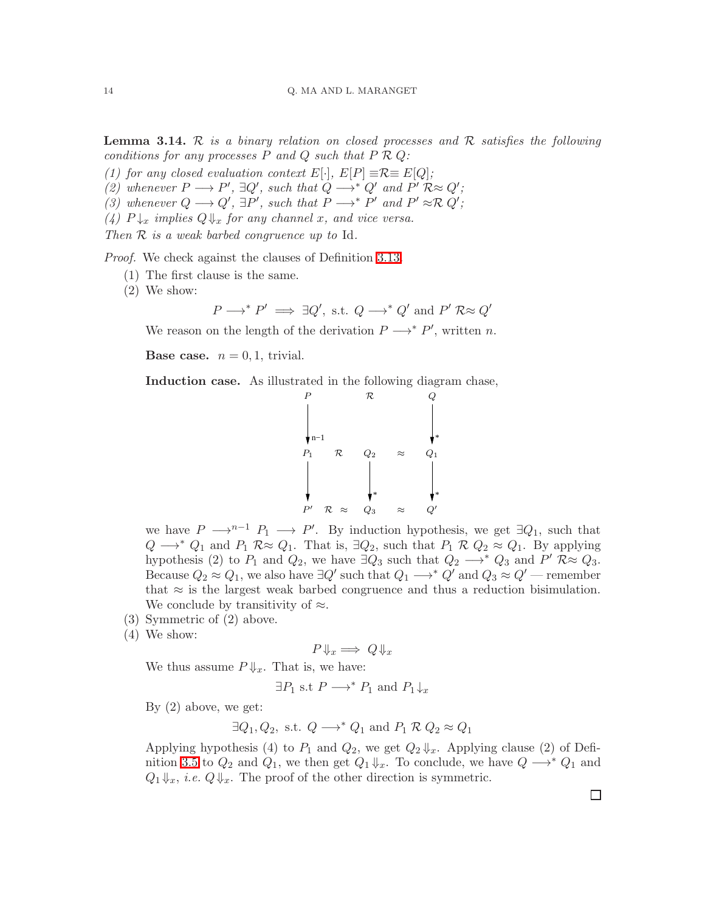**Lemma 3.14.** *$\mathcal{R}$ is a binary relation on closed processes and $\mathcal{R}$ satisfies the following conditions for any processes $P$ and $Q$ such that $P \mathrel{\mathcal{R}} Q$:*

*(1) for any closed evaluation context $E[\cdot]$, $E[P] \equiv\mathcal{R}\equiv E[Q]$;*
*(2) whenever $P \longrightarrow P'$, $\exists Q'$, such that $Q \longrightarrow^* Q'$ and $P' \mathrel{\mathcal{R}\approx} Q'$;*
*(3) whenever $Q \longrightarrow Q'$, $\exists P'$, such that $P \longrightarrow^* P'$ and $P' \mathrel{\approx\mathcal{R}} Q'$;*
*(4) $P{\downarrow_x}$ implies $Q{\Downarrow_x}$ for any channel $x$, and vice versa.*

*Then $\mathcal{R}$ is a weak barbed congruence up to* Id.

*Proof.* We check against the clauses of Definition 3.13.

(1) The first clause is the same.
(2) We show:

$$P \longrightarrow^* P' \implies \exists Q', \text{ s.t. } Q \longrightarrow^* Q' \text{ and } P' \mathrel{\mathcal{R}\approx} Q'$$

We reason on the length of the derivation $P \longrightarrow^* P'$, written $n$.

**Base case.** $n = 0, 1$, trivial.

**Induction case.** As illustrated in the following diagram chase,

$$\begin{array}{ccccc}
P & & \mathcal{R} & & Q \\
\Big\downarrow{\scriptstyle n-1} & & & & \Big\downarrow{\scriptstyle *} \\
P_1 & \mathcal{R} & Q_2 & \approx & Q_1 \\
\Big\downarrow & & \Big\downarrow{\scriptstyle *} & & \Big\downarrow{\scriptstyle *} \\
P' & \mathcal{R}\approx & Q_3 & \approx & Q'
\end{array}$$

we have $P \longrightarrow^{n-1} P_1 \longrightarrow P'$. By induction hypothesis, we get $\exists Q_1$, such that $Q \longrightarrow^* Q_1$ and $P_1 \mathrel{\mathcal{R}\approx} Q_1$. That is, $\exists Q_2$, such that $P_1 \mathrel{\mathcal{R}} Q_2 \approx Q_1$. By applying hypothesis (2) to $P_1$ and $Q_2$, we have $\exists Q_3$ such that $Q_2 \longrightarrow^* Q_3$ and $P' \mathrel{\mathcal{R}\approx} Q_3$. Because $Q_2 \approx Q_1$, we also have $\exists Q'$ such that $Q_1 \longrightarrow^* Q'$ and $Q_3 \approx Q'$ — remember that $\approx$ is the largest weak barbed congruence and thus a reduction bisimulation. We conclude by transitivity of $\approx$.

(3) Symmetric of (2) above.
(4) We show:

$$P{\Downarrow_x} \implies Q{\Downarrow_x}$$

We thus assume $P{\Downarrow_x}$. That is, we have:

$$\exists P_1 \text{ s.t } P \longrightarrow^* P_1 \text{ and } P_1{\downarrow_x}$$

By (2) above, we get:

$$\exists Q_1, Q_2, \text{ s.t. } Q \longrightarrow^* Q_1 \text{ and } P_1 \mathrel{\mathcal{R}} Q_2 \approx Q_1$$

Applying hypothesis (4) to $P_1$ and $Q_2$, we get $Q_2{\Downarrow_x}$. Applying clause (2) of Definition 3.5 to $Q_2$ and $Q_1$, we then get $Q_1{\Downarrow_x}$. To conclude, we have $Q \longrightarrow^* Q_1$ and $Q_1{\Downarrow_x}$, *i.e.* $Q{\Downarrow_x}$. The proof of the other direction is symmetric.

∎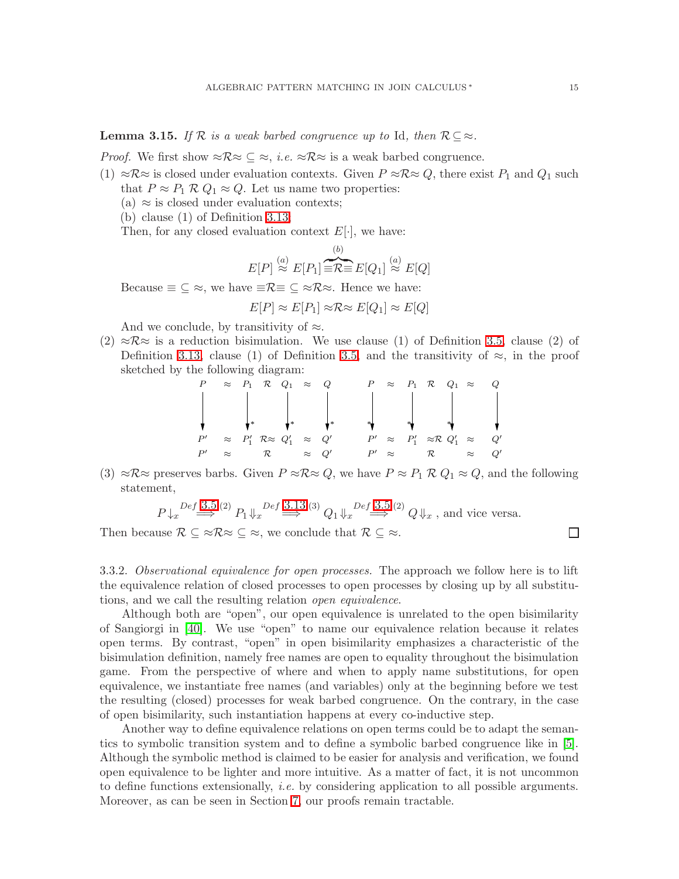**Lemma 3.15.** *If $\mathcal{R}$ is a weak barbed congruence up to* Id*, then* $\mathcal{R} \subseteq \approx$.

*Proof.* We first show $\approx\mathcal{R}\approx\ \subseteq\ \approx$, *i.e.* $\approx\mathcal{R}\approx$ is a weak barbed congruence.

(1) $\approx\mathcal{R}\approx$ is closed under evaluation contexts. Given $P \approx\mathcal{R}\approx Q$, there exist $P_1$ and $Q_1$ such that $P \approx P_1\ \mathcal{R}\ Q_1 \approx Q$. Let us name two properties:
   (a) $\approx$ is closed under evaluation contexts;
   (b) clause (1) of Definition 3.13.

   Then, for any closed evaluation context $E[\cdot]$, we have:

$$E[P] \overset{(a)}{\approx} E[P_1] \overbrace{\equiv\mathcal{R}\equiv}^{(b)} E[Q_1] \overset{(a)}{\approx} E[Q]$$

   Because $\equiv\ \subseteq\ \approx$, we have $\equiv\mathcal{R}\equiv\ \subseteq\ \approx\mathcal{R}\approx$. Hence we have:

$$E[P] \approx E[P_1] \approx\mathcal{R}\approx E[Q_1] \approx E[Q]$$

   And we conclude, by transitivity of $\approx$.

(2) $\approx\mathcal{R}\approx$ is a reduction bisimulation. We use clause (1) of Definition 3.5, clause (2) of Definition 3.13, clause (1) of Definition 3.5, and the transitivity of $\approx$, in the proof sketched by the following diagram:

$$\begin{array}{ccccccc} P & \approx & P_1 & \mathcal{R} & Q_1 & \approx & Q \\ \downarrow & & \downarrow^{*} & & \downarrow^{*} & & \downarrow^{*} \\ P' & \approx & P_1' & \mathcal{R}\approx & Q_1' & \approx & Q' \\ P' & \approx & & \mathcal{R} & & \approx & Q' \end{array} \qquad \begin{array}{ccccccc} P & \approx & P_1 & \mathcal{R} & Q_1 & \approx & Q \\ {}^{*}\downarrow & & {}^{*}\downarrow & & {}^{*}\downarrow & & \downarrow \\ P' & \approx & P_1' & \approx\mathcal{R} & Q_1' & \approx & Q' \\ P' & \approx & & \mathcal{R} & & \approx & Q' \end{array}$$

(3) $\approx\mathcal{R}\approx$ preserves barbs. Given $P \approx\mathcal{R}\approx Q$, we have $P \approx P_1\ \mathcal{R}\ Q_1 \approx Q$, and the following statement,

$$P\downarrow_x \overset{Def\ 3.5(2)}{\Longrightarrow} P_1\Downarrow_x \overset{Def\ 3.13(3)}{\Longrightarrow} Q_1\Downarrow_x \overset{Def\ 3.5(2)}{\Longrightarrow} Q\Downarrow_x \text{ , and vice versa.}$$

Then because $\mathcal{R} \subseteq\ \approx\mathcal{R}\approx\ \subseteq\ \approx$, we conclude that $\mathcal{R} \subseteq\ \approx$. ∎

3.3.2. *Observational equivalence for open processes.* The approach we follow here is to lift the equivalence relation of closed processes to open processes by closing up by all substitutions, and we call the resulting relation *open equivalence*.

Although both are "open", our open equivalence is unrelated to the open bisimilarity of Sangiorgi in [40]. We use "open" to name our equivalence relation because it relates open terms. By contrast, "open" in open bisimilarity emphasizes a characteristic of the bisimulation definition, namely free names are open to equality throughout the bisimulation game. From the perspective of where and when to apply name substitutions, for open equivalence, we instantiate free names (and variables) only at the beginning before we test the resulting (closed) processes for weak barbed congruence. On the contrary, in the case of open bisimilarity, such instantiation happens at every co-inductive step.

Another way to define equivalence relations on open terms could be to adapt the semantics to symbolic transition system and to define a symbolic barbed congruence like in [5]. Although the symbolic method is claimed to be easier for analysis and verification, we found open equivalence to be lighter and more intuitive. As a matter of fact, it is not uncommon to define functions extensionally, *i.e.* by considering application to all possible arguments. Moreover, as can be seen in Section 7, our proofs remain tractable.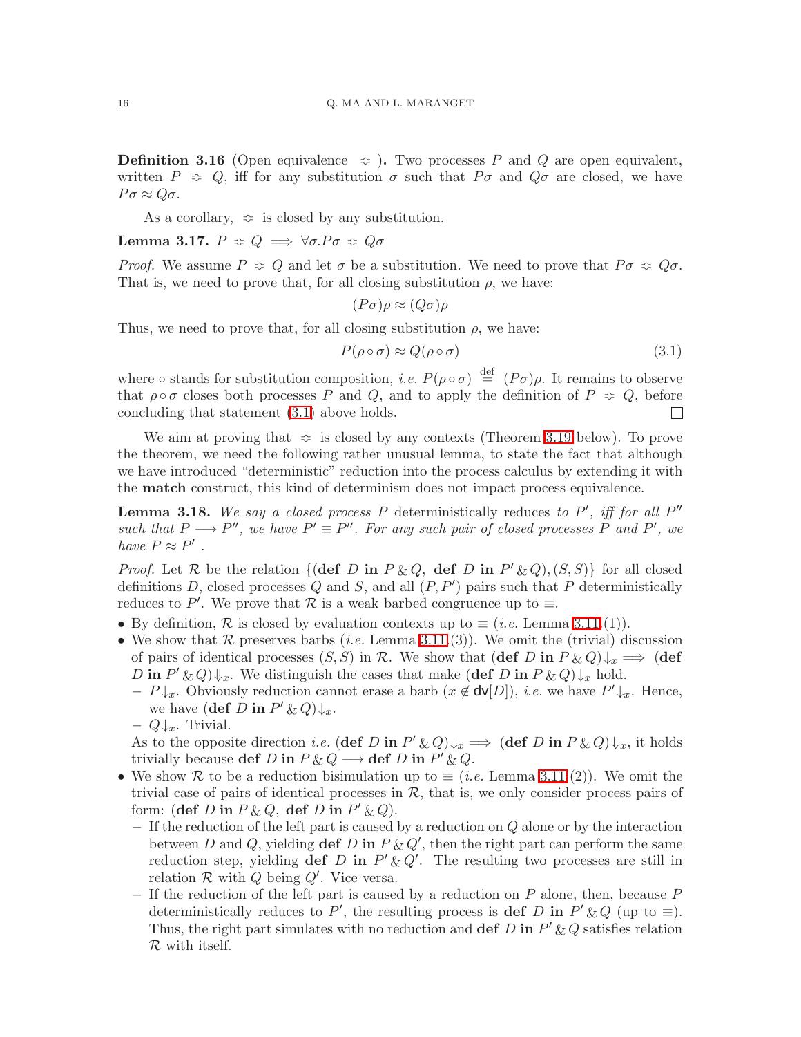**Definition 3.16** (Open equivalence $\mathrel{\dot{\approx}}$)**.** Two processes $P$ and $Q$ are open equivalent, written $P \mathrel{\dot{\approx}} Q$, iff for any substitution $\sigma$ such that $P\sigma$ and $Q\sigma$ are closed, we have $P\sigma \approx Q\sigma$.

As a corollary, $\mathrel{\dot{\approx}}$ is closed by any substitution.

**Lemma 3.17.** $P \mathrel{\dot{\approx}} Q \implies \forall \sigma . P\sigma \mathrel{\dot{\approx}} Q\sigma$

*Proof.* We assume $P \mathrel{\dot{\approx}} Q$ and let $\sigma$ be a substitution. We need to prove that $P\sigma \mathrel{\dot{\approx}} Q\sigma$. That is, we need to prove that, for all closing substitution $\rho$, we have:

$$(P\sigma)\rho \approx (Q\sigma)\rho$$

Thus, we need to prove that, for all closing substitution $\rho$, we have:

$$P(\rho \circ \sigma) \approx Q(\rho \circ \sigma) \tag{3.1}$$

where $\circ$ stands for substitution composition, *i.e.* $P(\rho \circ \sigma) \stackrel{\text{def}}{=} (P\sigma)\rho$. It remains to observe that $\rho \circ \sigma$ closes both processes $P$ and $Q$, and to apply the definition of $P \mathrel{\dot{\approx}} Q$, before concluding that statement (3.1) above holds. ☐

We aim at proving that $\mathrel{\dot{\approx}}$ is closed by any contexts (Theorem 3.19 below). To prove the theorem, we need the following rather unusual lemma, to state the fact that although we have introduced "deterministic" reduction into the process calculus by extending it with the **match** construct, this kind of determinism does not impact process equivalence.

**Lemma 3.18.** *We say a closed process $P$ deterministically reduces to $P'$, iff for all $P''$ such that $P \longrightarrow P''$, we have $P' \equiv P''$. For any such pair of closed processes $P$ and $P'$, we have $P \approx P'$ .*

*Proof.* Let $\mathcal{R}$ be the relation $\{(\textbf{def } D \textbf{ in } P \,\&\, Q, \ \textbf{def } D \textbf{ in } P' \,\&\, Q), (S, S)\}$ for all closed definitions $D$, closed processes $Q$ and $S$, and all $(P, P')$ pairs such that $P$ deterministically reduces to $P'$. We prove that $\mathcal{R}$ is a weak barbed congruence up to $\equiv$.

- By definition, $\mathcal{R}$ is closed by evaluation contexts up to $\equiv$ (*i.e.* Lemma 3.11(1)).
- We show that $\mathcal{R}$ preserves barbs (*i.e.* Lemma 3.11(3)). We omit the (trivial) discussion of pairs of identical processes $(S, S)$ in $\mathcal{R}$. We show that $(\textbf{def } D \textbf{ in } P \,\&\, Q)\downarrow_x \implies (\textbf{def } D \textbf{ in } P' \,\&\, Q)\Downarrow_x$. We distinguish the cases that make $(\textbf{def } D \textbf{ in } P \,\&\, Q)\downarrow_x$ hold.
  - $P\downarrow_x$. Obviously reduction cannot erase a barb ($x \notin \mathsf{dv}[D]$), *i.e.* we have $P'\downarrow_x$. Hence, we have $(\textbf{def } D \textbf{ in } P' \,\&\, Q)\downarrow_x$.
  - $Q\downarrow_x$. Trivial.

  As to the opposite direction *i.e.* $(\textbf{def } D \textbf{ in } P' \,\&\, Q)\downarrow_x \implies (\textbf{def } D \textbf{ in } P \,\&\, Q)\Downarrow_x$, it holds trivially because $\textbf{def } D \textbf{ in } P \,\&\, Q \longrightarrow \textbf{def } D \textbf{ in } P' \,\&\, Q$.
- We show $\mathcal{R}$ to be a reduction bisimulation up to $\equiv$ (*i.e.* Lemma 3.11(2)). We omit the trivial case of pairs of identical processes in $\mathcal{R}$, that is, we only consider process pairs of form: $(\textbf{def } D \textbf{ in } P \,\&\, Q, \ \textbf{def } D \textbf{ in } P' \,\&\, Q)$.
  - If the reduction of the left part is caused by a reduction on $Q$ alone or by the interaction between $D$ and $Q$, yielding $\textbf{def } D \textbf{ in } P \,\&\, Q'$, then the right part can perform the same reduction step, yielding $\textbf{def } D \textbf{ in } P' \,\&\, Q'$. The resulting two processes are still in relation $\mathcal{R}$ with $Q$ being $Q'$. Vice versa.
  - If the reduction of the left part is caused by a reduction on $P$ alone, then, because $P$ deterministically reduces to $P'$, the resulting process is $\textbf{def } D \textbf{ in } P' \,\&\, Q$ (up to $\equiv$). Thus, the right part simulates with no reduction and $\textbf{def } D \textbf{ in } P' \,\&\, Q$ satisfies relation $\mathcal{R}$ with itself.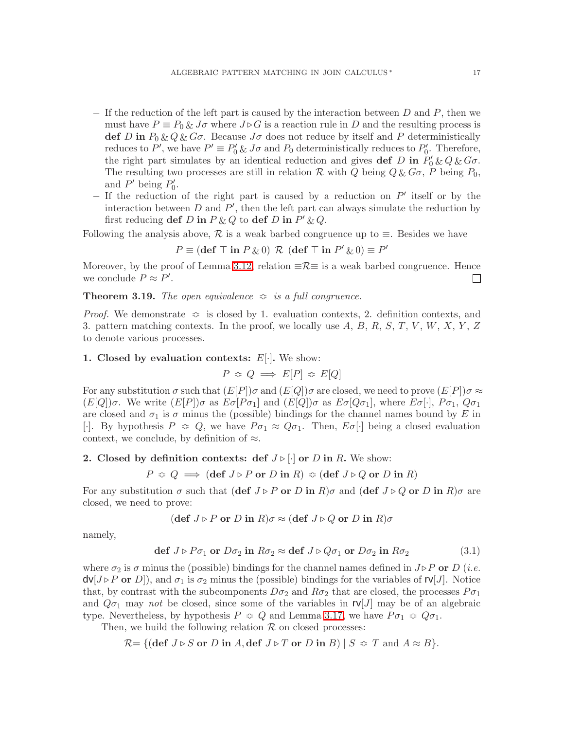- If the reduction of the left part is caused by the interaction between $D$ and $P$, then we must have $P \equiv P_0 \,\&\, J\sigma$ where $J \triangleright G$ is a reaction rule in $D$ and the resulting process is $\mathbf{def}\ D\ \mathbf{in}\ P_0 \,\&\, Q \,\&\, G\sigma$. Because $J\sigma$ does not reduce by itself and $P$ deterministically reduces to $P'$, we have $P' \equiv P'_0 \,\&\, J\sigma$ and $P_0$ deterministically reduces to $P'_0$. Therefore, the right part simulates by an identical reduction and gives $\mathbf{def}\ D\ \mathbf{in}\ P'_0 \,\&\, Q \,\&\, G\sigma$. The resulting two processes are still in relation $\mathcal{R}$ with $Q$ being $Q \,\&\, G\sigma$, $P$ being $P_0$, and $P'$ being $P'_0$.
- If the reduction of the right part is caused by a reduction on $P'$ itself or by the interaction between $D$ and $P'$, then the left part can always simulate the reduction by first reducing $\mathbf{def}\ D\ \mathbf{in}\ P \,\&\, Q$ to $\mathbf{def}\ D\ \mathbf{in}\ P' \,\&\, Q$.

Following the analysis above, $\mathcal{R}$ is a weak barbed congruence up to $\equiv$. Besides we have

$$P \equiv (\mathbf{def}\ \top\ \mathbf{in}\ P \,\&\, 0)\ \mathcal{R}\ (\mathbf{def}\ \top\ \mathbf{in}\ P' \,\&\, 0) \equiv P'$$

Moreover, by the proof of Lemma 3.12, relation $\equiv\mathcal{R}\equiv$ is a weak barbed congruence. Hence we conclude $P \approx P'$. □

**Theorem 3.19.** *The open equivalence* $\doteqdot$ *is a full congruence.*

*Proof.* We demonstrate $\doteqdot$ is closed by 1. evaluation contexts, 2. definition contexts, and 3. pattern matching contexts. In the proof, we locally use $A$, $B$, $R$, $S$, $T$, $V$, $W$, $X$, $Y$, $Z$ to denote various processes.

**1. Closed by evaluation contexts:** $E[\cdot]$**.** We show:

$$P \doteqdot Q \implies E[P] \doteqdot E[Q]$$

For any substitution $\sigma$ such that $(E[P])\sigma$ and $(E[Q])\sigma$ are closed, we need to prove $(E[P])\sigma \approx (E[Q])\sigma$. We write $(E[P])\sigma$ as $E\sigma[P\sigma_1]$ and $(E[Q])\sigma$ as $E\sigma[Q\sigma_1]$, where $E\sigma[\cdot]$, $P\sigma_1$, $Q\sigma_1$ are closed and $\sigma_1$ is $\sigma$ minus the (possible) bindings for the channel names bound by $E$ in $[\cdot]$. By hypothesis $P \doteqdot Q$, we have $P\sigma_1 \approx Q\sigma_1$. Then, $E\sigma[\cdot]$ being a closed evaluation context, we conclude, by definition of $\approx$.

**2. Closed by definition contexts:** $\mathbf{def}\ J \triangleright [\cdot]\ \mathbf{or}\ D\ \mathbf{in}\ R$**.** We show:

$$P \doteqdot Q \implies (\mathbf{def}\ J \triangleright P\ \mathbf{or}\ D\ \mathbf{in}\ R) \doteqdot (\mathbf{def}\ J \triangleright Q\ \mathbf{or}\ D\ \mathbf{in}\ R)$$

For any substitution $\sigma$ such that $(\mathbf{def}\ J \triangleright P\ \mathbf{or}\ D\ \mathbf{in}\ R)\sigma$ and $(\mathbf{def}\ J \triangleright Q\ \mathbf{or}\ D\ \mathbf{in}\ R)\sigma$ are closed, we need to prove:

$$(\mathbf{def}\ J \triangleright P\ \mathbf{or}\ D\ \mathbf{in}\ R)\sigma \approx (\mathbf{def}\ J \triangleright Q\ \mathbf{or}\ D\ \mathbf{in}\ R)\sigma$$

namely,

$$\mathbf{def}\ J \triangleright P\sigma_1\ \mathbf{or}\ D\sigma_2\ \mathbf{in}\ R\sigma_2 \approx \mathbf{def}\ J \triangleright Q\sigma_1\ \mathbf{or}\ D\sigma_2\ \mathbf{in}\ R\sigma_2 \tag{3.1}$$

where $\sigma_2$ is $\sigma$ minus the (possible) bindings for the channel names defined in $J \triangleright P\ \mathbf{or}\ D$ (*i.e.* $\mathsf{dv}[J \triangleright P\ \mathbf{or}\ D]$), and $\sigma_1$ is $\sigma_2$ minus the (possible) bindings for the variables of $\mathsf{rv}[J]$. Notice that, by contrast with the subcomponents $D\sigma_2$ and $R\sigma_2$ that are closed, the processes $P\sigma_1$ and $Q\sigma_1$ may *not* be closed, since some of the variables in $\mathsf{rv}[J]$ may be of an algebraic type. Nevertheless, by hypothesis $P \doteqdot Q$ and Lemma 3.17, we have $P\sigma_1 \doteqdot Q\sigma_1$.

Then, we build the following relation $\mathcal{R}$ on closed processes:

$$\mathcal{R} = \{(\mathbf{def}\ J \triangleright S\ \mathbf{or}\ D\ \mathbf{in}\ A, \mathbf{def}\ J \triangleright T\ \mathbf{or}\ D\ \mathbf{in}\ B) \mid S \doteqdot T \text{ and } A \approx B\}.$$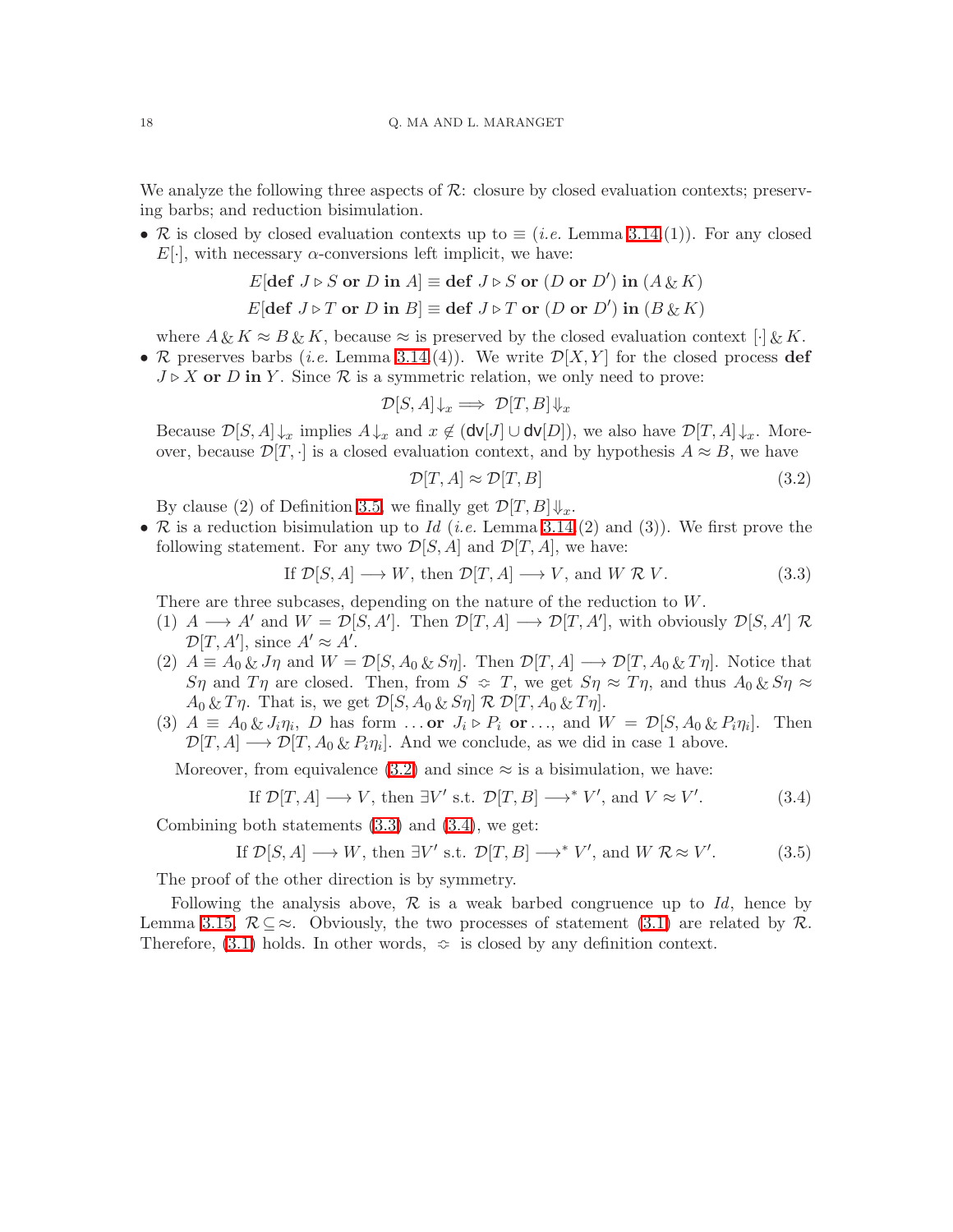We analyze the following three aspects of $\mathcal{R}$: closure by closed evaluation contexts; preserving barbs; and reduction bisimulation.

- $\mathcal{R}$ is closed by closed evaluation contexts up to $\equiv$ (*i.e.* Lemma 3.14(1)). For any closed $E[\cdot]$, with necessary $\alpha$-conversions left implicit, we have:

$$E[\textbf{def } J \triangleright S \textbf{ or } D \textbf{ in } A] \equiv \textbf{def } J \triangleright S \textbf{ or } (D \textbf{ or } D') \textbf{ in } (A \,\&\, K)$$

$$E[\textbf{def } J \triangleright T \textbf{ or } D \textbf{ in } B] \equiv \textbf{def } J \triangleright T \textbf{ or } (D \textbf{ or } D') \textbf{ in } (B \,\&\, K)$$

  where $A \,\&\, K \approx B \,\&\, K$, because $\approx$ is preserved by the closed evaluation context $[\cdot] \,\&\, K$.

- $\mathcal{R}$ preserves barbs (*i.e.* Lemma 3.14(4)). We write $\mathcal{D}[X, Y]$ for the closed process **def** $J \triangleright X$ **or** $D$ **in** $Y$. Since $\mathcal{R}$ is a symmetric relation, we only need to prove:

$$\mathcal{D}[S, A]\downarrow_x \implies \mathcal{D}[T, B]\Downarrow_x$$

  Because $\mathcal{D}[S, A]\downarrow_x$ implies $A\downarrow_x$ and $x \notin (\mathsf{dv}[J] \cup \mathsf{dv}[D])$, we also have $\mathcal{D}[T, A]\downarrow_x$. Moreover, because $\mathcal{D}[T, \cdot]$ is a closed evaluation context, and by hypothesis $A \approx B$, we have

$$\mathcal{D}[T, A] \approx \mathcal{D}[T, B] \tag{3.2}$$

  By clause (2) of Definition 3.5, we finally get $\mathcal{D}[T, B]\Downarrow_x$.

- $\mathcal{R}$ is a reduction bisimulation up to *Id* (*i.e.* Lemma 3.14(2) and (3)). We first prove the following statement. For any two $\mathcal{D}[S, A]$ and $\mathcal{D}[T, A]$, we have:

$$\text{If } \mathcal{D}[S, A] \longrightarrow W, \text{ then } \mathcal{D}[T, A] \longrightarrow V, \text{ and } W \;\mathcal{R}\; V. \tag{3.3}$$

  There are three subcases, depending on the nature of the reduction to $W$.

  (1) $A \longrightarrow A'$ and $W = \mathcal{D}[S, A']$. Then $\mathcal{D}[T, A] \longrightarrow \mathcal{D}[T, A']$, with obviously $\mathcal{D}[S, A'] \;\mathcal{R}\; \mathcal{D}[T, A']$, since $A' \approx A'$.

  (2) $A \equiv A_0 \,\&\, J\eta$ and $W = \mathcal{D}[S, A_0 \,\&\, S\eta]$. Then $\mathcal{D}[T, A] \longrightarrow \mathcal{D}[T, A_0 \,\&\, T\eta]$. Notice that $S\eta$ and $T\eta$ are closed. Then, from $S \simeq T$, we get $S\eta \approx T\eta$, and thus $A_0 \,\&\, S\eta \approx A_0 \,\&\, T\eta$. That is, we get $\mathcal{D}[S, A_0 \,\&\, S\eta] \;\mathcal{R}\; \mathcal{D}[T, A_0 \,\&\, T\eta]$.

  (3) $A \equiv A_0 \,\&\, J_i\eta_i$, $D$ has form $\ldots$ **or** $J_i \triangleright P_i$ **or** $\ldots$, and $W = \mathcal{D}[S, A_0 \,\&\, P_i\eta_i]$. Then $\mathcal{D}[T, A] \longrightarrow \mathcal{D}[T, A_0 \,\&\, P_i\eta_i]$. And we conclude, as we did in case 1 above.

  Moreover, from equivalence (3.2) and since $\approx$ is a bisimulation, we have:

$$\text{If } \mathcal{D}[T, A] \longrightarrow V, \text{ then } \exists V' \text{ s.t. } \mathcal{D}[T, B] \longrightarrow^* V', \text{ and } V \approx V'. \tag{3.4}$$

  Combining both statements (3.3) and (3.4), we get:

$$\text{If } \mathcal{D}[S, A] \longrightarrow W, \text{ then } \exists V' \text{ s.t. } \mathcal{D}[T, B] \longrightarrow^* V', \text{ and } W \;\mathcal{R}\!\approx\; V'. \tag{3.5}$$

  The proof of the other direction is by symmetry.

Following the analysis above, $\mathcal{R}$ is a weak barbed congruence up to *Id*, hence by Lemma 3.15, $\mathcal{R} \subseteq \approx$. Obviously, the two processes of statement (3.1) are related by $\mathcal{R}$. Therefore, (3.1) holds. In other words, $\simeq$ is closed by any definition context.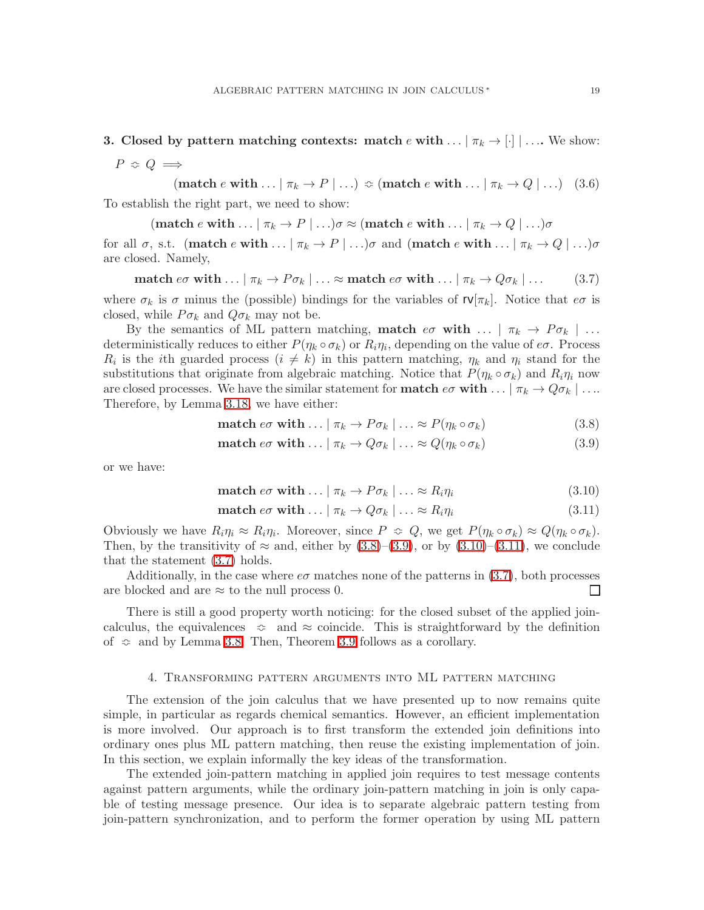**3. Closed by pattern matching contexts: match $e$ with $\ldots \mid \pi_k \rightarrow [\cdot] \mid \ldots$.** We show:

$P \mathrel{\ddot{\approx}} Q \implies$

$$(\textbf{match } e \textbf{ with} \ldots \mid \pi_k \rightarrow P \mid \ldots) \mathrel{\ddot{\approx}} (\textbf{match } e \textbf{ with} \ldots \mid \pi_k \rightarrow Q \mid \ldots) \quad (3.6)$$

To establish the right part, we need to show:

$$(\textbf{match } e \textbf{ with} \ldots \mid \pi_k \rightarrow P \mid \ldots)\sigma \approx (\textbf{match } e \textbf{ with} \ldots \mid \pi_k \rightarrow Q \mid \ldots)\sigma$$

for all $\sigma$, s.t. $(\textbf{match } e \textbf{ with} \ldots \mid \pi_k \rightarrow P \mid \ldots)\sigma$ and $(\textbf{match } e \textbf{ with} \ldots \mid \pi_k \rightarrow Q \mid \ldots)\sigma$ are closed. Namely,

$$\textbf{match } e\sigma \textbf{ with} \ldots \mid \pi_k \rightarrow P\sigma_k \mid \ldots \approx \textbf{match } e\sigma \textbf{ with} \ldots \mid \pi_k \rightarrow Q\sigma_k \mid \ldots \quad (3.7)$$

where $\sigma_k$ is $\sigma$ minus the (possible) bindings for the variables of $\mathsf{rv}[\pi_k]$. Notice that $e\sigma$ is closed, while $P\sigma_k$ and $Q\sigma_k$ may not be.

By the semantics of ML pattern matching, $\textbf{match } e\sigma \textbf{ with} \ldots \mid \pi_k \rightarrow P\sigma_k \mid \ldots$ deterministically reduces to either $P(\eta_k \circ \sigma_k)$ or $R_i\eta_i$, depending on the value of $e\sigma$. Process $R_i$ is the $i$th guarded process ($i \neq k$) in this pattern matching, $\eta_k$ and $\eta_i$ stand for the substitutions that originate from algebraic matching. Notice that $P(\eta_k \circ \sigma_k)$ and $R_i\eta_i$ now are closed processes. We have the similar statement for $\textbf{match } e\sigma \textbf{ with} \ldots \mid \pi_k \rightarrow Q\sigma_k \mid \ldots$. Therefore, by Lemma 3.18, we have either:

$$\textbf{match } e\sigma \textbf{ with} \ldots \mid \pi_k \rightarrow P\sigma_k \mid \ldots \approx P(\eta_k \circ \sigma_k) \quad (3.8)$$

$$\textbf{match } e\sigma \textbf{ with} \ldots \mid \pi_k \rightarrow Q\sigma_k \mid \ldots \approx Q(\eta_k \circ \sigma_k) \quad (3.9)$$

or we have:

$$\textbf{match } e\sigma \textbf{ with} \ldots \mid \pi_k \rightarrow P\sigma_k \mid \ldots \approx R_i\eta_i \quad (3.10)$$

$$\textbf{match } e\sigma \textbf{ with} \ldots \mid \pi_k \rightarrow Q\sigma_k \mid \ldots \approx R_i\eta_i \quad (3.11)$$

Obviously we have $R_i\eta_i \approx R_i\eta_i$. Moreover, since $P \mathrel{\ddot{\approx}} Q$, we get $P(\eta_k \circ \sigma_k) \approx Q(\eta_k \circ \sigma_k)$. Then, by the transitivity of $\approx$ and, either by (3.8)–(3.9), or by (3.10)–(3.11), we conclude that the statement (3.7) holds.

Additionally, in the case where $e\sigma$ matches none of the patterns in (3.7), both processes are blocked and are $\approx$ to the null process 0. □

There is still a good property worth noticing: for the closed subset of the applied join-calculus, the equivalences $\ddot{\approx}$ and $\approx$ coincide. This is straightforward by the definition of $\ddot{\approx}$ and by Lemma 3.8. Then, Theorem 3.9 follows as a corollary.

## 4. Transforming pattern arguments into ML pattern matching

The extension of the join calculus that we have presented up to now remains quite simple, in particular as regards chemical semantics. However, an efficient implementation is more involved. Our approach is to first transform the extended join definitions into ordinary ones plus ML pattern matching, then reuse the existing implementation of join. In this section, we explain informally the key ideas of the transformation.

The extended join-pattern matching in applied join requires to test message contents against pattern arguments, while the ordinary join-pattern matching in join is only capable of testing message presence. Our idea is to separate algebraic pattern testing from join-pattern synchronization, and to perform the former operation by using ML pattern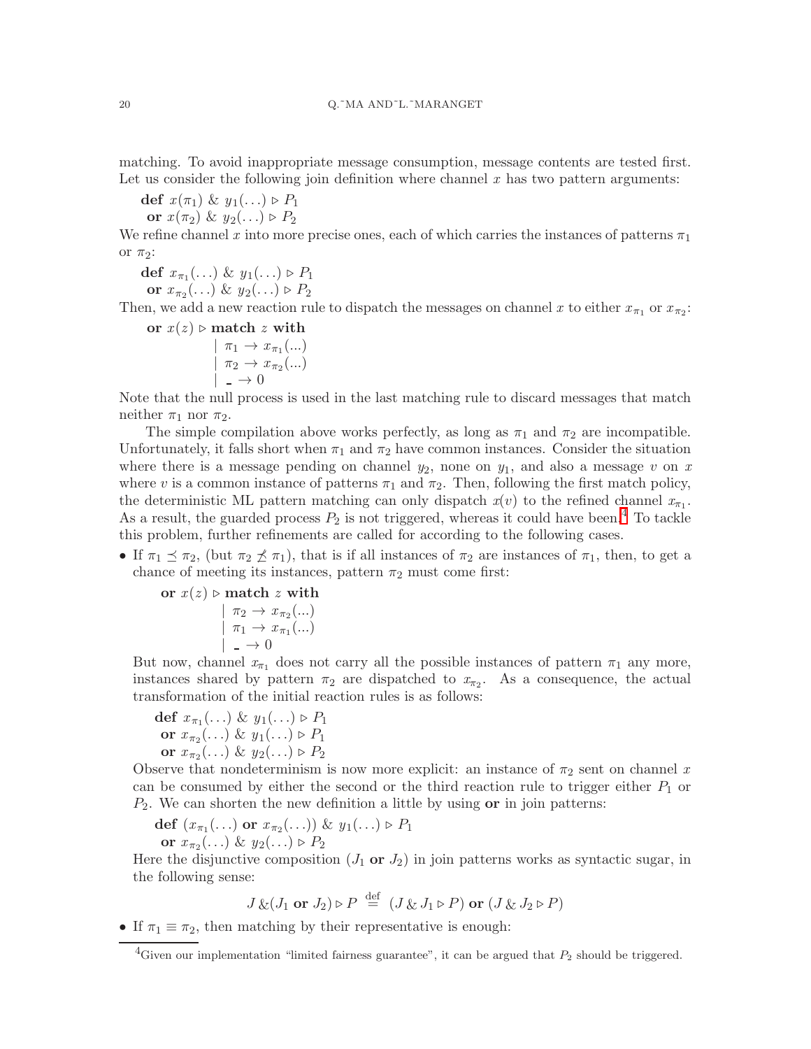matching. To avoid inappropriate message consumption, message contents are tested first. Let us consider the following join definition where channel $x$ has two pattern arguments:

$$\begin{array}{l}\textbf{def}\ x(\pi_1)\ \&\ y_1(\ldots) \triangleright P_1 \\ \ \textbf{or}\ x(\pi_2)\ \&\ y_2(\ldots) \triangleright P_2\end{array}$$

We refine channel $x$ into more precise ones, each of which carries the instances of patterns $\pi_1$ or $\pi_2$:

$$\begin{array}{l}\textbf{def}\ x_{\pi_1}(\ldots)\ \&\ y_1(\ldots) \triangleright P_1 \\ \ \textbf{or}\ x_{\pi_2}(\ldots)\ \&\ y_2(\ldots) \triangleright P_2\end{array}$$

Then, we add a new reaction rule to dispatch the messages on channel $x$ to either $x_{\pi_1}$ or $x_{\pi_2}$:

$$\begin{array}{l}\textbf{or}\ x(z) \triangleright \textbf{match}\ z\ \textbf{with} \\ \qquad\qquad \mid\ \pi_1 \rightarrow x_{\pi_1}(\ldots) \\ \qquad\qquad \mid\ \pi_2 \rightarrow x_{\pi_2}(\ldots) \\ \qquad\qquad \mid\ \_ \rightarrow 0\end{array}$$

Note that the null process is used in the last matching rule to discard messages that match neither $\pi_1$ nor $\pi_2$.

The simple compilation above works perfectly, as long as $\pi_1$ and $\pi_2$ are incompatible. Unfortunately, it falls short when $\pi_1$ and $\pi_2$ have common instances. Consider the situation where there is a message pending on channel $y_2$, none on $y_1$, and also a message $v$ on $x$ where $v$ is a common instance of patterns $\pi_1$ and $\pi_2$. Then, following the first match policy, the deterministic ML pattern matching can only dispatch $x(v)$ to the refined channel $x_{\pi_1}$. As a result, the guarded process $P_2$ is not triggered, whereas it could have been.[4] To tackle this problem, further refinements are called for according to the following cases.

- If $\pi_1 \preceq \pi_2$, (but $\pi_2 \not\preceq \pi_1$), that is if all instances of $\pi_2$ are instances of $\pi_1$, then, to get a chance of meeting its instances, pattern $\pi_2$ must come first:

  $$\begin{array}{l}\textbf{or}\ x(z) \triangleright \textbf{match}\ z\ \textbf{with} \\ \qquad\qquad \mid\ \pi_2 \rightarrow x_{\pi_2}(\ldots) \\ \qquad\qquad \mid\ \pi_1 \rightarrow x_{\pi_1}(\ldots) \\ \qquad\qquad \mid\ \_ \rightarrow 0\end{array}$$

  But now, channel $x_{\pi_1}$ does not carry all the possible instances of pattern $\pi_1$ any more, instances shared by pattern $\pi_2$ are dispatched to $x_{\pi_2}$. As a consequence, the actual transformation of the initial reaction rules is as follows:

  $$\begin{array}{l}\textbf{def}\ x_{\pi_1}(\ldots)\ \&\ y_1(\ldots) \triangleright P_1 \\ \ \textbf{or}\ x_{\pi_2}(\ldots)\ \&\ y_1(\ldots) \triangleright P_1 \\ \ \textbf{or}\ x_{\pi_2}(\ldots)\ \&\ y_2(\ldots) \triangleright P_2\end{array}$$

  Observe that nondeterminism is now more explicit: an instance of $\pi_2$ sent on channel $x$ can be consumed by either the second or the third reaction rule to trigger either $P_1$ or $P_2$. We can shorten the new definition a little by using **or** in join patterns:

  $$\begin{array}{l}\textbf{def}\ (x_{\pi_1}(\ldots)\ \textbf{or}\ x_{\pi_2}(\ldots))\ \&\ y_1(\ldots) \triangleright P_1 \\ \ \textbf{or}\ x_{\pi_2}(\ldots)\ \&\ y_2(\ldots) \triangleright P_2\end{array}$$

  Here the disjunctive composition ($J_1$ **or** $J_2$) in join patterns works as syntactic sugar, in the following sense:

  $$J\ \&(J_1\ \textbf{or}\ J_2) \triangleright P \ \stackrel{\text{def}}{=}\ (J\ \&\ J_1 \triangleright P)\ \textbf{or}\ (J\ \&\ J_2 \triangleright P)$$

- If $\pi_1 \equiv \pi_2$, then matching by their representative is enough:

[4] Given our implementation "limited fairness guarantee", it can be argued that $P_2$ should be triggered.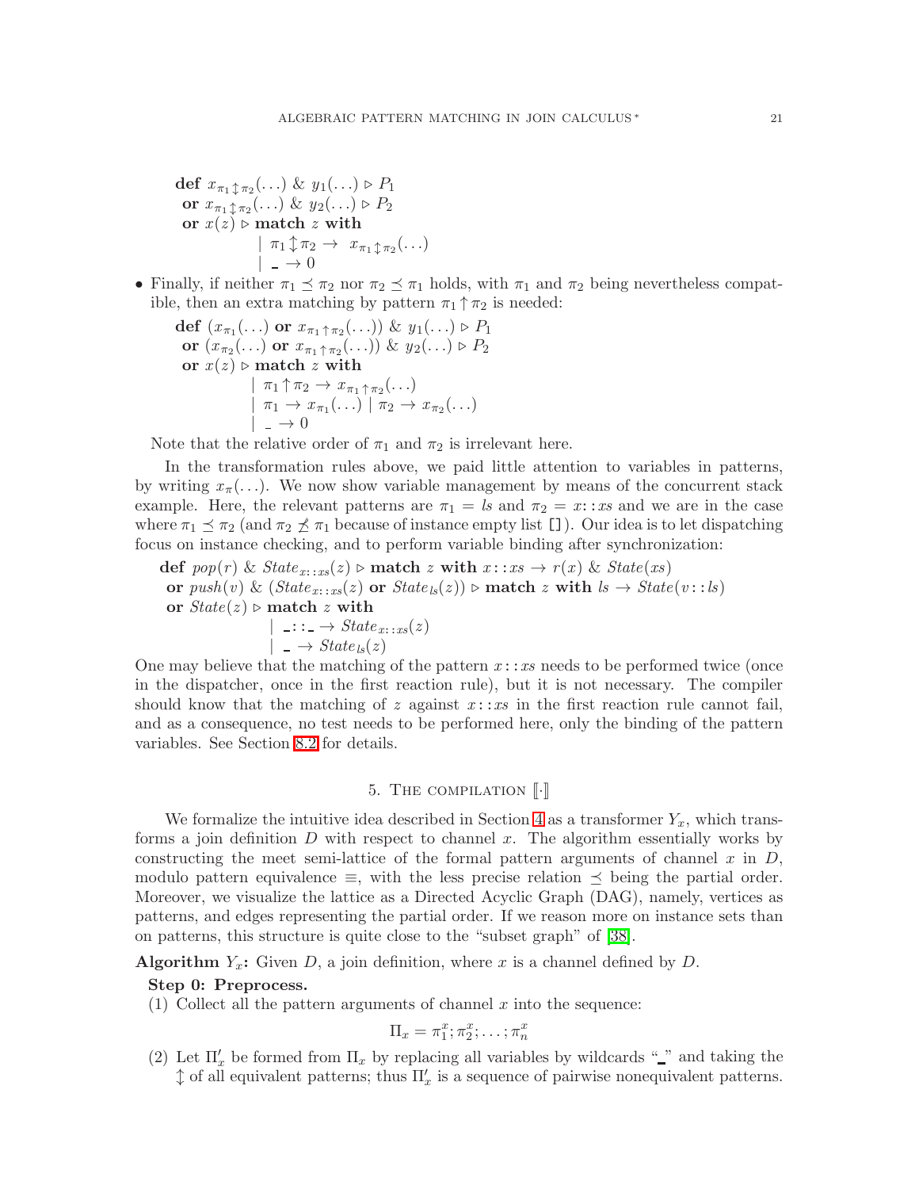$$
\begin{array}{l}
\textbf{def } x_{\pi_1 \updownarrow \pi_2}(\ldots) \;\&\; y_1(\ldots) \triangleright P_1 \\
\;\textbf{or } x_{\pi_1 \updownarrow \pi_2}(\ldots) \;\&\; y_2(\ldots) \triangleright P_2 \\
\;\textbf{or } x(z) \triangleright \textbf{match } z \textbf{ with} \\
\qquad\qquad \mid \pi_1 \updownarrow \pi_2 \rightarrow \; x_{\pi_1 \updownarrow \pi_2}(\ldots) \\
\qquad\qquad \mid \_ \rightarrow 0
\end{array}
$$

- Finally, if neither $\pi_1 \preceq \pi_2$ nor $\pi_2 \preceq \pi_1$ holds, with $\pi_1$ and $\pi_2$ being nevertheless compatible, then an extra matching by pattern $\pi_1 \uparrow \pi_2$ is needed:

$$
\begin{array}{l}
\textbf{def } (x_{\pi_1}(\ldots) \textbf{ or } x_{\pi_1 \uparrow \pi_2}(\ldots)) \;\&\; y_1(\ldots) \triangleright P_1 \\
\;\textbf{or } (x_{\pi_2}(\ldots) \textbf{ or } x_{\pi_1 \uparrow \pi_2}(\ldots)) \;\&\; y_2(\ldots) \triangleright P_2 \\
\;\textbf{or } x(z) \triangleright \textbf{match } z \textbf{ with} \\
\qquad\qquad \mid \pi_1 \uparrow \pi_2 \rightarrow x_{\pi_1 \uparrow \pi_2}(\ldots) \\
\qquad\qquad \mid \pi_1 \rightarrow x_{\pi_1}(\ldots) \mid \pi_2 \rightarrow x_{\pi_2}(\ldots) \\
\qquad\qquad \mid \_ \rightarrow 0
\end{array}
$$

Note that the relative order of $\pi_1$ and $\pi_2$ is irrelevant here.

In the transformation rules above, we paid little attention to variables in patterns, by writing $x_\pi(\ldots)$. We now show variable management by means of the concurrent stack example. Here, the relevant patterns are $\pi_1 = ls$ and $\pi_2 = x::xs$ and we are in the case where $\pi_1 \preceq \pi_2$ (and $\pi_2 \not\preceq \pi_1$ because of instance empty list `[]`). Our idea is to let dispatching focus on instance checking, and to perform variable binding after synchronization:

$$
\begin{array}{l}
\textbf{def } \mathit{pop}(r) \;\&\; \mathit{State}_{x::xs}(z) \triangleright \textbf{match } z \textbf{ with } x::xs \rightarrow r(x) \;\&\; \mathit{State}(xs) \\
\;\textbf{or } \mathit{push}(v) \;\&\; (\mathit{State}_{x::xs}(z) \textbf{ or } \mathit{State}_{ls}(z)) \triangleright \textbf{match } z \textbf{ with } ls \rightarrow \mathit{State}(v::ls) \\
\;\textbf{or } \mathit{State}(z) \triangleright \textbf{match } z \textbf{ with} \\
\qquad\qquad \mid \_::\_ \rightarrow \mathit{State}_{x::xs}(z) \\
\qquad\qquad \mid \_ \rightarrow \mathit{State}_{ls}(z)
\end{array}
$$

One may believe that the matching of the pattern $x::xs$ needs to be performed twice (once in the dispatcher, once in the first reaction rule), but it is not necessary. The compiler should know that the matching of $z$ against $x::xs$ in the first reaction rule cannot fail, and as a consequence, no test needs to be performed here, only the binding of the pattern variables. See Section 8.2 for details.

## 5. The compilation $[\![\cdot]\!]$

We formalize the intuitive idea described in Section 4 as a transformer $Y_x$, which transforms a join definition $D$ with respect to channel $x$. The algorithm essentially works by constructing the meet semi-lattice of the formal pattern arguments of channel $x$ in $D$, modulo pattern equivalence $\equiv$, with the less precise relation $\preceq$ being the partial order. Moreover, we visualize the lattice as a Directed Acyclic Graph (DAG), namely, vertices as patterns, and edges representing the partial order. If we reason more on instance sets than on patterns, this structure is quite close to the "subset graph" of [38].

**Algorithm $Y_x$:** Given $D$, a join definition, where $x$ is a channel defined by $D$.

**Step 0: Preprocess.**

(1) Collect all the pattern arguments of channel $x$ into the sequence:

$$\Pi_x = \pi^x_1; \pi^x_2; \ldots; \pi^x_n$$

(2) Let $\Pi'_x$ be formed from $\Pi_x$ by replacing all variables by wildcards "_" and taking the $\updownarrow$ of all equivalent patterns; thus $\Pi'_x$ is a sequence of pairwise nonequivalent patterns.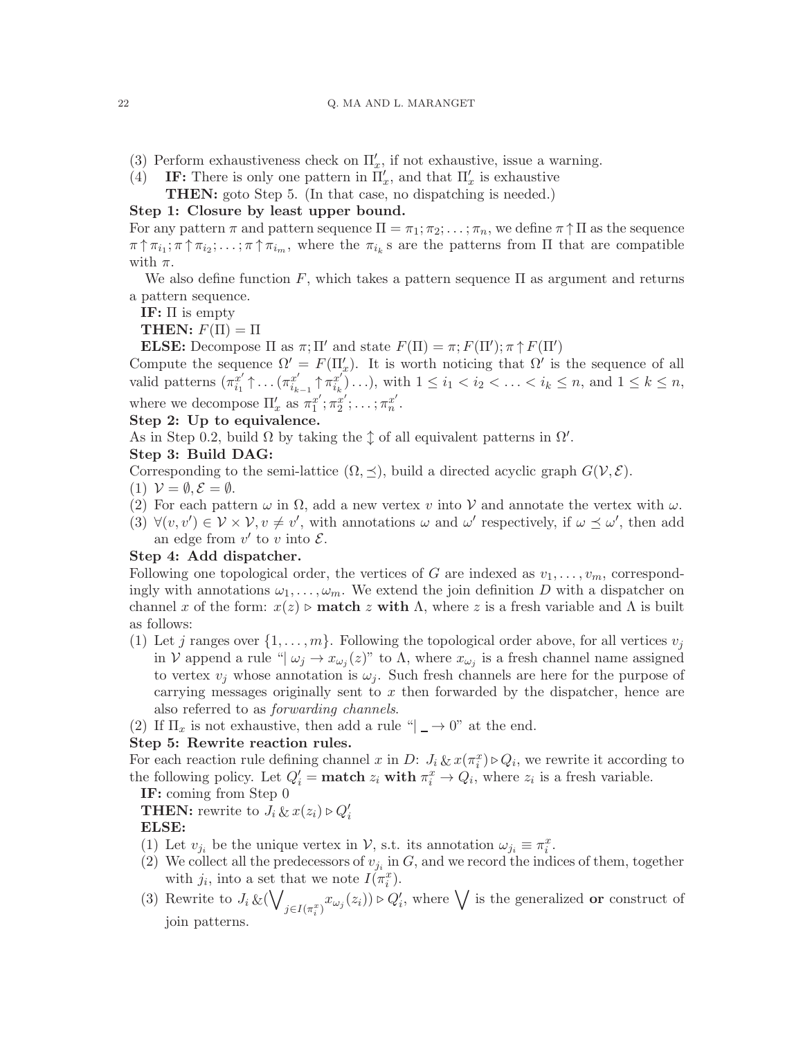(3) Perform exhaustiveness check on $\Pi'_x$, if not exhaustive, issue a warning.

(4) **IF:** There is only one pattern in $\Pi'_x$, and that $\Pi'_x$ is exhaustive
**THEN:** goto Step 5. (In that case, no dispatching is needed.)

**Step 1: Closure by least upper bound.**

For any pattern $\pi$ and pattern sequence $\Pi = \pi_1; \pi_2; \ldots; \pi_n$, we define $\pi \uparrow \Pi$ as the sequence $\pi \uparrow \pi_{i_1}; \pi \uparrow \pi_{i_2}; \ldots; \pi \uparrow \pi_{i_m}$, where the $\pi_{i_k}$s are the patterns from $\Pi$ that are compatible with $\pi$.

We also define function $F$, which takes a pattern sequence $\Pi$ as argument and returns a pattern sequence.

**IF:** $\Pi$ is empty
**THEN:** $F(\Pi) = \Pi$
**ELSE:** Decompose $\Pi$ as $\pi; \Pi'$ and state $F(\Pi) = \pi; F(\Pi'); \pi \uparrow F(\Pi')$

Compute the sequence $\Omega' = F(\Pi'_x)$. It is worth noticing that $\Omega'$ is the sequence of all valid patterns $(\pi^{x'}_{i_1} \uparrow \ldots (\pi^{x'}_{i_{k-1}} \uparrow \pi^{x'}_{i_k}) \ldots)$, with $1 \leq i_1 < i_2 < \ldots < i_k \leq n$, and $1 \leq k \leq n$, where we decompose $\Pi'_x$ as $\pi^{x'}_1; \pi^{x'}_2; \ldots; \pi^{x'}_n$.

**Step 2: Up to equivalence.**

As in Step 0.2, build $\Omega$ by taking the $\updownarrow$ of all equivalent patterns in $\Omega'$.

**Step 3: Build DAG:**

Corresponding to the semi-lattice $(\Omega, \preceq)$, build a directed acyclic graph $G(\mathcal{V}, \mathcal{E})$.

(1) $\mathcal{V} = \emptyset, \mathcal{E} = \emptyset$.
(2) For each pattern $\omega$ in $\Omega$, add a new vertex $v$ into $\mathcal{V}$ and annotate the vertex with $\omega$.
(3) $\forall (v, v') \in \mathcal{V} \times \mathcal{V}, v \neq v'$, with annotations $\omega$ and $\omega'$ respectively, if $\omega \preceq \omega'$, then add an edge from $v'$ to $v$ into $\mathcal{E}$.

**Step 4: Add dispatcher.**

Following one topological order, the vertices of $G$ are indexed as $v_1, \ldots, v_m$, correspondingly with annotations $\omega_1, \ldots, \omega_m$. We extend the join definition $D$ with a dispatcher on channel $x$ of the form: $x(z) \triangleright$ **match** $z$ **with** $\Lambda$, where $z$ is a fresh variable and $\Lambda$ is built as follows:

(1) Let $j$ ranges over $\{1, \ldots, m\}$. Following the topological order above, for all vertices $v_j$ in $\mathcal{V}$ append a rule "$\mid \omega_j \to x_{\omega_j}(z)$" to $\Lambda$, where $x_{\omega_j}$ is a fresh channel name assigned to vertex $v_j$ whose annotation is $\omega_j$. Such fresh channels are here for the purpose of carrying messages originally sent to $x$ then forwarded by the dispatcher, hence are also referred to as *forwarding channels*.
(2) If $\Pi_x$ is not exhaustive, then add a rule "$\mid \_ \to 0$" at the end.

**Step 5: Rewrite reaction rules.**

For each reaction rule defining channel $x$ in $D$: $J_i \,\&\, x(\pi^x_i) \triangleright Q_i$, we rewrite it according to the following policy. Let $Q'_i =$ **match** $z_i$ **with** $\pi^x_i \to Q_i$, where $z_i$ is a fresh variable.

**IF:** coming from Step 0
**THEN:** rewrite to $J_i \,\&\, x(z_i) \triangleright Q'_i$
**ELSE:**

(1) Let $v_{j_i}$ be the unique vertex in $\mathcal{V}$, s.t. its annotation $\omega_{j_i} \equiv \pi^x_i$.
(2) We collect all the predecessors of $v_{j_i}$ in $G$, and we record the indices of them, together with $j_i$, into a set that we note $I(\pi^x_i)$.
(3) Rewrite to $J_i \,\&\, (\bigvee_{j \in I(\pi^x_i)} x_{\omega_j}(z_i)) \triangleright Q'_i$, where $\bigvee$ is the generalized **or** construct of join patterns.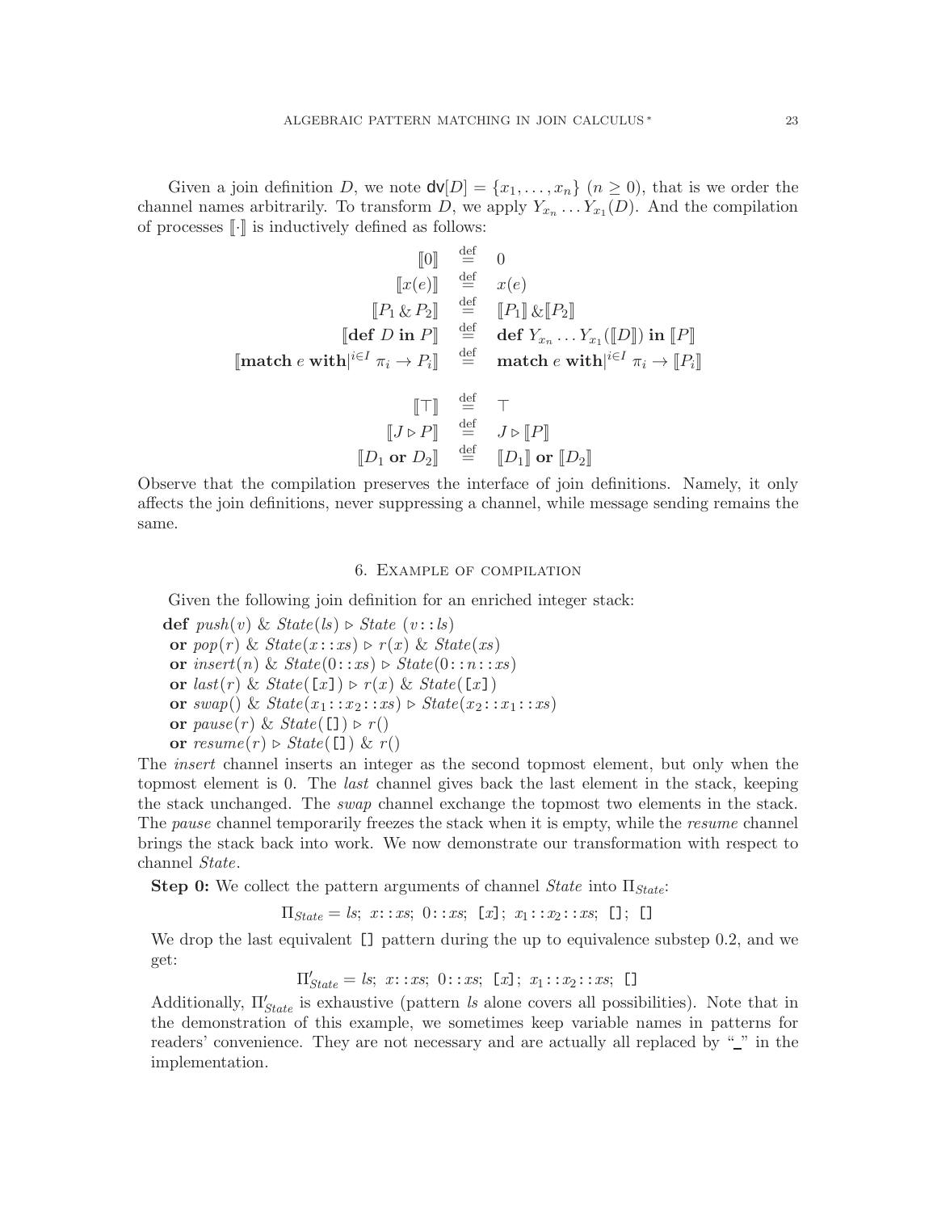Given a join definition $D$, we note $\mathsf{dv}[D] = \{x_1, \ldots, x_n\}$ $(n \geq 0)$, that is we order the channel names arbitrarily. To transform $D$, we apply $Y_{x_n} \ldots Y_{x_1}(D)$. And the compilation of processes $[\![\cdot]\!]$ is inductively defined as follows:

$$
\begin{array}{rcl}
[\![0]\!] & \stackrel{\text{def}}{=} & 0 \\
[\![x(e)]\!] & \stackrel{\text{def}}{=} & x(e) \\
[\![P_1 \,\&\, P_2]\!] & \stackrel{\text{def}}{=} & [\![P_1]\!] \,\&\, [\![P_2]\!] \\
[\![\textbf{def } D \textbf{ in } P]\!] & \stackrel{\text{def}}{=} & \textbf{def } Y_{x_n} \ldots Y_{x_1}([\![D]\!]) \textbf{ in } [\![P]\!] \\
[\![\textbf{match } e \textbf{ with}|^{i \in I}\ \pi_i \to P_i]\!] & \stackrel{\text{def}}{=} & \textbf{match } e \textbf{ with}|^{i \in I}\ \pi_i \to [\![P_i]\!] \\
 & & \\
[\![\top]\!] & \stackrel{\text{def}}{=} & \top \\
[\![J \triangleright P]\!] & \stackrel{\text{def}}{=} & J \triangleright [\![P]\!] \\
[\![D_1 \textbf{ or } D_2]\!] & \stackrel{\text{def}}{=} & [\![D_1]\!] \textbf{ or } [\![D_2]\!]
\end{array}
$$

Observe that the compilation preserves the interface of join definitions. Namely, it only affects the join definitions, never suppressing a channel, while message sending remains the same.

## 6. Example of compilation

Given the following join definition for an enriched integer stack:

$\textbf{def}\ \mathit{push}(v)\ \&\ \mathit{State}(\mathit{ls}) \triangleright \mathit{State}\ (v::\mathit{ls})$
$\textbf{or}\ \mathit{pop}(r)\ \&\ \mathit{State}(x::\mathit{xs}) \triangleright r(x)\ \&\ \mathit{State}(\mathit{xs})$
$\textbf{or}\ \mathit{insert}(n)\ \&\ \mathit{State}(0::\mathit{xs}) \triangleright \mathit{State}(0::n::\mathit{xs})$
$\textbf{or}\ \mathit{last}(r)\ \&\ \mathit{State}(\texttt{[}x\texttt{]}) \triangleright r(x)\ \&\ \mathit{State}(\texttt{[}x\texttt{]})$
$\textbf{or}\ \mathit{swap}()\ \&\ \mathit{State}(x_1::x_2::\mathit{xs}) \triangleright \mathit{State}(x_2::x_1::\mathit{xs})$
$\textbf{or}\ \mathit{pause}(r)\ \&\ \mathit{State}(\texttt{[]}) \triangleright r()$
$\textbf{or}\ \mathit{resume}(r) \triangleright \mathit{State}(\texttt{[]})\ \&\ r()$

The *insert* channel inserts an integer as the second topmost element, but only when the topmost element is 0. The *last* channel gives back the last element in the stack, keeping the stack unchanged. The *swap* channel exchange the topmost two elements in the stack. The *pause* channel temporarily freezes the stack when it is empty, while the *resume* channel brings the stack back into work. We now demonstrate our transformation with respect to channel *State*.

**Step 0:** We collect the pattern arguments of channel *State* into $\Pi_{\mathit{State}}$:

$$\Pi_{\mathit{State}} = \mathit{ls};\ x::\mathit{xs};\ 0::\mathit{xs};\ \texttt{[}x\texttt{]};\ x_1::x_2::\mathit{xs};\ \texttt{[]};\ \texttt{[]}$$

We drop the last equivalent `[]` pattern during the up to equivalence substep 0.2, and we get:

$$\Pi'_{\mathit{State}} = \mathit{ls};\ x::\mathit{xs};\ 0::\mathit{xs};\ \texttt{[}x\texttt{]};\ x_1::x_2::\mathit{xs};\ \texttt{[]}$$

Additionally, $\Pi'_{\mathit{State}}$ is exhaustive (pattern *ls* alone covers all possibilities). Note that in the demonstration of this example, we sometimes keep variable names in patterns for readers' convenience. They are not necessary and are actually all replaced by "_" in the implementation.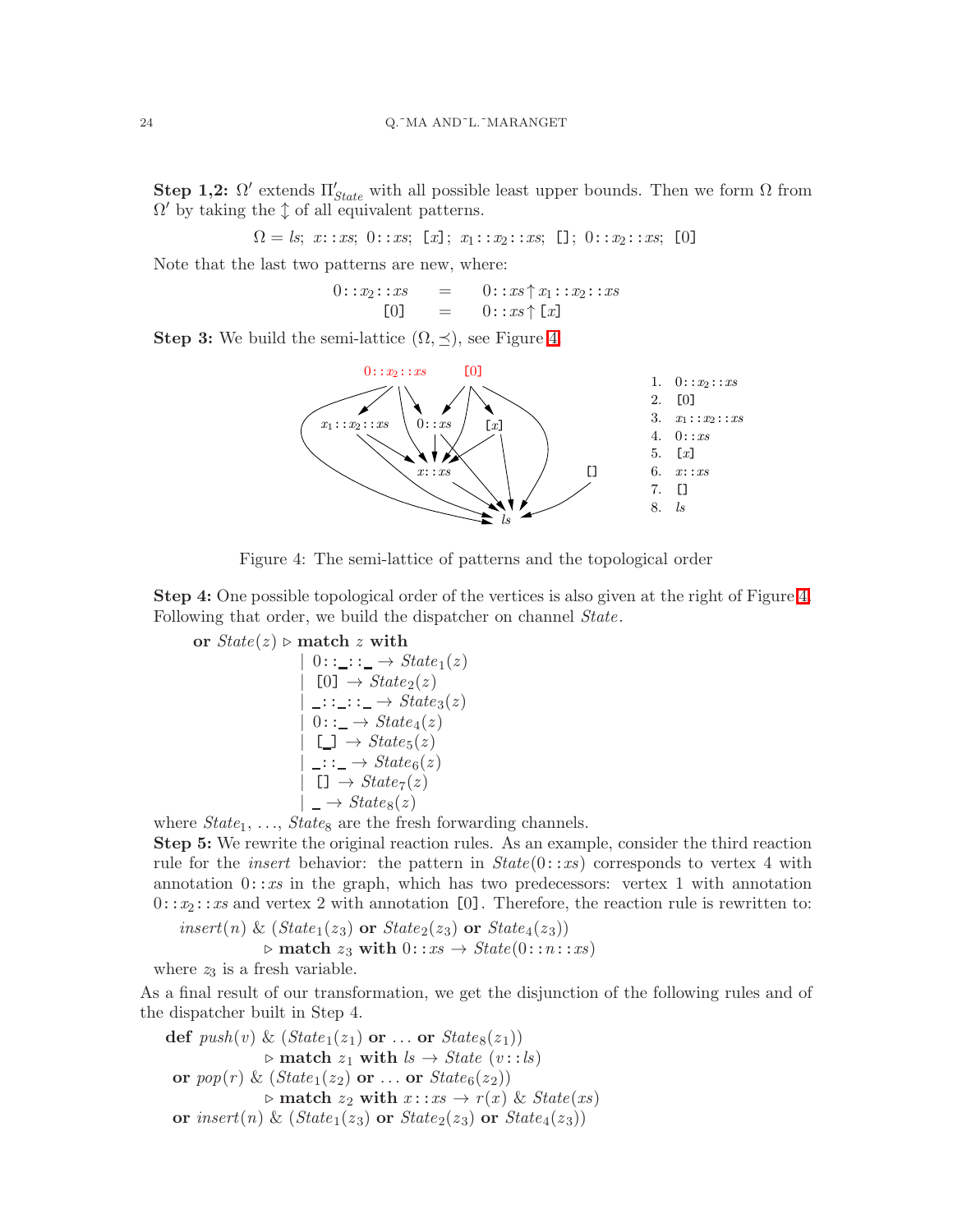**Step 1,2:** $\Omega'$ extends $\Pi'_{State}$ with all possible least upper bounds. Then we form $\Omega$ from $\Omega'$ by taking the $\updownarrow$ of all equivalent patterns.

$$\Omega = ls;\ x::xs;\ 0::xs;\ [x];\ x_1::x_2::xs;\ [];\ 0::x_2::xs;\ [0]$$

Note that the last two patterns are new, where:

$$\begin{aligned} 0::x_2::xs &= 0::xs \uparrow x_1::x_2::xs \\ [0] &= 0::xs \uparrow [x] \end{aligned}$$

**Step 3:** We build the semi-lattice $(\Omega, \preceq)$, see Figure 4.

1. $0::x_2::xs$
2. $[0]$
3. $x_1::x_2::xs$
4. $0::xs$
5. $[x]$
6. $x::xs$
7. $[]$
8. $ls$

Figure 4: The semi-lattice of patterns and the topological order

**Step 4:** One possible topological order of the vertices is also given at the right of Figure 4. Following that order, we build the dispatcher on channel *State*.

$$\begin{aligned}
\textbf{or}\ State(z) \triangleright \textbf{match}\ z\ \textbf{with}\ & \\
& \mid 0::\_::\_ \rightarrow State_1(z) \\
& \mid [0] \rightarrow State_2(z) \\
& \mid \_::\_::\_ \rightarrow State_3(z) \\
& \mid 0::\_ \rightarrow State_4(z) \\
& \mid [\_] \rightarrow State_5(z) \\
& \mid \_::\_ \rightarrow State_6(z) \\
& \mid [] \rightarrow State_7(z) \\
& \mid \_ \rightarrow State_8(z)
\end{aligned}$$

where $State_1$, ..., $State_8$ are the fresh forwarding channels.

**Step 5:** We rewrite the original reaction rules. As an example, consider the third reaction rule for the *insert* behavior: the pattern in $State(0::xs)$ corresponds to vertex 4 with annotation $0::xs$ in the graph, which has two predecessors: vertex 1 with annotation $0::x_2::xs$ and vertex 2 with annotation $[0]$. Therefore, the reaction rule is rewritten to:

$$\begin{aligned}
& insert(n)\ \&\ (State_1(z_3)\ \textbf{or}\ State_2(z_3)\ \textbf{or}\ State_4(z_3)) \\
& \qquad \triangleright \textbf{match}\ z_3\ \textbf{with}\ 0::xs \rightarrow State(0::n::xs)
\end{aligned}$$

where $z_3$ is a fresh variable.

As a final result of our transformation, we get the disjunction of the following rules and of the dispatcher built in Step 4.

$$\begin{aligned}
\textbf{def}\ & push(v)\ \&\ (State_1(z_1)\ \textbf{or}\ \ldots\ \textbf{or}\ State_8(z_1)) \\
& \qquad \triangleright \textbf{match}\ z_1\ \textbf{with}\ ls \rightarrow State\ (v::ls) \\
\textbf{or}\ & pop(r)\ \&\ (State_1(z_2)\ \textbf{or}\ \ldots\ \textbf{or}\ State_6(z_2)) \\
& \qquad \triangleright \textbf{match}\ z_2\ \textbf{with}\ x::xs \rightarrow r(x)\ \&\ State(xs) \\
\textbf{or}\ & insert(n)\ \&\ (State_1(z_3)\ \textbf{or}\ State_2(z_3)\ \textbf{or}\ State_4(z_3))
\end{aligned}$$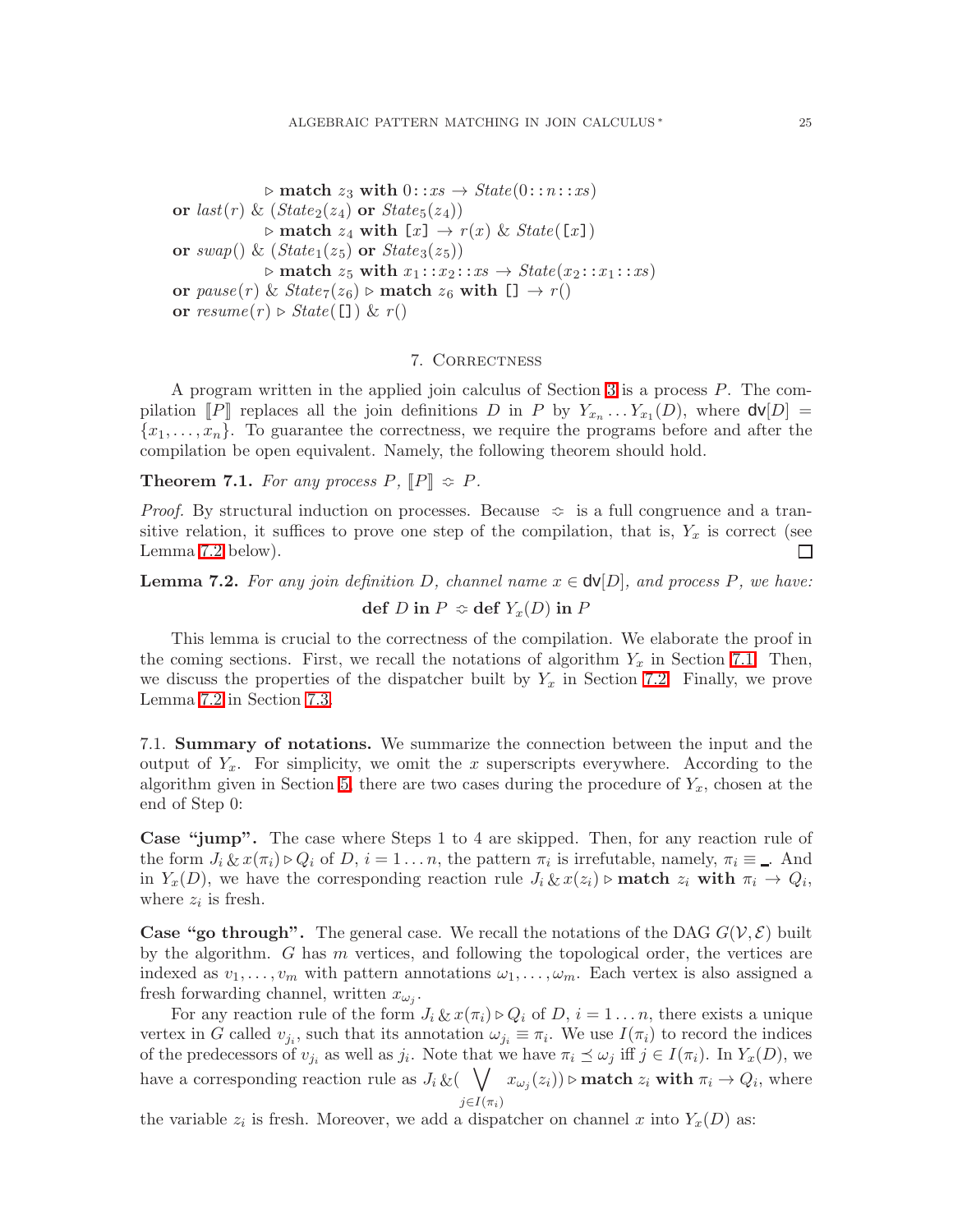$\triangleright$ **match** $z_3$ **with** $0::xs \rightarrow State(0::n::xs)$
**or** $last(r)$ & $(State_2(z_4)$ **or** $State_5(z_4))$
$\triangleright$ **match** $z_4$ **with** $[x] \rightarrow r(x)$ & $State([x])$
**or** $swap()$ & $(State_1(z_5)$ **or** $State_3(z_5))$
$\triangleright$ **match** $z_5$ **with** $x_1::x_2::xs \rightarrow State(x_2::x_1::xs)$
**or** $pause(r)$ & $State_7(z_6) \triangleright$ **match** $z_6$ **with** $[] \rightarrow r()$
**or** $resume(r) \triangleright State([])$ & $r()$

## 7. Correctness

A program written in the applied join calculus of Section 3 is a process $P$. The compilation $[\![P]\!]$ replaces all the join definitions $D$ in $P$ by $Y_{x_n} \ldots Y_{x_1}(D)$, where $\mathsf{dv}[D] = \{x_1, \ldots, x_n\}$. To guarantee the correctness, we require the programs before and after the compilation be open equivalent. Namely, the following theorem should hold.

**Theorem 7.1.** *For any process $P$, $[\![P]\!] \doteqdot P$.*

*Proof.* By structural induction on processes. Because $\doteqdot$ is a full congruence and a transitive relation, it suffices to prove one step of the compilation, that is, $Y_x$ is correct (see Lemma 7.2 below). □

**Lemma 7.2.** *For any join definition $D$, channel name $x \in \mathsf{dv}[D]$, and process $P$, we have:*

$$\textbf{def } D \textbf{ in } P \doteqdot \textbf{def } Y_x(D) \textbf{ in } P$$

This lemma is crucial to the correctness of the compilation. We elaborate the proof in the coming sections. First, we recall the notations of algorithm $Y_x$ in Section 7.1. Then, we discuss the properties of the dispatcher built by $Y_x$ in Section 7.2. Finally, we prove Lemma 7.2 in Section 7.3.

7.1. **Summary of notations.** We summarize the connection between the input and the output of $Y_x$. For simplicity, we omit the $x$ superscripts everywhere. According to the algorithm given in Section 5, there are two cases during the procedure of $Y_x$, chosen at the end of Step 0:

**Case "jump".** The case where Steps 1 to 4 are skipped. Then, for any reaction rule of the form $J_i \,\&\, x(\pi_i) \triangleright Q_i$ of $D$, $i = 1 \ldots n$, the pattern $\pi_i$ is irrefutable, namely, $\pi_i \equiv \_$. And in $Y_x(D)$, we have the corresponding reaction rule $J_i \,\&\, x(z_i) \triangleright$ **match** $z_i$ **with** $\pi_i \rightarrow Q_i$, where $z_i$ is fresh.

**Case "go through".** The general case. We recall the notations of the DAG $G(\mathcal{V}, \mathcal{E})$ built by the algorithm. $G$ has $m$ vertices, and following the topological order, the vertices are indexed as $v_1, \ldots, v_m$ with pattern annotations $\omega_1, \ldots, \omega_m$. Each vertex is also assigned a fresh forwarding channel, written $x_{\omega_j}$.

For any reaction rule of the form $J_i \,\&\, x(\pi_i) \triangleright Q_i$ of $D$, $i = 1 \ldots n$, there exists a unique vertex in $G$ called $v_{j_i}$, such that its annotation $\omega_{j_i} \equiv \pi_i$. We use $I(\pi_i)$ to record the indices of the predecessors of $v_{j_i}$ as well as $j_i$. Note that we have $\pi_i \preceq \omega_j$ iff $j \in I(\pi_i)$. In $Y_x(D)$, we have a corresponding reaction rule as $J_i \,\&(\bigvee_{j \in I(\pi_i)} x_{\omega_j}(z_i)) \triangleright$ **match** $z_i$ **with** $\pi_i \rightarrow Q_i$, where the variable $z_i$ is fresh. Moreover, we add a dispatcher on channel $x$ into $Y_x(D)$ as: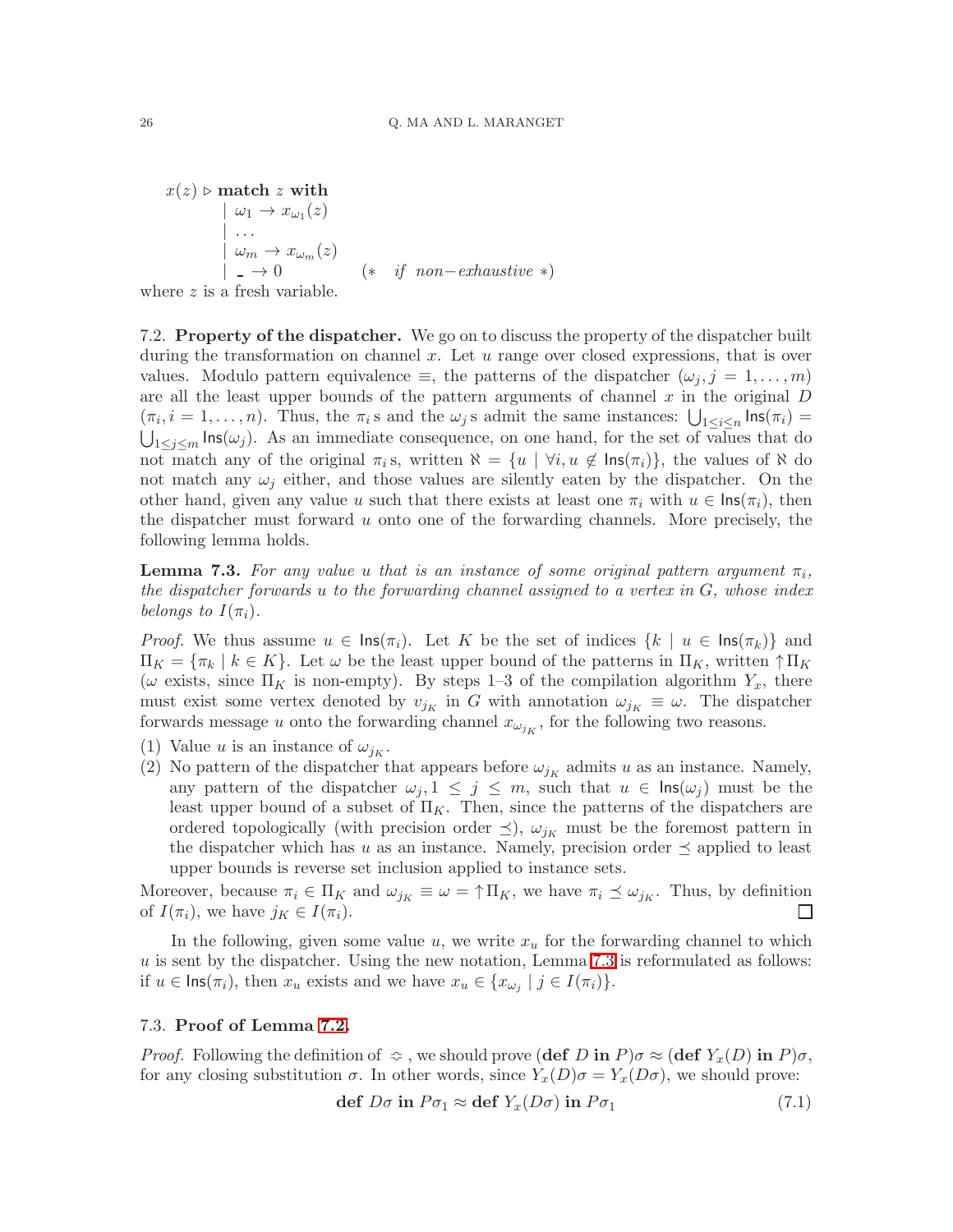$$
\begin{array}{l}
x(z) \triangleright \textbf{match } z \textbf{ with} \\
\qquad \mid \omega_1 \to x_{\omega_1}(z) \\
\qquad \mid \ldots \\
\qquad \mid \omega_m \to x_{\omega_m}(z) \\
\qquad \mid \_ \to 0 \qquad\qquad (*\quad \textit{if non-exhaustive } *)
\end{array}
$$

where $z$ is a fresh variable.

7.2. **Property of the dispatcher.** We go on to discuss the property of the dispatcher built during the transformation on channel $x$. Let $u$ range over closed expressions, that is over values. Modulo pattern equivalence $\equiv$, the patterns of the dispatcher $(\omega_j, j = 1, \ldots, m)$ are all the least upper bounds of the pattern arguments of channel $x$ in the original $D$ $(\pi_i, i = 1, \ldots, n)$. Thus, the $\pi_i$s and the $\omega_j$s admit the same instances: $\bigcup_{1 \le i \le n} \mathsf{Ins}(\pi_i) = \bigcup_{1 \le j \le m} \mathsf{Ins}(\omega_j)$. As an immediate consequence, on one hand, for the set of values that do not match any of the original $\pi_i$s, written $\aleph = \{u \mid \forall i, u \notin \mathsf{Ins}(\pi_i)\}$, the values of $\aleph$ do not match any $\omega_j$ either, and those values are silently eaten by the dispatcher. On the other hand, given any value $u$ such that there exists at least one $\pi_i$ with $u \in \mathsf{Ins}(\pi_i)$, then the dispatcher must forward $u$ onto one of the forwarding channels. More precisely, the following lemma holds.

**Lemma 7.3.** *For any value $u$ that is an instance of some original pattern argument $\pi_i$, the dispatcher forwards $u$ to the forwarding channel assigned to a vertex in $G$, whose index belongs to $I(\pi_i)$.*

*Proof.* We thus assume $u \in \mathsf{Ins}(\pi_i)$. Let $K$ be the set of indices $\{k \mid u \in \mathsf{Ins}(\pi_k)\}$ and $\Pi_K = \{\pi_k \mid k \in K\}$. Let $\omega$ be the least upper bound of the patterns in $\Pi_K$, written $\uparrow\Pi_K$ ($\omega$ exists, since $\Pi_K$ is non-empty). By steps 1–3 of the compilation algorithm $Y_x$, there must exist some vertex denoted by $v_{j_K}$ in $G$ with annotation $\omega_{j_K} \equiv \omega$. The dispatcher forwards message $u$ onto the forwarding channel $x_{\omega_{j_K}}$, for the following two reasons.

(1) Value $u$ is an instance of $\omega_{j_K}$.
(2) No pattern of the dispatcher that appears before $\omega_{j_K}$ admits $u$ as an instance. Namely, any pattern of the dispatcher $\omega_j, 1 \le j \le m$, such that $u \in \mathsf{Ins}(\omega_j)$ must be the least upper bound of a subset of $\Pi_K$. Then, since the patterns of the dispatchers are ordered topologically (with precision order $\preceq$), $\omega_{j_K}$ must be the foremost pattern in the dispatcher which has $u$ as an instance. Namely, precision order $\preceq$ applied to least upper bounds is reverse set inclusion applied to instance sets.

Moreover, because $\pi_i \in \Pi_K$ and $\omega_{j_K} \equiv \omega = \uparrow\Pi_K$, we have $\pi_i \preceq \omega_{j_K}$. Thus, by definition of $I(\pi_i)$, we have $j_K \in I(\pi_i)$. □

In the following, given some value $u$, we write $x_u$ for the forwarding channel to which $u$ is sent by the dispatcher. Using the new notation, Lemma 7.3 is reformulated as follows: if $u \in \mathsf{Ins}(\pi_i)$, then $x_u$ exists and we have $x_u \in \{x_{\omega_j} \mid j \in I(\pi_i)\}$.

7.3. **Proof of Lemma 7.2.**

*Proof.* Following the definition of $\eqsim$, we should prove $(\textbf{def } D \textbf{ in } P)\sigma \approx (\textbf{def } Y_x(D) \textbf{ in } P)\sigma$, for any closing substitution $\sigma$. In other words, since $Y_x(D)\sigma = Y_x(D\sigma)$, we should prove:

$$
\textbf{def } D\sigma \textbf{ in } P\sigma_1 \approx \textbf{def } Y_x(D\sigma) \textbf{ in } P\sigma_1 \tag{7.1}
$$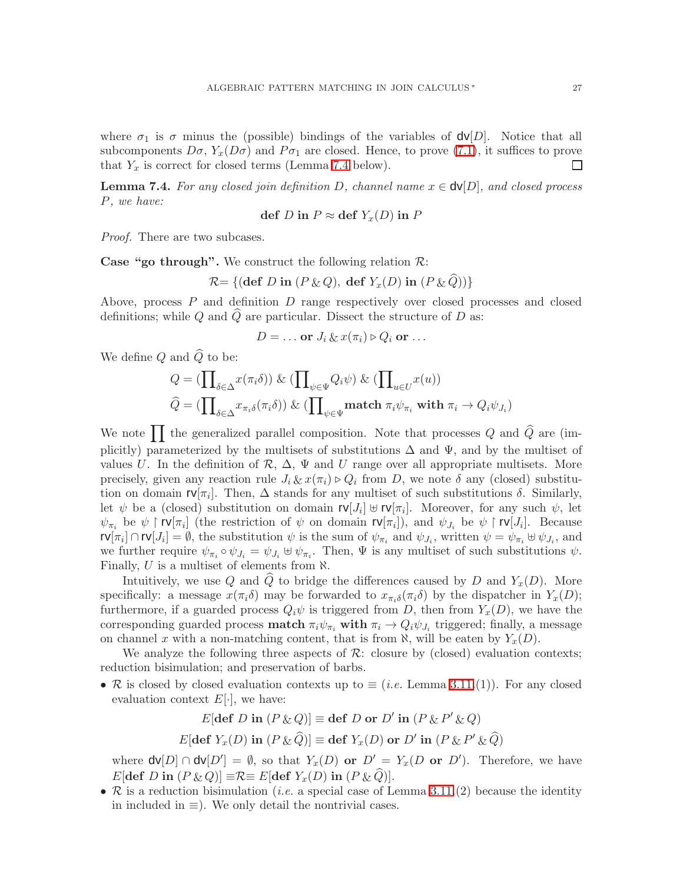where $\sigma_1$ is $\sigma$ minus the (possible) bindings of the variables of $\mathsf{dv}[D]$. Notice that all subcomponents $D\sigma$, $Y_x(D\sigma)$ and $P\sigma_1$ are closed. Hence, to prove (7.1), it suffices to prove that $Y_x$ is correct for closed terms (Lemma 7.4 below). ☐

**Lemma 7.4.** *For any closed join definition $D$, channel name $x \in \mathsf{dv}[D]$, and closed process $P$, we have:*

$$\textbf{def } D \textbf{ in } P \approx \textbf{def } Y_x(D) \textbf{ in } P$$

*Proof.* There are two subcases.

**Case "go through".** We construct the following relation $\mathcal{R}$:

$$\mathcal{R} = \{(\textbf{def } D \textbf{ in } (P \,\&\, Q),\ \textbf{def } Y_x(D) \textbf{ in } (P \,\&\, \widehat{Q}))\}$$

Above, process $P$ and definition $D$ range respectively over closed processes and closed definitions; while $Q$ and $\widehat{Q}$ are particular. Dissect the structure of $D$ as:

$$D = \ldots \textbf{ or } J_i \,\&\, x(\pi_i) \triangleright Q_i \textbf{ or } \ldots$$

We define $Q$ and $\widehat{Q}$ to be:

$$Q = (\prod_{\delta \in \Delta} x(\pi_i\delta)) \,\&\, (\prod_{\psi \in \Psi} Q_i\psi) \,\&\, (\prod_{u \in U} x(u))$$

$$\widehat{Q} = (\prod_{\delta \in \Delta} x_{\pi_i\delta}(\pi_i\delta)) \,\&\, (\prod_{\psi \in \Psi} \textbf{match } \pi_i\psi_{\pi_i} \textbf{ with } \pi_i \to Q_i\psi_{J_i})$$

We note $\prod$ the generalized parallel composition. Note that processes $Q$ and $\widehat{Q}$ are (implicitly) parameterized by the multisets of substitutions $\Delta$ and $\Psi$, and by the multiset of values $U$. In the definition of $\mathcal{R}$, $\Delta$, $\Psi$ and $U$ range over all appropriate multisets. More precisely, given any reaction rule $J_i \,\&\, x(\pi_i) \triangleright Q_i$ from $D$, we note $\delta$ any (closed) substitution on domain $\mathsf{rv}[\pi_i]$. Then, $\Delta$ stands for any multiset of such substitutions $\delta$. Similarly, let $\psi$ be a (closed) substitution on domain $\mathsf{rv}[J_i] \uplus \mathsf{rv}[\pi_i]$. Moreover, for any such $\psi$, let $\psi_{\pi_i}$ be $\psi \restriction \mathsf{rv}[\pi_i]$ (the restriction of $\psi$ on domain $\mathsf{rv}[\pi_i]$), and $\psi_{J_i}$ be $\psi \restriction \mathsf{rv}[J_i]$. Because $\mathsf{rv}[\pi_i] \cap \mathsf{rv}[J_i] = \emptyset$, the substitution $\psi$ is the sum of $\psi_{\pi_i}$ and $\psi_{J_i}$, written $\psi = \psi_{\pi_i} \uplus \psi_{J_i}$, and we further require $\psi_{\pi_i} \circ \psi_{J_i} = \psi_{J_i} \uplus \psi_{\pi_i}$. Then, $\Psi$ is any multiset of such substitutions $\psi$. Finally, $U$ is a multiset of elements from $\aleph$.

Intuitively, we use $Q$ and $\widehat{Q}$ to bridge the differences caused by $D$ and $Y_x(D)$. More specifically: a message $x(\pi_i\delta)$ may be forwarded to $x_{\pi_i\delta}(\pi_i\delta)$ by the dispatcher in $Y_x(D)$; furthermore, if a guarded process $Q_i\psi$ is triggered from $D$, then from $Y_x(D)$, we have the corresponding guarded process $\textbf{match } \pi_i\psi_{\pi_i} \textbf{ with } \pi_i \to Q_i\psi_{J_i}$ triggered; finally, a message on channel $x$ with a non-matching content, that is from $\aleph$, will be eaten by $Y_x(D)$.

We analyze the following three aspects of $\mathcal{R}$: closure by (closed) evaluation contexts; reduction bisimulation; and preservation of barbs.

- $\mathcal{R}$ is closed by closed evaluation contexts up to $\equiv$ (*i.e.* Lemma 3.11.(1)). For any closed evaluation context $E[\cdot]$, we have:

$$E[\textbf{def } D \textbf{ in } (P \,\&\, Q)] \equiv \textbf{def } D \textbf{ or } D' \textbf{ in } (P \,\&\, P' \,\&\, Q)$$

$$E[\textbf{def } Y_x(D) \textbf{ in } (P \,\&\, \widehat{Q})] \equiv \textbf{def } Y_x(D) \textbf{ or } D' \textbf{ in } (P \,\&\, P' \,\&\, \widehat{Q})$$

  where $\mathsf{dv}[D] \cap \mathsf{dv}[D'] = \emptyset$, so that $Y_x(D) \textbf{ or } D' = Y_x(D \textbf{ or } D')$. Therefore, we have $E[\textbf{def } D \textbf{ in } (P \,\&\, Q)] \equiv\mathcal{R}\equiv E[\textbf{def } Y_x(D) \textbf{ in } (P \,\&\, \widehat{Q})]$.
- $\mathcal{R}$ is a reduction bisimulation (*i.e.* a special case of Lemma 3.11.(2) because the identity in included in $\equiv$). We only detail the nontrivial cases.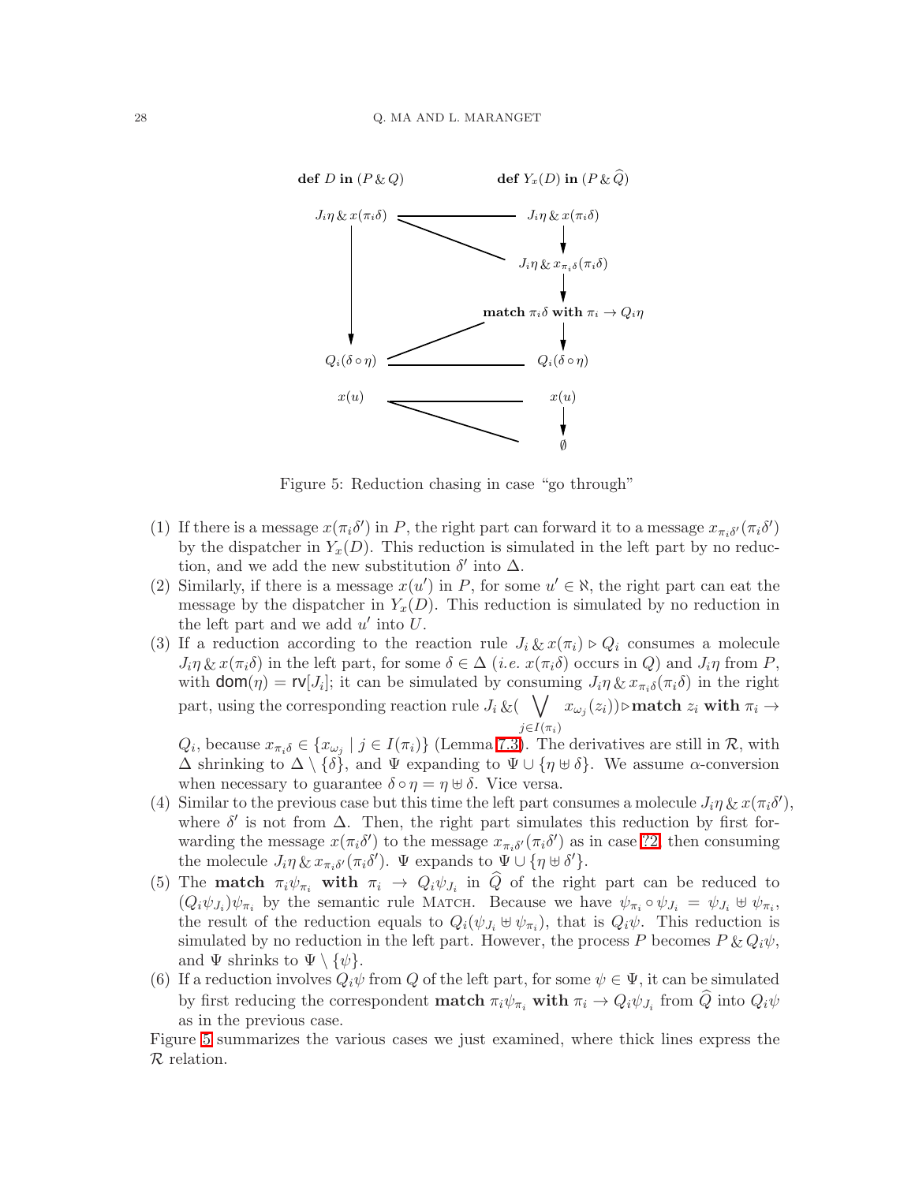**def** $D$ **in** $(P \,\&\, Q)$ — **def** $Y_x(D)$ **in** $(P \,\&\, \widehat{Q})$

$J_i\eta \,\&\, x(\pi_i\delta)$ — $J_i\eta \,\&\, x(\pi_i\delta)$ → $J_i\eta \,\&\, x_{\pi_i\delta}(\pi_i\delta)$ → **match** $\pi_i\delta$ **with** $\pi_i \to Q_i\eta$ → $Q_i(\delta \circ \eta)$

$Q_i(\delta \circ \eta)$ — $Q_i(\delta \circ \eta)$

$x(u)$ — $x(u)$ → $\emptyset$

Figure 5: Reduction chasing in case "go through"

(1) If there is a message $x(\pi_i\delta')$ in $P$, the right part can forward it to a message $x_{\pi_i\delta'}(\pi_i\delta')$ by the dispatcher in $Y_x(D)$. This reduction is simulated in the left part by no reduction, and we add the new substitution $\delta'$ into $\Delta$.

(2) Similarly, if there is a message $x(u')$ in $P$, for some $u' \in \aleph$, the right part can eat the message by the dispatcher in $Y_x(D)$. This reduction is simulated by no reduction in the left part and we add $u'$ into $U$.

(3) If a reduction according to the reaction rule $J_i \,\&\, x(\pi_i) \triangleright Q_i$ consumes a molecule $J_i\eta \,\&\, x(\pi_i\delta)$ in the left part, for some $\delta \in \Delta$ (*i.e.* $x(\pi_i\delta)$ occurs in $Q$) and $J_i\eta$ from $P$, with $\mathsf{dom}(\eta) = \mathsf{rv}[J_i]$; it can be simulated by consuming $J_i\eta \,\&\, x_{\pi_i\delta}(\pi_i\delta)$ in the right part, using the corresponding reaction rule $J_i \,\&\, (\bigvee_{j \in I(\pi_i)} x_{\omega_j}(z_i)) \triangleright$ **match** $z_i$ **with** $\pi_i \to Q_i$, because $x_{\pi_i\delta} \in \{x_{\omega_j} \mid j \in I(\pi_i)\}$ (Lemma 7.3). The derivatives are still in $\mathcal{R}$, with $\Delta$ shrinking to $\Delta \setminus \{\delta\}$, and $\Psi$ expanding to $\Psi \cup \{\eta \uplus \delta\}$. We assume $\alpha$-conversion when necessary to guarantee $\delta \circ \eta = \eta \uplus \delta$. Vice versa.

(4) Similar to the previous case but this time the left part consumes a molecule $J_i\eta \,\&\, x(\pi_i\delta')$, where $\delta'$ is not from $\Delta$. Then, the right part simulates this reduction by first forwarding the message $x(\pi_i\delta')$ to the message $x_{\pi_i\delta'}(\pi_i\delta')$ as in case ??, then consuming the molecule $J_i\eta \,\&\, x_{\pi_i\delta'}(\pi_i\delta')$. $\Psi$ expands to $\Psi \cup \{\eta \uplus \delta'\}$.

(5) The **match** $\pi_i\psi_{\pi_i}$ **with** $\pi_i \to Q_i\psi_{J_i}$ in $\widehat{Q}$ of the right part can be reduced to $(Q_i\psi_{J_i})\psi_{\pi_i}$ by the semantic rule MATCH. Because we have $\psi_{\pi_i} \circ \psi_{J_i} = \psi_{J_i} \uplus \psi_{\pi_i}$, the result of the reduction equals to $Q_i(\psi_{J_i} \uplus \psi_{\pi_i})$, that is $Q_i\psi$. This reduction is simulated by no reduction in the left part. However, the process $P$ becomes $P \,\&\, Q_i\psi$, and $\Psi$ shrinks to $\Psi \setminus \{\psi\}$.

(6) If a reduction involves $Q_i\psi$ from $Q$ of the left part, for some $\psi \in \Psi$, it can be simulated by first reducing the correspondent **match** $\pi_i\psi_{\pi_i}$ **with** $\pi_i \to Q_i\psi_{J_i}$ from $\widehat{Q}$ into $Q_i\psi$ as in the previous case.

Figure 5 summarizes the various cases we just examined, where thick lines express the $\mathcal{R}$ relation.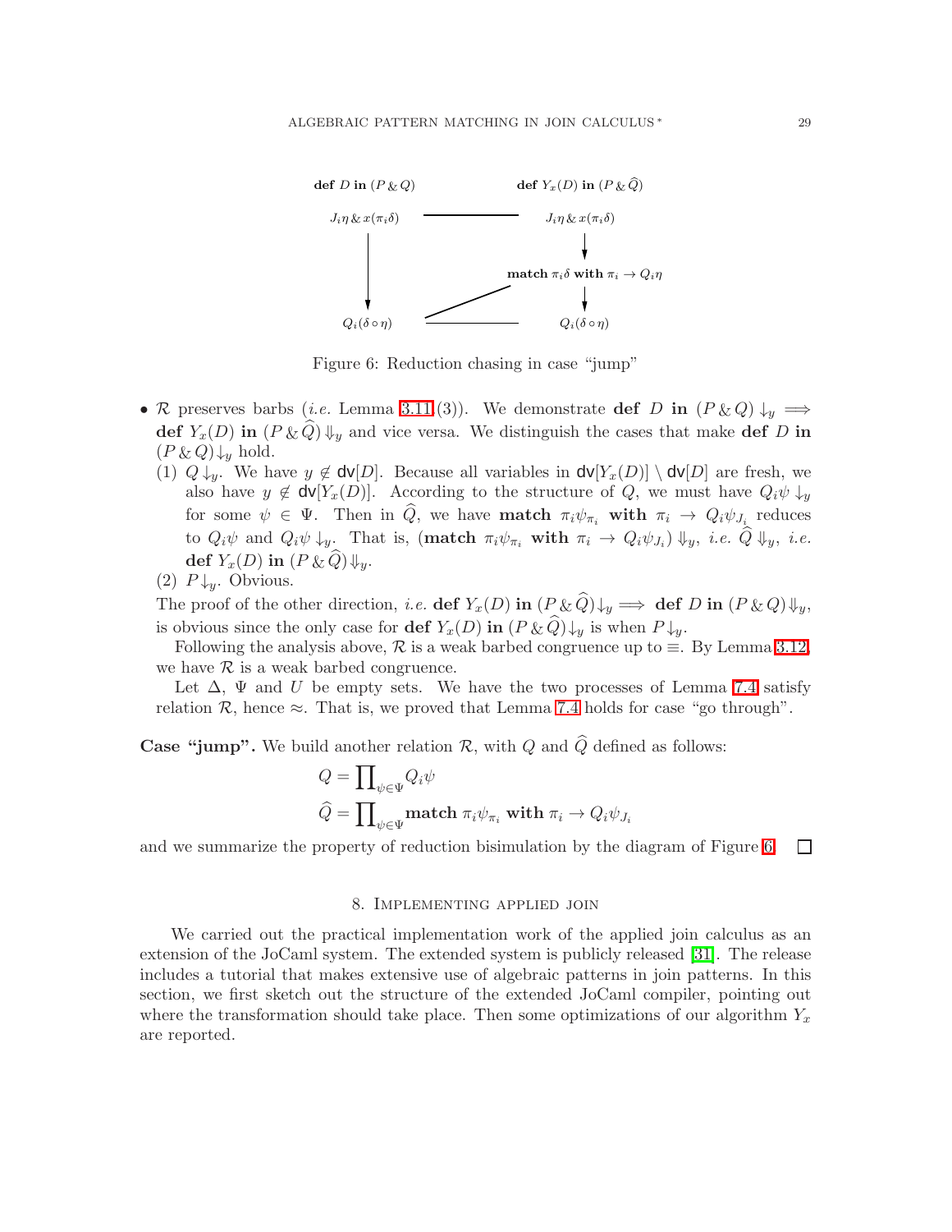**def** $D$ **in** $(P \mathbin{\&} Q)$ — **def** $Y_x(D)$ **in** $(P \mathbin{\&} \widehat{Q})$

$J_i\eta \mathbin{\&} x(\pi_i\delta)$ — $J_i\eta \mathbin{\&} x(\pi_i\delta)$

$\downarrow$ **match** $\pi_i\delta$ **with** $\pi_i \to Q_i\eta$

$Q_i(\delta \circ \eta)$ — $Q_i(\delta \circ \eta)$

Figure 6: Reduction chasing in case "jump"

- $\mathcal{R}$ preserves barbs (*i.e.* Lemma 3.11(3)). We demonstrate **def** $D$ **in** $(P \mathbin{\&} Q)\downarrow_y \implies$ **def** $Y_x(D)$ **in** $(P \mathbin{\&} \widehat{Q})\Downarrow_y$ and vice versa. We distinguish the cases that make **def** $D$ **in** $(P \mathbin{\&} Q)\downarrow_y$ hold.
  (1) $Q\downarrow_y$. We have $y \notin \mathsf{dv}[D]$. Because all variables in $\mathsf{dv}[Y_x(D)] \setminus \mathsf{dv}[D]$ are fresh, we also have $y \notin \mathsf{dv}[Y_x(D)]$. According to the structure of $Q$, we must have $Q_i\psi\downarrow_y$ for some $\psi \in \Psi$. Then in $\widehat{Q}$, we have **match** $\pi_i\psi_{\pi_i}$ **with** $\pi_i \to Q_i\psi_{J_i}$ reduces to $Q_i\psi$ and $Q_i\psi\downarrow_y$. That is, (**match** $\pi_i\psi_{\pi_i}$ **with** $\pi_i \to Q_i\psi_{J_i}$) $\Downarrow_y$, *i.e.* $\widehat{Q}\Downarrow_y$, *i.e.* **def** $Y_x(D)$ **in** $(P \mathbin{\&} \widehat{Q})\Downarrow_y$.
  (2) $P\downarrow_y$. Obvious.

  The proof of the other direction, *i.e.* **def** $Y_x(D)$ **in** $(P \mathbin{\&} \widehat{Q})\downarrow_y \implies$ **def** $D$ **in** $(P \mathbin{\&} Q)\Downarrow_y$, is obvious since the only case for **def** $Y_x(D)$ **in** $(P \mathbin{\&} \widehat{Q})\downarrow_y$ is when $P\downarrow_y$.

  Following the analysis above, $\mathcal{R}$ is a weak barbed congruence up to $\equiv$. By Lemma 3.12, we have $\mathcal{R}$ is a weak barbed congruence.

  Let $\Delta$, $\Psi$ and $U$ be empty sets. We have the two processes of Lemma 7.4 satisfy relation $\mathcal{R}$, hence $\approx$. That is, we proved that Lemma 7.4 holds for case "go through".

**Case "jump".** We build another relation $\mathcal{R}$, with $Q$ and $\widehat{Q}$ defined as follows:

$$Q = \prod\nolimits_{\psi\in\Psi} Q_i\psi$$
$$\widehat{Q} = \prod\nolimits_{\psi\in\Psi} \textbf{match } \pi_i\psi_{\pi_i} \textbf{ with } \pi_i \to Q_i\psi_{J_i}$$

and we summarize the property of reduction bisimulation by the diagram of Figure 6. ☐

## 8. Implementing applied join

We carried out the practical implementation work of the applied join calculus as an extension of the JoCaml system. The extended system is publicly released [31]. The release includes a tutorial that makes extensive use of algebraic patterns in join patterns. In this section, we first sketch out the structure of the extended JoCaml compiler, pointing out where the transformation should take place. Then some optimizations of our algorithm $Y_x$ are reported.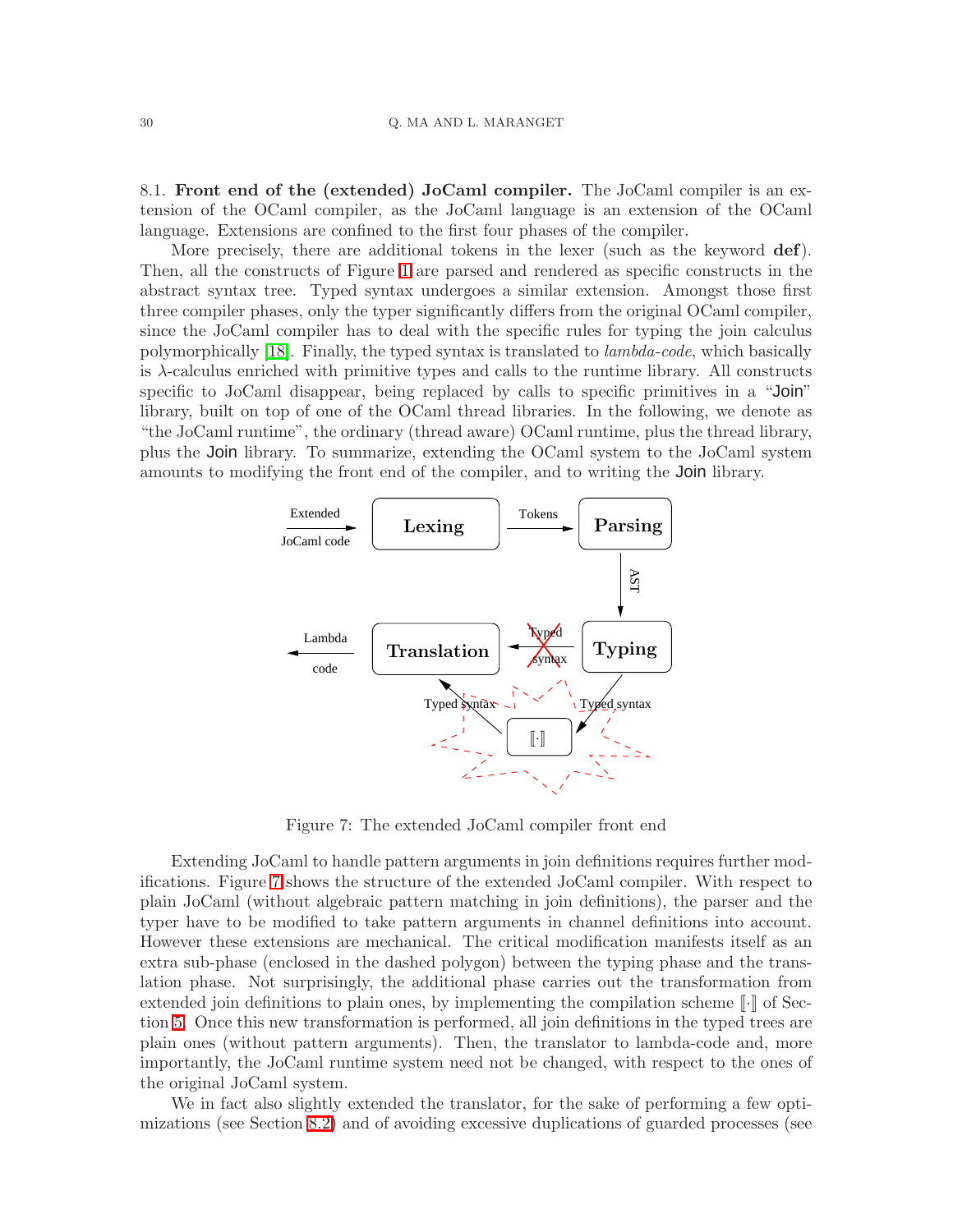8.1. **Front end of the (extended) JoCaml compiler.** The JoCaml compiler is an extension of the OCaml compiler, as the JoCaml language is an extension of the OCaml language. Extensions are confined to the first four phases of the compiler.

More precisely, there are additional tokens in the lexer (such as the keyword **def**). Then, all the constructs of Figure 1 are parsed and rendered as specific constructs in the abstract syntax tree. Typed syntax undergoes a similar extension. Amongst those first three compiler phases, only the typer significantly differs from the original OCaml compiler, since the JoCaml compiler has to deal with the specific rules for typing the join calculus polymorphically [18]. Finally, the typed syntax is translated to *lambda-code*, which basically is λ-calculus enriched with primitive types and calls to the runtime library. All constructs specific to JoCaml disappear, being replaced by calls to specific primitives in a "Join" library, built on top of one of the OCaml thread libraries. In the following, we denote as "the JoCaml runtime", the ordinary (thread aware) OCaml runtime, plus the thread library, plus the Join library. To summarize, extending the OCaml system to the JoCaml system amounts to modifying the front end of the compiler, and to writing the Join library.

Figure 7: The extended JoCaml compiler front end

Extending JoCaml to handle pattern arguments in join definitions requires further modifications. Figure 7 shows the structure of the extended JoCaml compiler. With respect to plain JoCaml (without algebraic pattern matching in join definitions), the parser and the typer have to be modified to take pattern arguments in channel definitions into account. However these extensions are mechanical. The critical modification manifests itself as an extra sub-phase (enclosed in the dashed polygon) between the typing phase and the translation phase. Not surprisingly, the additional phase carries out the transformation from extended join definitions to plain ones, by implementing the compilation scheme $[\![\cdot]\!]$ of Section 5. Once this new transformation is performed, all join definitions in the typed trees are plain ones (without pattern arguments). Then, the translator to lambda-code and, more importantly, the JoCaml runtime system need not be changed, with respect to the ones of the original JoCaml system.

We in fact also slightly extended the translator, for the sake of performing a few optimizations (see Section 8.2) and of avoiding excessive duplications of guarded processes (see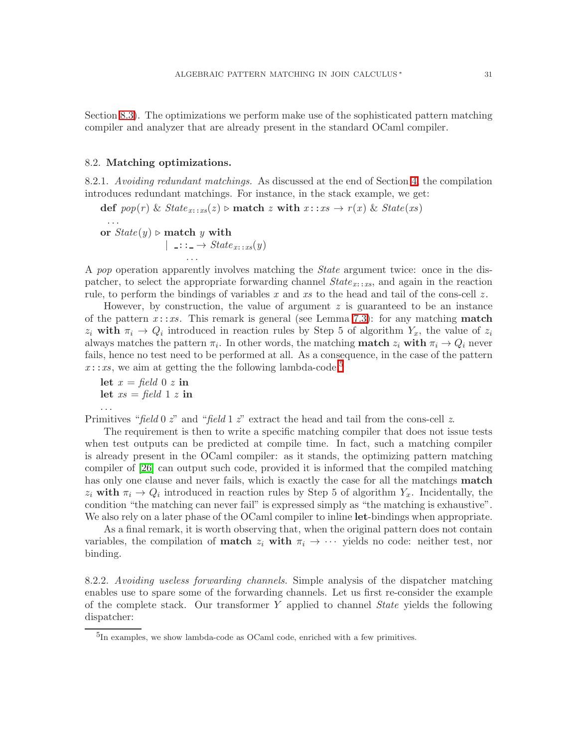Section 8.3). The optimizations we perform make use of the sophisticated pattern matching compiler and analyzer that are already present in the standard OCaml compiler.

### 8.2. Matching optimizations.

8.2.1. *Avoiding redundant matchings.* As discussed at the end of Section 4, the compilation introduces redundant matchings. For instance, in the stack example, we get:

$$
\begin{array}{l}
\textbf{def } \mathit{pop}(r) \ \& \ \mathit{State}_{x::xs}(z) \triangleright \textbf{match } z \textbf{ with } x::xs \rightarrow r(x) \ \& \ \mathit{State}(xs) \\
\quad \ldots \\
\textbf{or } \mathit{State}(y) \triangleright \textbf{match } y \textbf{ with} \\
\qquad\qquad\quad \mid \ \_::\_ \rightarrow \mathit{State}_{x::xs}(y) \\
\qquad\qquad\qquad \ldots
\end{array}
$$

A *pop* operation apparently involves matching the *State* argument twice: once in the dispatcher, to select the appropriate forwarding channel $\mathit{State}_{x::xs}$, and again in the reaction rule, to perform the bindings of variables $x$ and $xs$ to the head and tail of the cons-cell $z$.

However, by construction, the value of argument $z$ is guaranteed to be an instance of the pattern $x::xs$. This remark is general (see Lemma 7.3): for any matching **match** $z_i$ **with** $\pi_i \rightarrow Q_i$ introduced in reaction rules by Step 5 of algorithm $Y_x$, the value of $z_i$ always matches the pattern $\pi_i$. In other words, the matching **match** $z_i$ **with** $\pi_i \rightarrow Q_i$ never fails, hence no test need to be performed at all. As a consequence, in the case of the pattern $x::xs$, we aim at getting the the following lambda-code:[5]

$$
\begin{array}{l}
\textbf{let } x = \mathit{field}\ 0\ z \textbf{ in} \\
\textbf{let } xs = \mathit{field}\ 1\ z \textbf{ in} \\
\ldots
\end{array}
$$

Primitives "*field* 0 $z$" and "*field* 1 $z$" extract the head and tail from the cons-cell $z$.

The requirement is then to write a specific matching compiler that does not issue tests when test outputs can be predicted at compile time. In fact, such a matching compiler is already present in the OCaml compiler: as it stands, the optimizing pattern matching compiler of [26] can output such code, provided it is informed that the compiled matching has only one clause and never fails, which is exactly the case for all the matchings **match** $z_i$ **with** $\pi_i \rightarrow Q_i$ introduced in reaction rules by Step 5 of algorithm $Y_x$. Incidentally, the condition "the matching can never fail" is expressed simply as "the matching is exhaustive". We also rely on a later phase of the OCaml compiler to inline **let**-bindings when appropriate.

As a final remark, it is worth observing that, when the original pattern does not contain variables, the compilation of **match** $z_i$ **with** $\pi_i \rightarrow \cdots$ yields no code: neither test, nor binding.

8.2.2. *Avoiding useless forwarding channels.* Simple analysis of the dispatcher matching enables use to spare some of the forwarding channels. Let us first re-consider the example of the complete stack. Our transformer $Y$ applied to channel *State* yields the following dispatcher:

[5] In examples, we show lambda-code as OCaml code, enriched with a few primitives.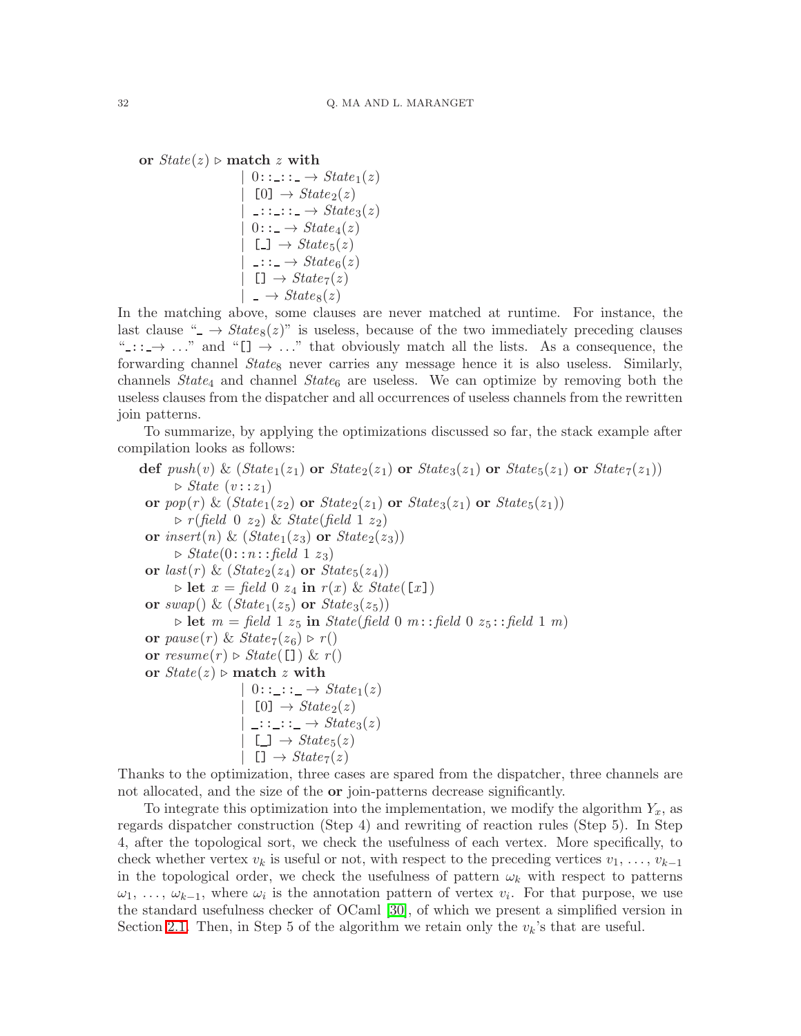**or** $State(z) \triangleright$ **match** $z$ **with**

```
| 0::_::_ → State1(z)
| [0] → State2(z)
| _::_::_ → State3(z)
| 0::_ → State4(z)
| [_] → State5(z)
| _::_ → State6(z)
| [] → State7(z)
| _ → State8(z)
```

In the matching above, some clauses are never matched at runtime. For instance, the last clause "_ $\rightarrow State_8(z)$" is useless, because of the two immediately preceding clauses "_::_$\rightarrow \ldots$" and "[] $\rightarrow \ldots$" that obviously match all the lists. As a consequence, the forwarding channel $State_8$ never carries any message hence it is also useless. Similarly, channels $State_4$ and channel $State_6$ are useless. We can optimize by removing both the useless clauses from the dispatcher and all occurrences of useless channels from the rewritten join patterns.

To summarize, by applying the optimizations discussed so far, the stack example after compilation looks as follows:

```
def push(v) & (State1(z1) or State2(z1) or State3(z1) or State5(z1) or State7(z1))
      ▷ State (v::z1)
 or pop(r) & (State1(z2) or State2(z1) or State3(z1) or State5(z1))
      ▷ r(field 0 z2) & State(field 1 z2)
 or insert(n) & (State1(z3) or State2(z3))
      ▷ State(0::n::field 1 z3)
 or last(r) & (State2(z4) or State5(z4))
      ▷ let x = field 0 z4 in r(x) & State([x])
 or swap() & (State1(z5) or State3(z5))
      ▷ let m = field 1 z5 in State(field 0 m::field 0 z5::field 1 m)
 or pause(r) & State7(z6) ▷ r()
 or resume(r) ▷ State([]) & r()
 or State(z) ▷ match z with
               | 0::_::_ → State1(z)
               | [0] → State2(z)
               | _::_::_ → State3(z)
               | [_] → State5(z)
               | [] → State7(z)
```

Thanks to the optimization, three cases are spared from the dispatcher, three channels are not allocated, and the size of the **or** join-patterns decrease significantly.

To integrate this optimization into the implementation, we modify the algorithm $Y_x$, as regards dispatcher construction (Step 4) and rewriting of reaction rules (Step 5). In Step 4, after the topological sort, we check the usefulness of each vertex. More specifically, to check whether vertex $v_k$ is useful or not, with respect to the preceding vertices $v_1, \ldots, v_{k-1}$ in the topological order, we check the usefulness of pattern $\omega_k$ with respect to patterns $\omega_1, \ldots, \omega_{k-1}$, where $\omega_i$ is the annotation pattern of vertex $v_i$. For that purpose, we use the standard usefulness checker of OCaml [30], of which we present a simplified version in Section 2.1. Then, in Step 5 of the algorithm we retain only the $v_k$'s that are useful.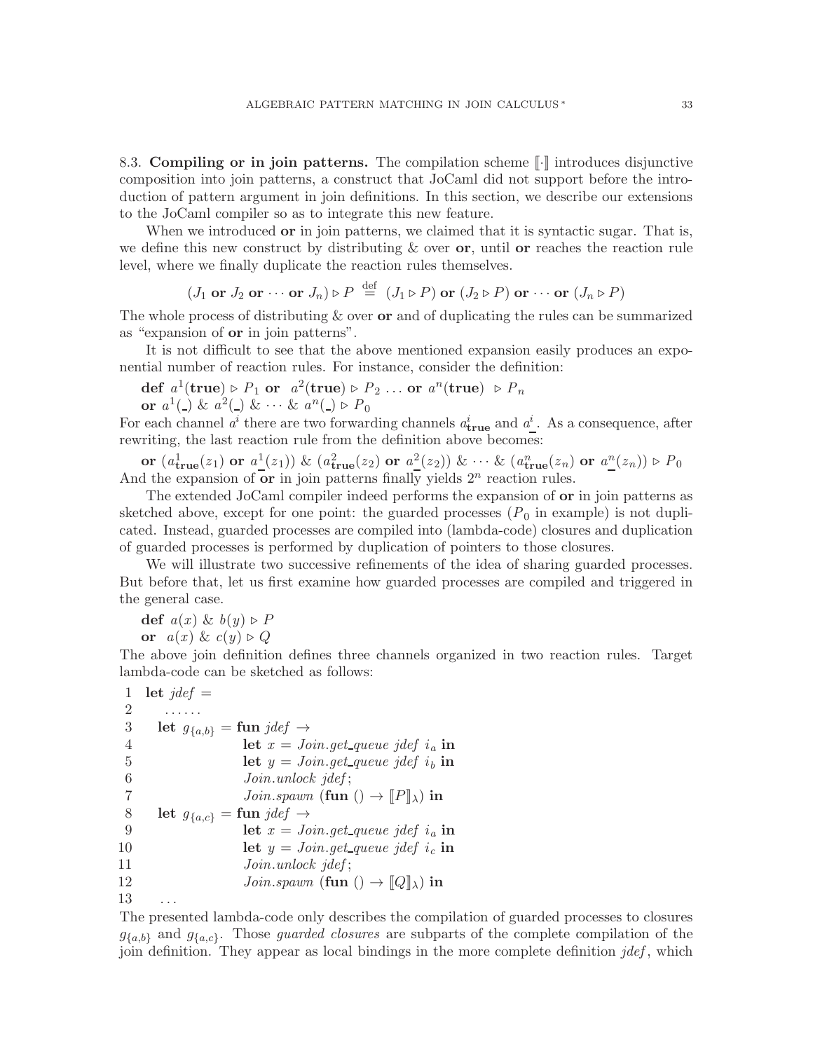8.3. **Compiling or in join patterns.** The compilation scheme $[\![\cdot]\!]$ introduces disjunctive composition into join patterns, a construct that JoCaml did not support before the introduction of pattern argument in join definitions. In this section, we describe our extensions to the JoCaml compiler so as to integrate this new feature.

When we introduced **or** in join patterns, we claimed that it is syntactic sugar. That is, we define this new construct by distributing & over **or**, until **or** reaches the reaction rule level, where we finally duplicate the reaction rules themselves.

$$(J_1 \textbf{ or } J_2 \textbf{ or } \cdots \textbf{ or } J_n) \triangleright P \stackrel{\text{def}}{=} (J_1 \triangleright P) \textbf{ or } (J_2 \triangleright P) \textbf{ or } \cdots \textbf{ or } (J_n \triangleright P)$$

The whole process of distributing & over **or** and of duplicating the rules can be summarized as "expansion of **or** in join patterns".

It is not difficult to see that the above mentioned expansion easily produces an exponential number of reaction rules. For instance, consider the definition:

$\textbf{def } a^1(\textbf{true}) \triangleright P_1 \textbf{ or } a^2(\textbf{true}) \triangleright P_2 \ldots \textbf{ or } a^n(\textbf{true}) \triangleright P_n$
$\textbf{or } a^1(\_) \ \& \ a^2(\_) \ \& \ \cdots \ \& \ a^n(\_) \triangleright P_0$

For each channel $a^i$ there are two forwarding channels $a^i_{\textbf{true}}$ and $a^i_{\_}$. As a consequence, after rewriting, the last reaction rule from the definition above becomes:

$\textbf{or } (a^1_{\textbf{true}}(z_1) \textbf{ or } a^1_{\_}(z_1)) \ \& \ (a^2_{\textbf{true}}(z_2) \textbf{ or } a^2_{\_}(z_2)) \ \& \ \cdots \ \& \ (a^n_{\textbf{true}}(z_n) \textbf{ or } a^n_{\_}(z_n)) \triangleright P_0$

And the expansion of **or** in join patterns finally yields $2^n$ reaction rules.

The extended JoCaml compiler indeed performs the expansion of **or** in join patterns as sketched above, except for one point: the guarded processes ($P_0$ in example) is not duplicated. Instead, guarded processes are compiled into (lambda-code) closures and duplication of guarded processes is performed by duplication of pointers to those closures.

We will illustrate two successive refinements of the idea of sharing guarded processes. But before that, let us first examine how guarded processes are compiled and triggered in the general case.

$\textbf{def } a(x) \ \& \ b(y) \triangleright P$
$\textbf{or } \ a(x) \ \& \ c(y) \triangleright Q$

The above join definition defines three channels organized in two reaction rules. Target lambda-code can be sketched as follows:

```
1  let jdef =
2     ......
3    let g_{a,b} = fun jdef →
4                  let x = Join.get_queue jdef i_a in
5                  let y = Join.get_queue jdef i_b in
6                  Join.unlock jdef;
7                  Join.spawn (fun () → [[P]]_λ) in
8    let g_{a,c} = fun jdef →
9                  let x = Join.get_queue jdef i_a in
10                 let y = Join.get_queue jdef i_c in
11                 Join.unlock jdef;
12                 Join.spawn (fun () → [[Q]]_λ) in
13   ...
```

The presented lambda-code only describes the compilation of guarded processes to closures $g_{\{a,b\}}$ and $g_{\{a,c\}}$. Those *guarded closures* are subparts of the complete compilation of the join definition. They appear as local bindings in the more complete definition *jdef*, which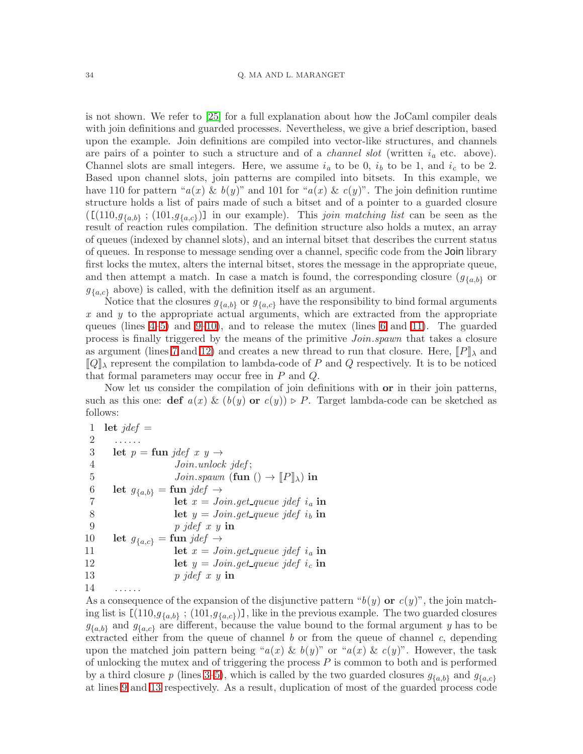is not shown. We refer to [25] for a full explanation about how the JoCaml compiler deals with join definitions and guarded processes. Nevertheless, we give a brief description, based upon the example. Join definitions are compiled into vector-like structures, and channels are pairs of a pointer to such a structure and of a *channel slot* (written $i_a$ etc. above). Channel slots are small integers. Here, we assume $i_a$ to be 0, $i_b$ to be 1, and $i_c$ to be 2. Based upon channel slots, join patterns are compiled into bitsets. In this example, we have 110 for pattern "$a(x)$ & $b(y)$" and 101 for "$a(x)$ & $c(y)$". The join definition runtime structure holds a list of pairs made of such a bitset and of a pointer to a guarded closure ([(110,$g_{\{a,b\}}$ ; (101,$g_{\{a,c\}}$)] in our example). This *join matching list* can be seen as the result of reaction rules compilation. The definition structure also holds a mutex, an array of queues (indexed by channel slots), and an internal bitset that describes the current status of queues. In response to message sending over a channel, specific code from the Join library first locks the mutex, alters the internal bitset, stores the message in the appropriate queue, and then attempt a match. In case a match is found, the corresponding closure ($g_{\{a,b\}}$ or $g_{\{a,c\}}$ above) is called, with the definition itself as an argument.

Notice that the closures $g_{\{a,b\}}$ or $g_{\{a,c\}}$ have the responsibility to bind formal arguments $x$ and $y$ to the appropriate actual arguments, which are extracted from the appropriate queues (lines 4–5) and 9–10), and to release the mutex (lines 6 and 11). The guarded process is finally triggered by the means of the primitive *Join.spawn* that takes a closure as argument (lines 7 and 12) and creates a new thread to run that closure. Here, $[\![P]\!]_\lambda$ and $[\![Q]\!]_\lambda$ represent the compilation to lambda-code of $P$ and $Q$ respectively. It is to be noticed that formal parameters may occur free in $P$ and $Q$.

Now let us consider the compilation of join definitions with **or** in their join patterns, such as this one: **def** $a(x)$ & $(b(y)$ **or** $c(y)) \triangleright P$. Target lambda-code can be sketched as follows:

```
 1  let jdef =
 2    ......
 3    let p = fun jdef x y →
 4                  Join.unlock jdef;
 5                  Join.spawn (fun () → [[P]]_λ) in
 6    let g_{a,b} = fun jdef →
 7                  let x = Join.get_queue jdef i_a in
 8                  let y = Join.get_queue jdef i_b in
 9                  p jdef x y in
10    let g_{a,c} = fun jdef →
11                  let x = Join.get_queue jdef i_a in
12                  let y = Join.get_queue jdef i_c in
13                  p jdef x y in
14    ......
```

As a consequence of the expansion of the disjunctive pattern "$b(y)$ **or** $c(y)$", the join matching list is [(110,$g_{\{a,b\}}$ ; (101,$g_{\{a,c\}}$)], like in the previous example. The two guarded closures $g_{\{a,b\}}$ and $g_{\{a,c\}}$ are different, because the value bound to the formal argument $y$ has to be extracted either from the queue of channel $b$ or from the queue of channel $c$, depending upon the matched join pattern being "$a(x)$ & $b(y)$" or "$a(x)$ & $c(y)$". However, the task of unlocking the mutex and of triggering the process $P$ is common to both and is performed by a third closure $p$ (lines 3–5), which is called by the two guarded closures $g_{\{a,b\}}$ and $g_{\{a,c\}}$ at lines 9 and 13 respectively. As a result, duplication of most of the guarded process code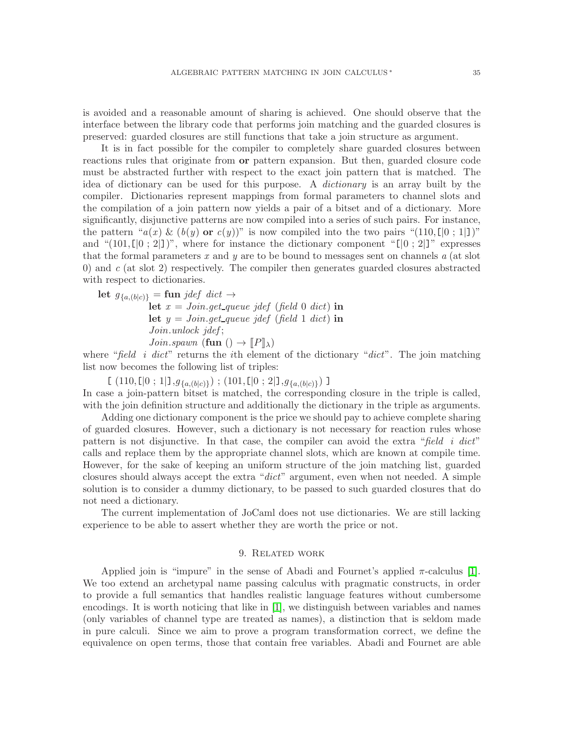is avoided and a reasonable amount of sharing is achieved. One should observe that the interface between the library code that performs join matching and the guarded closures is preserved: guarded closures are still functions that take a join structure as argument.

It is in fact possible for the compiler to completely share guarded closures between reactions rules that originate from **or** pattern expansion. But then, guarded closure code must be abstracted further with respect to the exact join pattern that is matched. The idea of dictionary can be used for this purpose. A *dictionary* is an array built by the compiler. Dictionaries represent mappings from formal parameters to channel slots and the compilation of a join pattern now yields a pair of a bitset and of a dictionary. More significantly, disjunctive patterns are now compiled into a series of such pairs. For instance, the pattern "$a(x)$ & $(b(y)$ **or** $c(y))$" is now compiled into the two pairs "$(110,$[$|0\ ;\ 1|$]$)$" and "$(101,$[$|0\ ;\ 2|$]$)$", where for instance the dictionary component "[$|0\ ;\ 2|$]" expresses that the formal parameters $x$ and $y$ are to be bound to messages sent on channels $a$ (at slot 0) and $c$ (at slot 2) respectively. The compiler then generates guarded closures abstracted with respect to dictionaries.

**let** $g_{\{a,(b|c)\}}$ = **fun** *jdef dict* →
  **let** $x$ = *Join.get_queue jdef* (*field* 0 *dict*) **in**
  **let** $y$ = *Join.get_queue jdef* (*field* 1 *dict*) **in**
  *Join.unlock jdef*;
  *Join.spawn* (**fun** () → $[\![P]\!]_\lambda$)

where "*field i dict*" returns the $i$th element of the dictionary "*dict*". The join matching list now becomes the following list of triples:

  [ $(110,$[$|0\ ;\ 1|$]$,g_{\{a,(b|c)\}})$ ; $(101,$[$|0\ ;\ 2|$]$,g_{\{a,(b|c)\}})$ ]

In case a join-pattern bitset is matched, the corresponding closure in the triple is called, with the join definition structure and additionally the dictionary in the triple as arguments.

Adding one dictionary component is the price we should pay to achieve complete sharing of guarded closures. However, such a dictionary is not necessary for reaction rules whose pattern is not disjunctive. In that case, the compiler can avoid the extra "*field i dict*" calls and replace them by the appropriate channel slots, which are known at compile time. However, for the sake of keeping an uniform structure of the join matching list, guarded closures should always accept the extra "*dict*" argument, even when not needed. A simple solution is to consider a dummy dictionary, to be passed to such guarded closures that do not need a dictionary.

The current implementation of JoCaml does not use dictionaries. We are still lacking experience to be able to assert whether they are worth the price or not.

## 9. Related work

Applied join is "impure" in the sense of Abadi and Fournet's applied $\pi$-calculus [1]. We too extend an archetypal name passing calculus with pragmatic constructs, in order to provide a full semantics that handles realistic language features without cumbersome encodings. It is worth noticing that like in [1], we distinguish between variables and names (only variables of channel type are treated as names), a distinction that is seldom made in pure calculi. Since we aim to prove a program transformation correct, we define the equivalence on open terms, those that contain free variables. Abadi and Fournet are able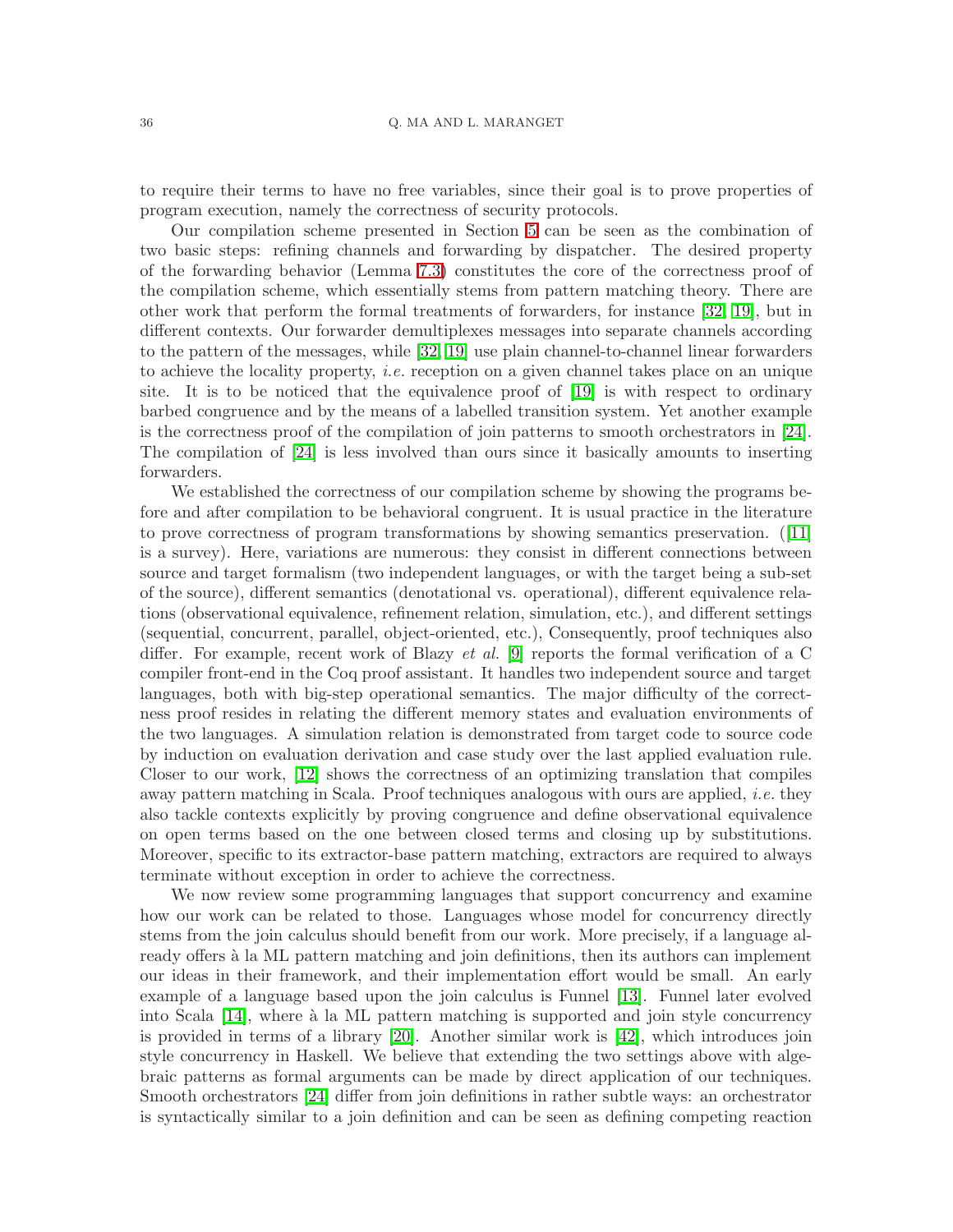to require their terms to have no free variables, since their goal is to prove properties of program execution, namely the correctness of security protocols.

Our compilation scheme presented in Section 5 can be seen as the combination of two basic steps: refining channels and forwarding by dispatcher. The desired property of the forwarding behavior (Lemma 7.3) constitutes the core of the correctness proof of the compilation scheme, which essentially stems from pattern matching theory. There are other work that perform the formal treatments of forwarders, for instance [32, 19], but in different contexts. Our forwarder demultiplexes messages into separate channels according to the pattern of the messages, while [32, 19] use plain channel-to-channel linear forwarders to achieve the locality property, *i.e.* reception on a given channel takes place on an unique site. It is to be noticed that the equivalence proof of [19] is with respect to ordinary barbed congruence and by the means of a labelled transition system. Yet another example is the correctness proof of the compilation of join patterns to smooth orchestrators in [24]. The compilation of [24] is less involved than ours since it basically amounts to inserting forwarders.

We established the correctness of our compilation scheme by showing the programs before and after compilation to be behavioral congruent. It is usual practice in the literature to prove correctness of program transformations by showing semantics preservation. ([11] is a survey). Here, variations are numerous: they consist in different connections between source and target formalism (two independent languages, or with the target being a sub-set of the source), different semantics (denotational vs. operational), different equivalence relations (observational equivalence, refinement relation, simulation, etc.), and different settings (sequential, concurrent, parallel, object-oriented, etc.), Consequently, proof techniques also differ. For example, recent work of Blazy *et al.* [9] reports the formal verification of a C compiler front-end in the Coq proof assistant. It handles two independent source and target languages, both with big-step operational semantics. The major difficulty of the correctness proof resides in relating the different memory states and evaluation environments of the two languages. A simulation relation is demonstrated from target code to source code by induction on evaluation derivation and case study over the last applied evaluation rule. Closer to our work, [12] shows the correctness of an optimizing translation that compiles away pattern matching in Scala. Proof techniques analogous with ours are applied, *i.e.* they also tackle contexts explicitly by proving congruence and define observational equivalence on open terms based on the one between closed terms and closing up by substitutions. Moreover, specific to its extractor-base pattern matching, extractors are required to always terminate without exception in order to achieve the correctness.

We now review some programming languages that support concurrency and examine how our work can be related to those. Languages whose model for concurrency directly stems from the join calculus should benefit from our work. More precisely, if a language already offers à la ML pattern matching and join definitions, then its authors can implement our ideas in their framework, and their implementation effort would be small. An early example of a language based upon the join calculus is Funnel [13]. Funnel later evolved into Scala [14], where à la ML pattern matching is supported and join style concurrency is provided in terms of a library [20]. Another similar work is [42], which introduces join style concurrency in Haskell. We believe that extending the two settings above with algebraic patterns as formal arguments can be made by direct application of our techniques. Smooth orchestrators [24] differ from join definitions in rather subtle ways: an orchestrator is syntactically similar to a join definition and can be seen as defining competing reaction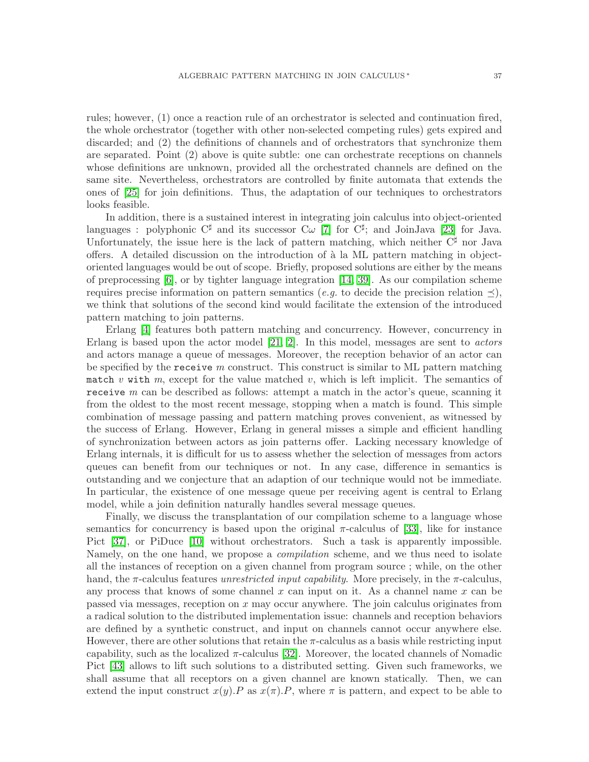rules; however, (1) once a reaction rule of an orchestrator is selected and continuation fired, the whole orchestrator (together with other non-selected competing rules) gets expired and discarded; and (2) the definitions of channels and of orchestrators that synchronize them are separated. Point (2) above is quite subtle: one can orchestrate receptions on channels whose definitions are unknown, provided all the orchestrated channels are defined on the same site. Nevertheless, orchestrators are controlled by finite automata that extends the ones of [25] for join definitions. Thus, the adaptation of our techniques to orchestrators looks feasible.

In addition, there is a sustained interest in integrating join calculus into object-oriented languages : polyphonic $C^\sharp$ and its successor $C\omega$ [7] for $C^\sharp$; and JoinJava [23] for Java. Unfortunately, the issue here is the lack of pattern matching, which neither $C^\sharp$ nor Java offers. A detailed discussion on the introduction of à la ML pattern matching in object-oriented languages would be out of scope. Briefly, proposed solutions are either by the means of preprocessing [6], or by tighter language integration [14, 39]. As our compilation scheme requires precise information on pattern semantics (*e.g.* to decide the precision relation $\preceq$), we think that solutions of the second kind would facilitate the extension of the introduced pattern matching to join patterns.

Erlang [4] features both pattern matching and concurrency. However, concurrency in Erlang is based upon the actor model [21, 2]. In this model, messages are sent to *actors* and actors manage a queue of messages. Moreover, the reception behavior of an actor can be specified by the `receive` $m$ construct. This construct is similar to ML pattern matching `match` $v$ `with` $m$, except for the value matched $v$, which is left implicit. The semantics of `receive` $m$ can be described as follows: attempt a match in the actor's queue, scanning it from the oldest to the most recent message, stopping when a match is found. This simple combination of message passing and pattern matching proves convenient, as witnessed by the success of Erlang. However, Erlang in general misses a simple and efficient handling of synchronization between actors as join patterns offer. Lacking necessary knowledge of Erlang internals, it is difficult for us to assess whether the selection of messages from actors queues can benefit from our techniques or not. In any case, difference in semantics is outstanding and we conjecture that an adaption of our technique would not be immediate. In particular, the existence of one message queue per receiving agent is central to Erlang model, while a join definition naturally handles several message queues.

Finally, we discuss the transplantation of our compilation scheme to a language whose semantics for concurrency is based upon the original $\pi$-calculus of [33], like for instance Pict [37], or PiDuce [10] without orchestrators. Such a task is apparently impossible. Namely, on the one hand, we propose a *compilation* scheme, and we thus need to isolate all the instances of reception on a given channel from program source ; while, on the other hand, the $\pi$-calculus features *unrestricted input capability*. More precisely, in the $\pi$-calculus, any process that knows of some channel $x$ can input on it. As a channel name $x$ can be passed via messages, reception on $x$ may occur anywhere. The join calculus originates from a radical solution to the distributed implementation issue: channels and reception behaviors are defined by a synthetic construct, and input on channels cannot occur anywhere else. However, there are other solutions that retain the $\pi$-calculus as a basis while restricting input capability, such as the localized $\pi$-calculus [32]. Moreover, the located channels of Nomadic Pict [43] allows to lift such solutions to a distributed setting. Given such frameworks, we shall assume that all receptors on a given channel are known statically. Then, we can extend the input construct $x(y).P$ as $x(\pi).P$, where $\pi$ is pattern, and expect to be able to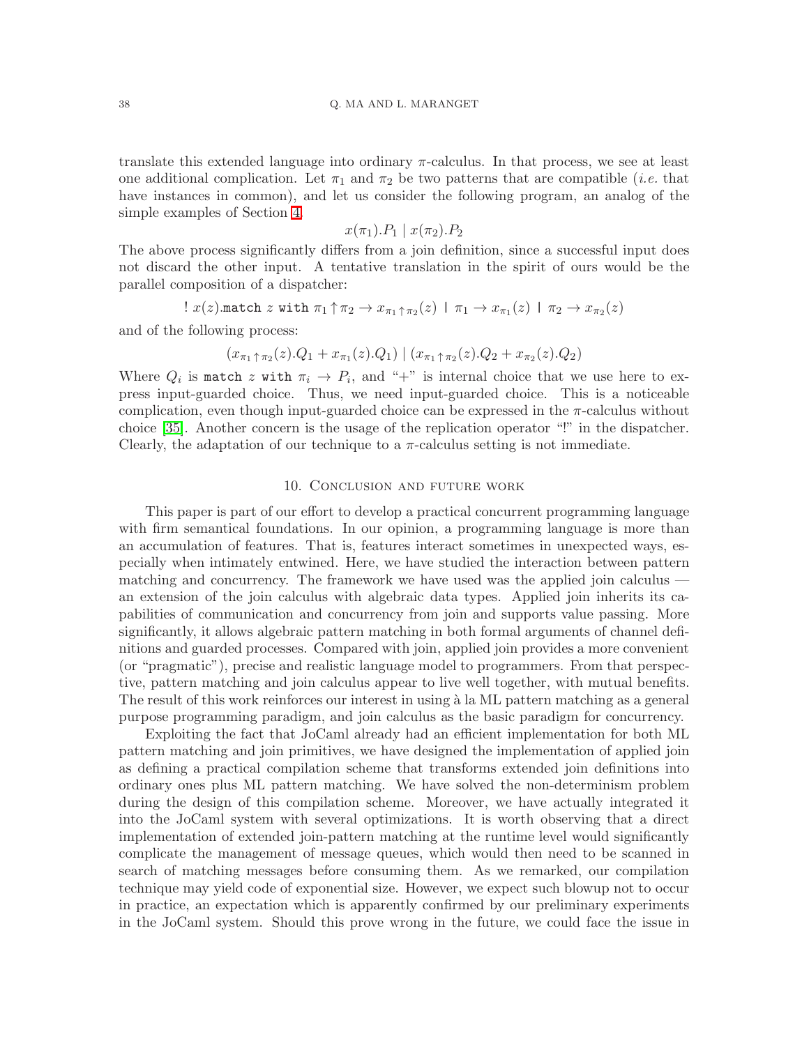translate this extended language into ordinary $\pi$-calculus. In that process, we see at least one additional complication. Let $\pi_1$ and $\pi_2$ be two patterns that are compatible (*i.e.* that have instances in common), and let us consider the following program, an analog of the simple examples of Section 4:

$$x(\pi_1).P_1 \mid x(\pi_2).P_2$$

The above process significantly differs from a join definition, since a successful input does not discard the other input. A tentative translation in the spirit of ours would be the parallel composition of a dispatcher:

$$!\ x(z).\mathtt{match}\ z\ \mathtt{with}\ \pi_1 \uparrow \pi_2 \to x_{\pi_1 \uparrow \pi_2}(z)\ \mathtt{|}\ \pi_1 \to x_{\pi_1}(z)\ \mathtt{|}\ \pi_2 \to x_{\pi_2}(z)$$

and of the following process:

$$(x_{\pi_1 \uparrow \pi_2}(z).Q_1 + x_{\pi_1}(z).Q_1) \mid (x_{\pi_1 \uparrow \pi_2}(z).Q_2 + x_{\pi_2}(z).Q_2)$$

Where $Q_i$ is `match` $z$ `with` $\pi_i \to P_i$, and "+" is internal choice that we use here to express input-guarded choice. Thus, we need input-guarded choice. This is a noticeable complication, even though input-guarded choice can be expressed in the $\pi$-calculus without choice [35]. Another concern is the usage of the replication operator "!" in the dispatcher. Clearly, the adaptation of our technique to a $\pi$-calculus setting is not immediate.

## 10. Conclusion and future work

This paper is part of our effort to develop a practical concurrent programming language with firm semantical foundations. In our opinion, a programming language is more than an accumulation of features. That is, features interact sometimes in unexpected ways, especially when intimately entwined. Here, we have studied the interaction between pattern matching and concurrency. The framework we have used was the applied join calculus — an extension of the join calculus with algebraic data types. Applied join inherits its capabilities of communication and concurrency from join and supports value passing. More significantly, it allows algebraic pattern matching in both formal arguments of channel definitions and guarded processes. Compared with join, applied join provides a more convenient (or "pragmatic"), precise and realistic language model to programmers. From that perspective, pattern matching and join calculus appear to live well together, with mutual benefits. The result of this work reinforces our interest in using à la ML pattern matching as a general purpose programming paradigm, and join calculus as the basic paradigm for concurrency.

Exploiting the fact that JoCaml already had an efficient implementation for both ML pattern matching and join primitives, we have designed the implementation of applied join as defining a practical compilation scheme that transforms extended join definitions into ordinary ones plus ML pattern matching. We have solved the non-determinism problem during the design of this compilation scheme. Moreover, we have actually integrated it into the JoCaml system with several optimizations. It is worth observing that a direct implementation of extended join-pattern matching at the runtime level would significantly complicate the management of message queues, which would then need to be scanned in search of matching messages before consuming them. As we remarked, our compilation technique may yield code of exponential size. However, we expect such blowup not to occur in practice, an expectation which is apparently confirmed by our preliminary experiments in the JoCaml system. Should this prove wrong in the future, we could face the issue in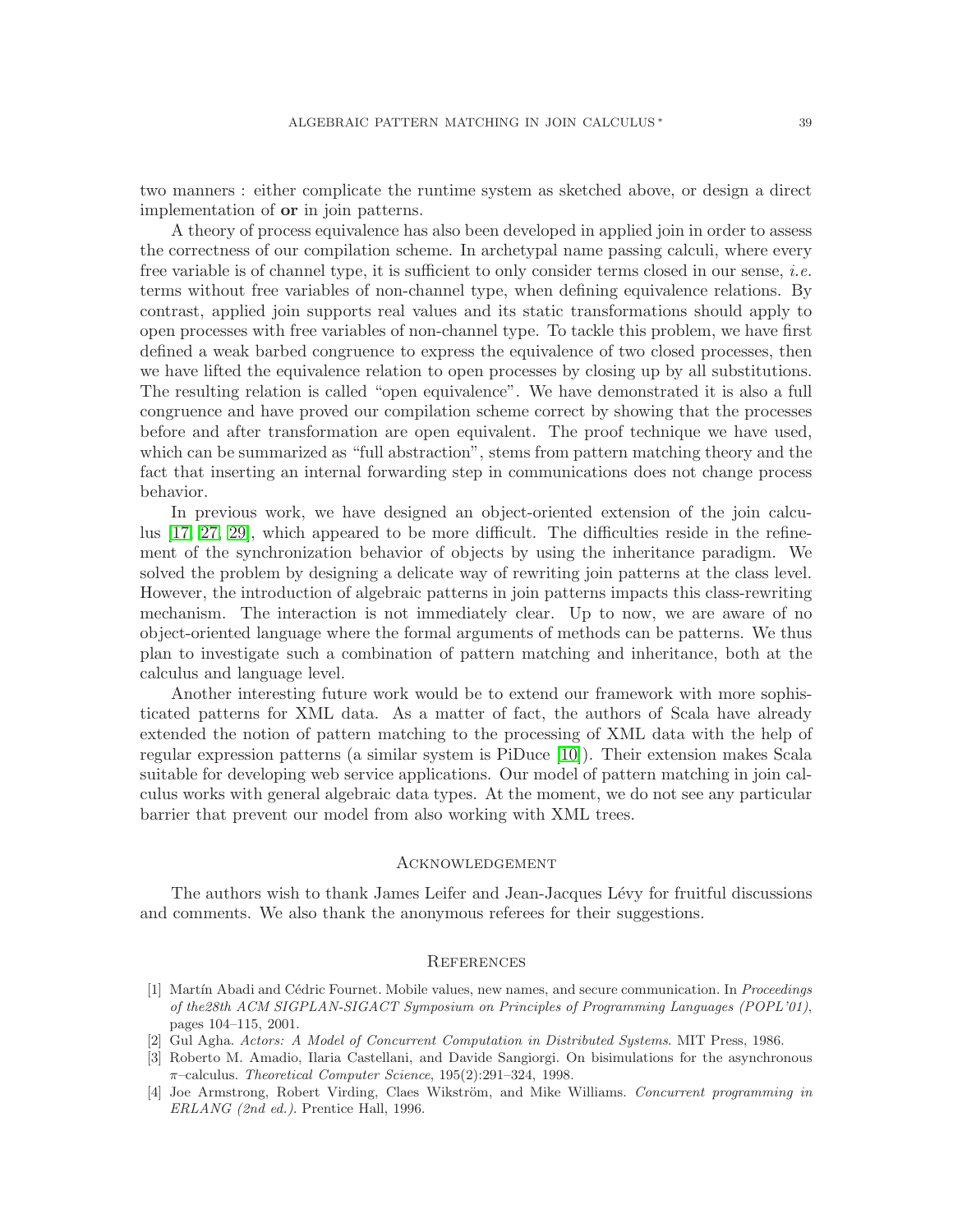two manners : either complicate the runtime system as sketched above, or design a direct implementation of **or** in join patterns.

A theory of process equivalence has also been developed in applied join in order to assess the correctness of our compilation scheme. In archetypal name passing calculi, where every free variable is of channel type, it is sufficient to only consider terms closed in our sense, *i.e.* terms without free variables of non-channel type, when defining equivalence relations. By contrast, applied join supports real values and its static transformations should apply to open processes with free variables of non-channel type. To tackle this problem, we have first defined a weak barbed congruence to express the equivalence of two closed processes, then we have lifted the equivalence relation to open processes by closing up by all substitutions. The resulting relation is called "open equivalence". We have demonstrated it is also a full congruence and have proved our compilation scheme correct by showing that the processes before and after transformation are open equivalent. The proof technique we have used, which can be summarized as "full abstraction", stems from pattern matching theory and the fact that inserting an internal forwarding step in communications does not change process behavior.

In previous work, we have designed an object-oriented extension of the join calculus [17, 27, 29], which appeared to be more difficult. The difficulties reside in the refinement of the synchronization behavior of objects by using the inheritance paradigm. We solved the problem by designing a delicate way of rewriting join patterns at the class level. However, the introduction of algebraic patterns in join patterns impacts this class-rewriting mechanism. The interaction is not immediately clear. Up to now, we are aware of no object-oriented language where the formal arguments of methods can be patterns. We thus plan to investigate such a combination of pattern matching and inheritance, both at the calculus and language level.

Another interesting future work would be to extend our framework with more sophisticated patterns for XML data. As a matter of fact, the authors of Scala have already extended the notion of pattern matching to the processing of XML data with the help of regular expression patterns (a similar system is PiDuce [10]). Their extension makes Scala suitable for developing web service applications. Our model of pattern matching in join calculus works with general algebraic data types. At the moment, we do not see any particular barrier that prevent our model from also working with XML trees.

## Acknowledgement

The authors wish to thank James Leifer and Jean-Jacques Lévy for fruitful discussions and comments. We also thank the anonymous referees for their suggestions.

## References

[1] Martín Abadi and Cédric Fournet. Mobile values, new names, and secure communication. In *Proceedings of the28th ACM SIGPLAN-SIGACT Symposium on Principles of Programming Languages (POPL'01)*, pages 104–115, 2001.

[2] Gul Agha. *Actors: A Model of Concurrent Computation in Distributed Systems*. MIT Press, 1986.

[3] Roberto M. Amadio, Ilaria Castellani, and Davide Sangiorgi. On bisimulations for the asynchronous $\pi$–calculus. *Theoretical Computer Science*, 195(2):291–324, 1998.

[4] Joe Armstrong, Robert Virding, Claes Wikström, and Mike Williams. *Concurrent programming in ERLANG (2nd ed.)*. Prentice Hall, 1996.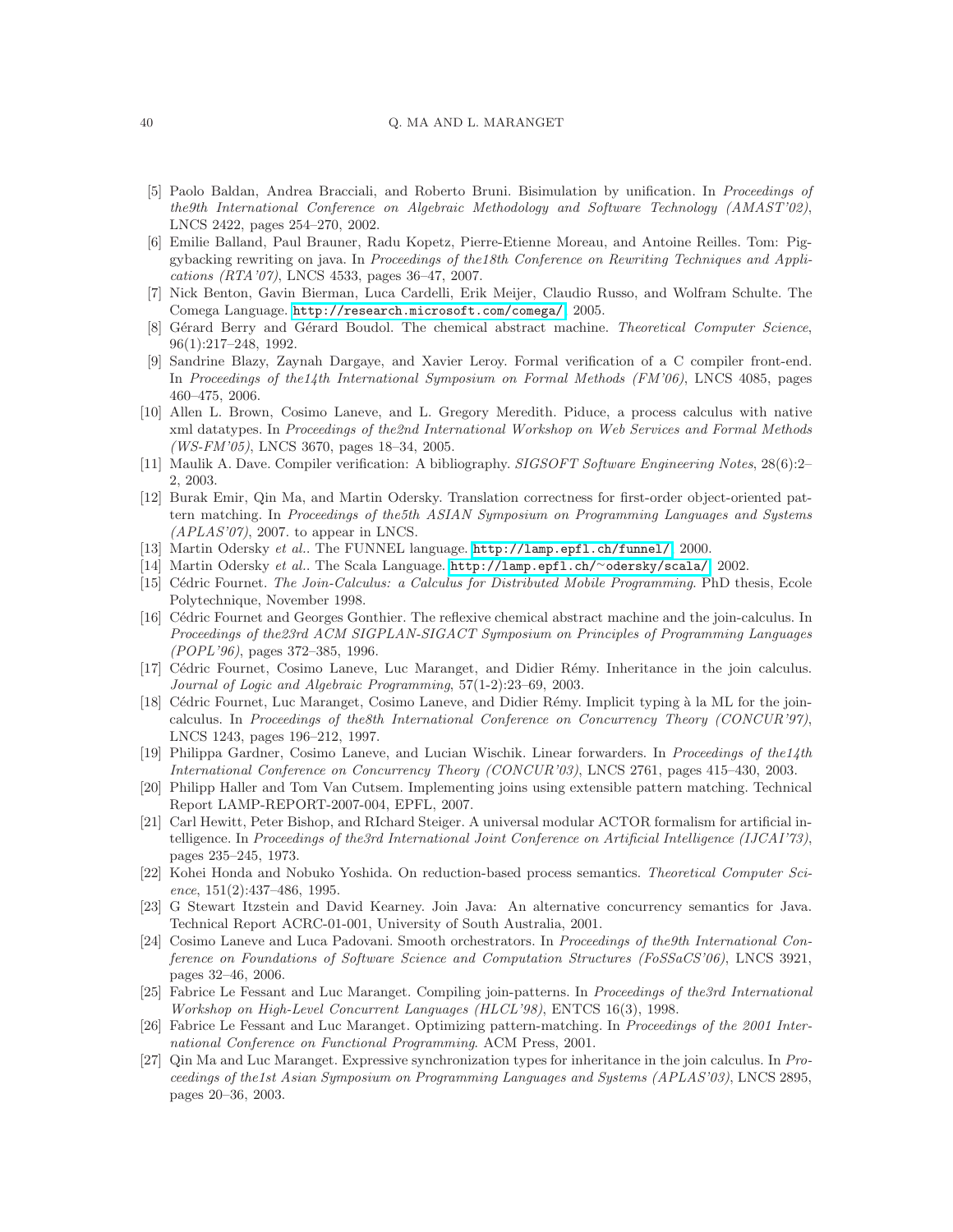[5] Paolo Baldan, Andrea Bracciali, and Roberto Bruni. Bisimulation by unification. In *Proceedings of the9th International Conference on Algebraic Methodology and Software Technology (AMAST'02)*, LNCS 2422, pages 254–270, 2002.

[6] Emilie Balland, Paul Brauner, Radu Kopetz, Pierre-Etienne Moreau, and Antoine Reilles. Tom: Piggybacking rewriting on java. In *Proceedings of the18th Conference on Rewriting Techniques and Applications (RTA'07)*, LNCS 4533, pages 36–47, 2007.

[7] Nick Benton, Gavin Bierman, Luca Cardelli, Erik Meijer, Claudio Russo, and Wolfram Schulte. The Comega Language. `http://research.microsoft.com/comega/`, 2005.

[8] Gérard Berry and Gérard Boudol. The chemical abstract machine. *Theoretical Computer Science*, 96(1):217–248, 1992.

[9] Sandrine Blazy, Zaynah Dargaye, and Xavier Leroy. Formal verification of a C compiler front-end. In *Proceedings of the14th International Symposium on Formal Methods (FM'06)*, LNCS 4085, pages 460–475, 2006.

[10] Allen L. Brown, Cosimo Laneve, and L. Gregory Meredith. Piduce, a process calculus with native xml datatypes. In *Proceedings of the2nd International Workshop on Web Services and Formal Methods (WS-FM'05)*, LNCS 3670, pages 18–34, 2005.

[11] Maulik A. Dave. Compiler verification: A bibliography. *SIGSOFT Software Engineering Notes*, 28(6):2–2, 2003.

[12] Burak Emir, Qin Ma, and Martin Odersky. Translation correctness for first-order object-oriented pattern matching. In *Proceedings of the5th ASIAN Symposium on Programming Languages and Systems (APLAS'07)*, 2007. to appear in LNCS.

[13] Martin Odersky *et al.*. The FUNNEL language. `http://lamp.epfl.ch/funnel/`, 2000.

[14] Martin Odersky *et al.*. The Scala Language. `http://lamp.epfl.ch/~odersky/scala/`, 2002.

[15] Cédric Fournet. *The Join-Calculus: a Calculus for Distributed Mobile Programming*. PhD thesis, Ecole Polytechnique, November 1998.

[16] Cédric Fournet and Georges Gonthier. The reflexive chemical abstract machine and the join-calculus. In *Proceedings of the23rd ACM SIGPLAN-SIGACT Symposium on Principles of Programming Languages (POPL'96)*, pages 372–385, 1996.

[17] Cédric Fournet, Cosimo Laneve, Luc Maranget, and Didier Rémy. Inheritance in the join calculus. *Journal of Logic and Algebraic Programming*, 57(1-2):23–69, 2003.

[18] Cédric Fournet, Luc Maranget, Cosimo Laneve, and Didier Rémy. Implicit typing à la ML for the join-calculus. In *Proceedings of the8th International Conference on Concurrency Theory (CONCUR'97)*, LNCS 1243, pages 196–212, 1997.

[19] Philippa Gardner, Cosimo Laneve, and Lucian Wischik. Linear forwarders. In *Proceedings of the14th International Conference on Concurrency Theory (CONCUR'03)*, LNCS 2761, pages 415–430, 2003.

[20] Philipp Haller and Tom Van Cutsem. Implementing joins using extensible pattern matching. Technical Report LAMP-REPORT-2007-004, EPFL, 2007.

[21] Carl Hewitt, Peter Bishop, and RIchard Steiger. A universal modular ACTOR formalism for artificial intelligence. In *Proceedings of the3rd International Joint Conference on Artificial Intelligence (IJCAI'73)*, pages 235–245, 1973.

[22] Kohei Honda and Nobuko Yoshida. On reduction-based process semantics. *Theoretical Computer Science*, 151(2):437–486, 1995.

[23] G Stewart Itzstein and David Kearney. Join Java: An alternative concurrency semantics for Java. Technical Report ACRC-01-001, University of South Australia, 2001.

[24] Cosimo Laneve and Luca Padovani. Smooth orchestrators. In *Proceedings of the9th International Conference on Foundations of Software Science and Computation Structures (FoSSaCS'06)*, LNCS 3921, pages 32–46, 2006.

[25] Fabrice Le Fessant and Luc Maranget. Compiling join-patterns. In *Proceedings of the3rd International Workshop on High-Level Concurrent Languages (HLCL'98)*, ENTCS 16(3), 1998.

[26] Fabrice Le Fessant and Luc Maranget. Optimizing pattern-matching. In *Proceedings of the 2001 International Conference on Functional Programming*. ACM Press, 2001.

[27] Qin Ma and Luc Maranget. Expressive synchronization types for inheritance in the join calculus. In *Proceedings of the1st Asian Symposium on Programming Languages and Systems (APLAS'03)*, LNCS 2895, pages 20–36, 2003.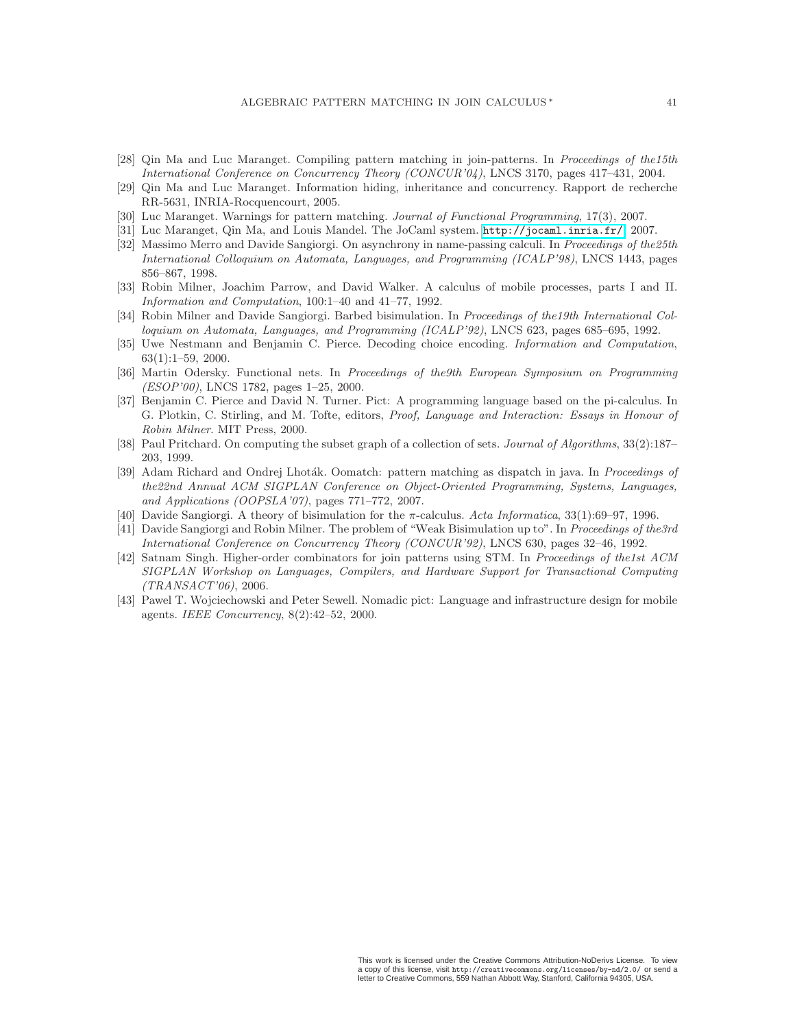[28] Qin Ma and Luc Maranget. Compiling pattern matching in join-patterns. In *Proceedings of the15th International Conference on Concurrency Theory (CONCUR'04)*, LNCS 3170, pages 417–431, 2004.

[29] Qin Ma and Luc Maranget. Information hiding, inheritance and concurrency. Rapport de recherche RR-5631, INRIA-Rocquencourt, 2005.

[30] Luc Maranget. Warnings for pattern matching. *Journal of Functional Programming*, 17(3), 2007.

[31] Luc Maranget, Qin Ma, and Louis Mandel. The JoCaml system. `http://jocaml.inria.fr/`, 2007.

[32] Massimo Merro and Davide Sangiorgi. On asynchrony in name-passing calculi. In *Proceedings of the25th International Colloquium on Automata, Languages, and Programming (ICALP'98)*, LNCS 1443, pages 856–867, 1998.

[33] Robin Milner, Joachim Parrow, and David Walker. A calculus of mobile processes, parts I and II. *Information and Computation*, 100:1–40 and 41–77, 1992.

[34] Robin Milner and Davide Sangiorgi. Barbed bisimulation. In *Proceedings of the19th International Colloquium on Automata, Languages, and Programming (ICALP'92)*, LNCS 623, pages 685–695, 1992.

[35] Uwe Nestmann and Benjamin C. Pierce. Decoding choice encoding. *Information and Computation*, 63(1):1–59, 2000.

[36] Martin Odersky. Functional nets. In *Proceedings of the9th European Symposium on Programming (ESOP'00)*, LNCS 1782, pages 1–25, 2000.

[37] Benjamin C. Pierce and David N. Turner. Pict: A programming language based on the pi-calculus. In G. Plotkin, C. Stirling, and M. Tofte, editors, *Proof, Language and Interaction: Essays in Honour of Robin Milner*. MIT Press, 2000.

[38] Paul Pritchard. On computing the subset graph of a collection of sets. *Journal of Algorithms*, 33(2):187–203, 1999.

[39] Adam Richard and Ondrej Lhoták. Oomatch: pattern matching as dispatch in java. In *Proceedings of the22nd Annual ACM SIGPLAN Conference on Object-Oriented Programming, Systems, Languages, and Applications (OOPSLA'07)*, pages 771–772, 2007.

[40] Davide Sangiorgi. A theory of bisimulation for the $\pi$-calculus. *Acta Informatica*, 33(1):69–97, 1996.

[41] Davide Sangiorgi and Robin Milner. The problem of "Weak Bisimulation up to". In *Proceedings of the3rd International Conference on Concurrency Theory (CONCUR'92)*, LNCS 630, pages 32–46, 1992.

[42] Satnam Singh. Higher-order combinators for join patterns using STM. In *Proceedings of the1st ACM SIGPLAN Workshop on Languages, Compilers, and Hardware Support for Transactional Computing (TRANSACT'06)*, 2006.

[43] Pawel T. Wojciechowski and Peter Sewell. Nomadic pict: Language and infrastructure design for mobile agents. *IEEE Concurrency*, 8(2):42–52, 2000.

This work is licensed under the Creative Commons Attribution-NoDerivs License. To view a copy of this license, visit `http://creativecommons.org/licenses/by-nd/2.0/` or send a letter to Creative Commons, 559 Nathan Abbott Way, Stanford, California 94305, USA.